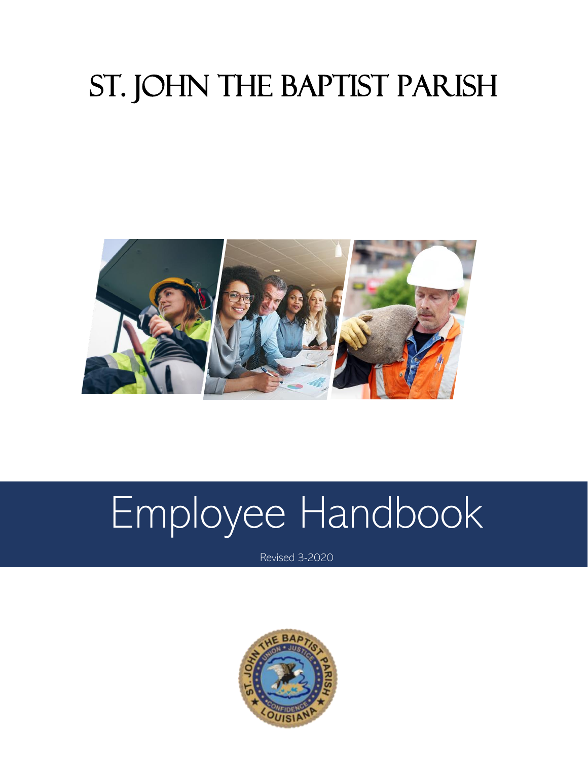# ST. JOHN THE BAPTIST PARISH

# Employee Handbook

Revised 3-2020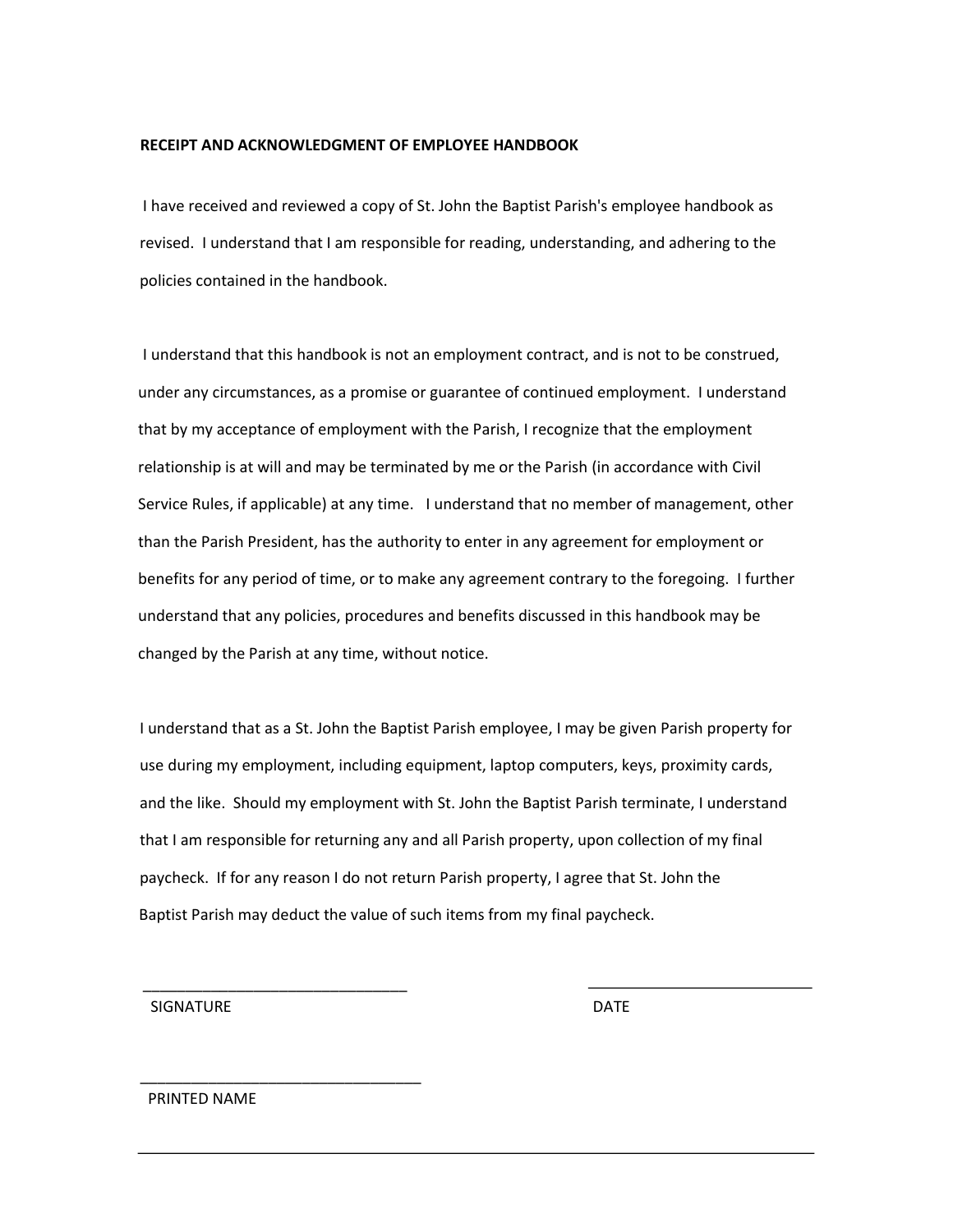**RECEIPT AND ACKNOWLEDGMENT OF EMPLOYEE HANDBOOK**

I have received and reviewed a copy of St. John the Baptist Parish's employee handbook as revised. I understand that I am responsible for reading, understanding, and adhering to the policies contained in the handbook.

I understand that this handbook is not an employment contract, and is not to be construed, under any circumstances, as a promise or guarantee of continued employment. I understand that by my acceptance of employment with the Parish, I recognize that the employment relationship is at will and may be terminated by me or the Parish (in accordance with Civil Service Rules, if applicable) at any time. I understand that no member of management, other than the Parish President, has the authority to enter in any agreement for employment or benefits for any period of time, or to make any agreement contrary to the foregoing. I further understand that any policies, procedures and benefits discussed in this handbook may be changed by the Parish at any time, without notice.

I understand that as a St. John the Baptist Parish employee, I may be given Parish property for use during my employment, including equipment, laptop computers, keys, proximity cards, and the like. Should my employment with St. John the Baptist Parish terminate, I understand that I am responsible for returning any and all Parish property, upon collection of my final paycheck. If for any reason I do not return Parish property, I agree that St. John the Baptist Parish may deduct the value of such items from my final paycheck.

_______________________________ ___________________________

SIGNATURE DATE

_________________________________

PRINTED NAME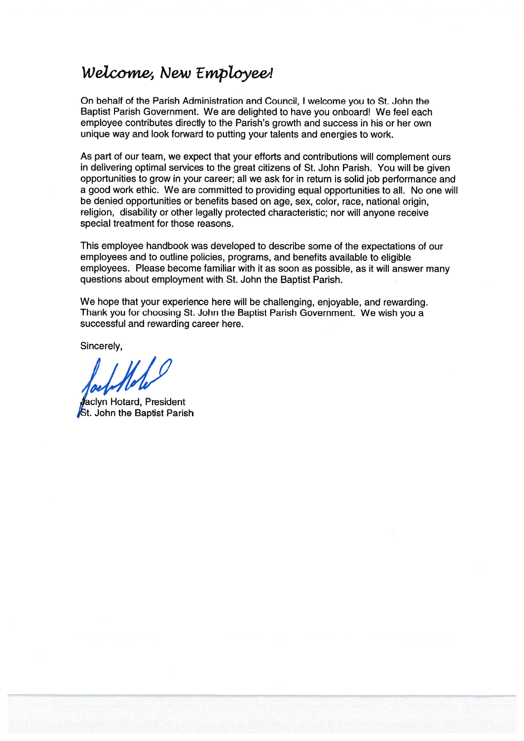## *Welcome, New Employee!*

On behalf of the Parish Administration and Council, I welcome you to St. John the Baptist Parish Government. We are delighted to have you onboard! We feel each employee contributes directly to the Parish's growth and success in his or her own unique way and look forward to putting your talents and energies to work.

As part of our team, we expect that your efforts and contributions will complement ours in delivering optimal services to the great citizens of St. John Parish. You will be given opportunities to grow in your career; all we ask for in return is solid job performance and a good work ethic. We are committed to providing equal opportunities to all. No one will be denied opportunities or benefits based on age, sex, color, race, national origin, religion, disability or other legally protected characteristic; nor will anyone receive special treatment for those reasons.

This employee handbook was developed to describe some of the expectations of our employees and to outline policies, programs, and benefits available to eligible employees. Please become familiar with it as soon as possible, as it will answer many questions about employment with St. John the Baptist Parish.

We hope that your experience here will be challenging, enjoyable, and rewarding. Thank you for choosing St. John the Baptist Parish Government. We wish you a successful and rewarding career here.

Sincerely,

Jaclyn Hotard, President
St. John the Baptist Parish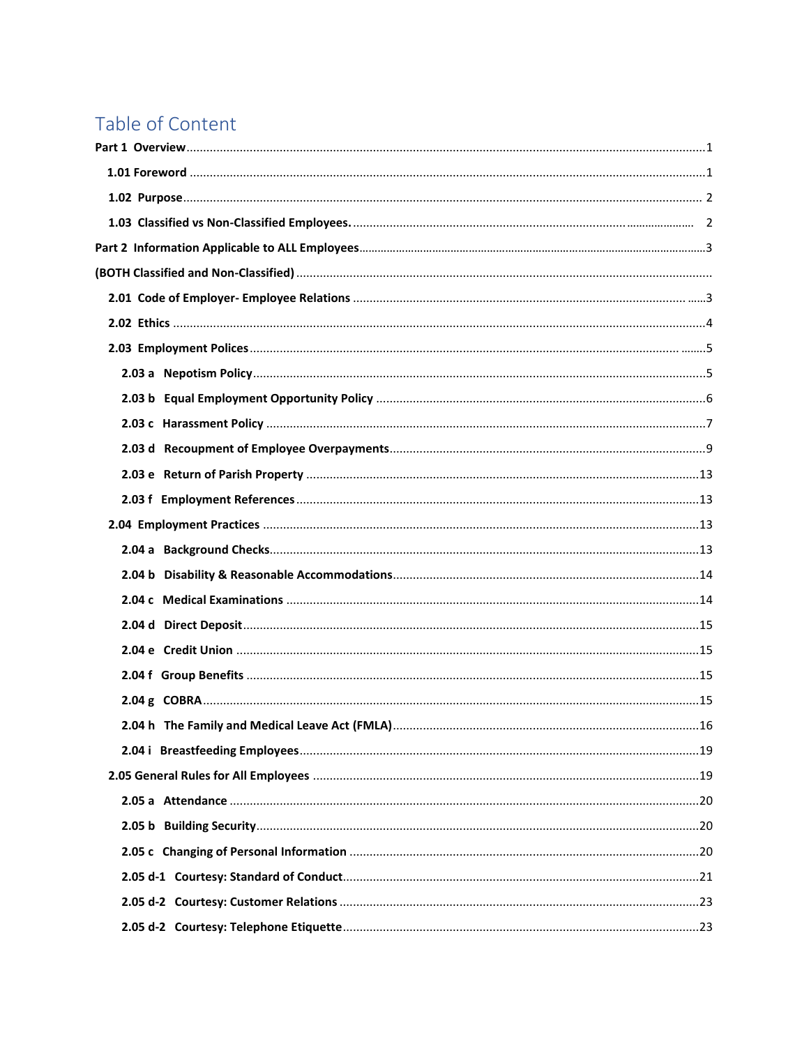# Table of Content

**Part 1 Overview** .......... 1

- **1.01 Foreword** .......... 1
- **1.02 Purpose** .......... 2
- **1.03 Classified vs Non-Classified Employees.** .......... 2

**Part 2 Information Applicable to ALL Employees** .......... 3

**(BOTH Classified and Non-Classified)** ..........

- **2.01 Code of Employer- Employee Relations** .......... 3
- **2.02 Ethics** .......... 4
- **2.03 Employment Polices** .......... 5
  - **2.03 a Nepotism Policy** .......... 5
  - **2.03 b Equal Employment Opportunity Policy** .......... 6
  - **2.03 c Harassment Policy** .......... 7
  - **2.03 d Recoupment of Employee Overpayments** .......... 9
  - **2.03 e Return of Parish Property** .......... 13
  - **2.03 f Employment References** .......... 13
- **2.04 Employment Practices** .......... 13
  - **2.04 a Background Checks** .......... 13
  - **2.04 b Disability & Reasonable Accommodations** .......... 14
  - **2.04 c Medical Examinations** .......... 14
  - **2.04 d Direct Deposit** .......... 15
  - **2.04 e Credit Union** .......... 15
  - **2.04 f Group Benefits** .......... 15
  - **2.04 g COBRA** .......... 15
  - **2.04 h The Family and Medical Leave Act (FMLA)** .......... 16
  - **2.04 i Breastfeeding Employees** .......... 19
- **2.05 General Rules for All Employees** .......... 19
  - **2.05 a Attendance** .......... 20
  - **2.05 b Building Security** .......... 20
  - **2.05 c Changing of Personal Information** .......... 20
  - **2.05 d-1 Courtesy: Standard of Conduct** .......... 21
  - **2.05 d-2 Courtesy: Customer Relations** .......... 23
  - **2.05 d-2 Courtesy: Telephone Etiquette** .......... 23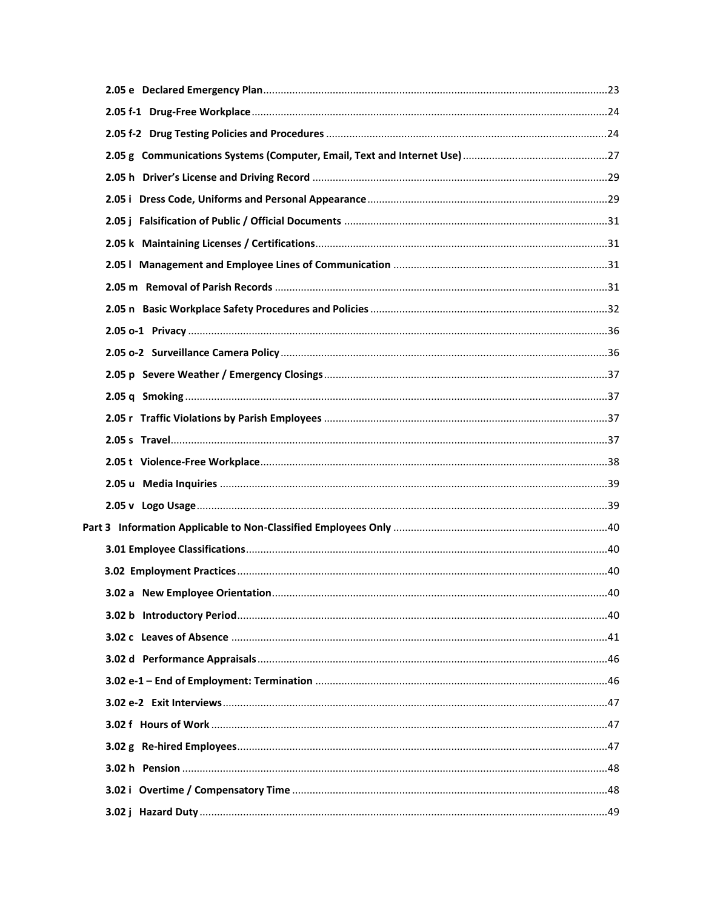**2.05 e Declared Emergency Plan** ..... 23

**2.05 f-1 Drug-Free Workplace** ..... 24

**2.05 f-2 Drug Testing Policies and Procedures** ..... 24

**2.05 g Communications Systems (Computer, Email, Text and Internet Use)** ..... 27

**2.05 h Driver's License and Driving Record** ..... 29

**2.05 i Dress Code, Uniforms and Personal Appearance** ..... 29

**2.05 j Falsification of Public / Official Documents** ..... 31

**2.05 k Maintaining Licenses / Certifications** ..... 31

**2.05 l Management and Employee Lines of Communication** ..... 31

**2.05 m Removal of Parish Records** ..... 31

**2.05 n Basic Workplace Safety Procedures and Policies** ..... 32

**2.05 o-1 Privacy** ..... 36

**2.05 o-2 Surveillance Camera Policy** ..... 36

**2.05 p Severe Weather / Emergency Closings** ..... 37

**2.05 q Smoking** ..... 37

**2.05 r Traffic Violations by Parish Employees** ..... 37

**2.05 s Travel** ..... 37

**2.05 t Violence-Free Workplace** ..... 38

**2.05 u Media Inquiries** ..... 39

**2.05 v Logo Usage** ..... 39

**Part 3 Information Applicable to Non-Classified Employees Only** ..... 40

**3.01 Employee Classifications** ..... 40

**3.02 Employment Practices** ..... 40

**3.02 a New Employee Orientation** ..... 40

**3.02 b Introductory Period** ..... 40

**3.02 c Leaves of Absence** ..... 41

**3.02 d Performance Appraisals** ..... 46

**3.02 e-1 – End of Employment: Termination** ..... 46

**3.02 e-2 Exit Interviews** ..... 47

**3.02 f Hours of Work** ..... 47

**3.02 g Re-hired Employees** ..... 47

**3.02 h Pension** ..... 48

**3.02 i Overtime / Compensatory Time** ..... 48

**3.02 j Hazard Duty** ..... 49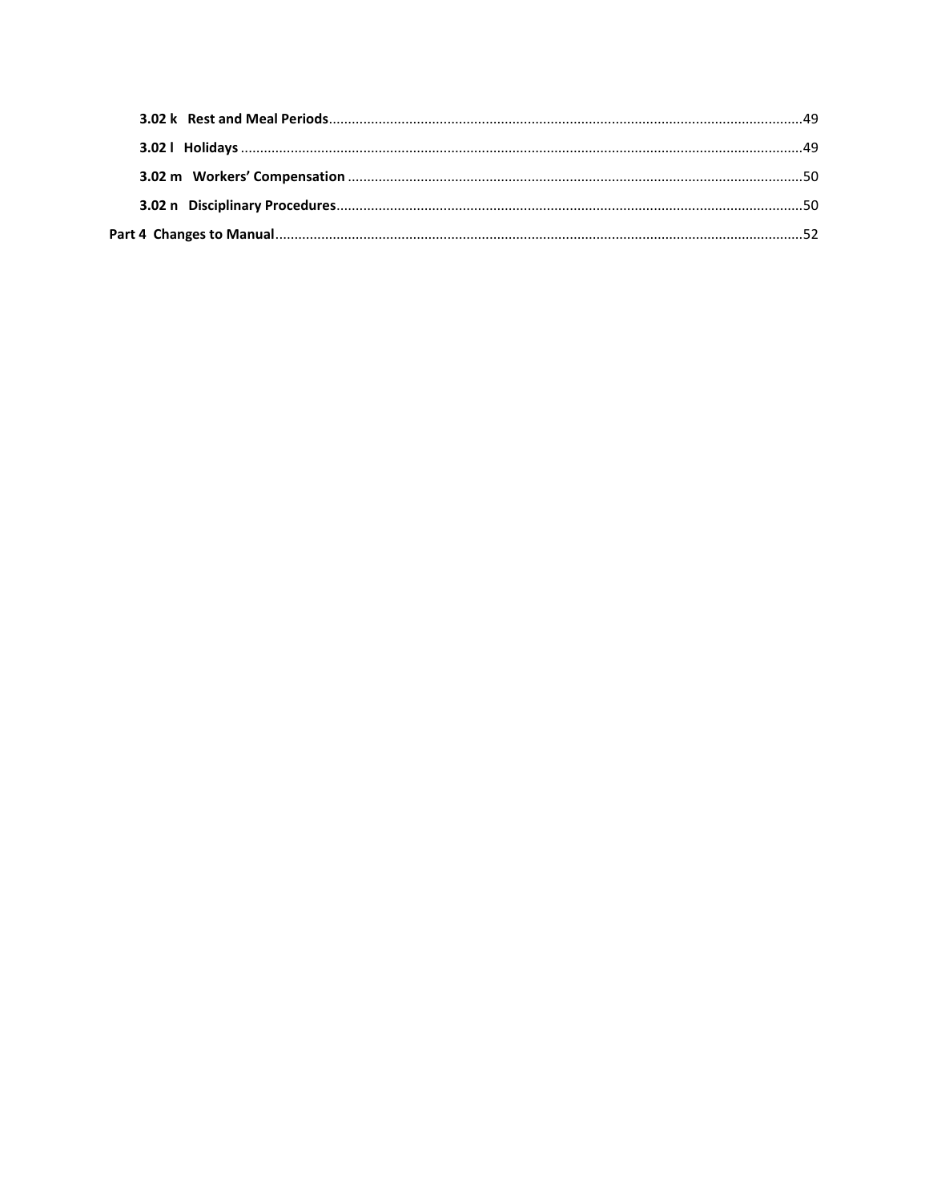**3.02 k Rest and Meal Periods**...........................................................................................................................49

**3.02 l Holidays**.................................................................................................................................................49

**3.02 m Workers' Compensation**......................................................................................................................50

**3.02 n Disciplinary Procedures**.........................................................................................................................50

**Part 4 Changes to Manual**...................................................................................................................................52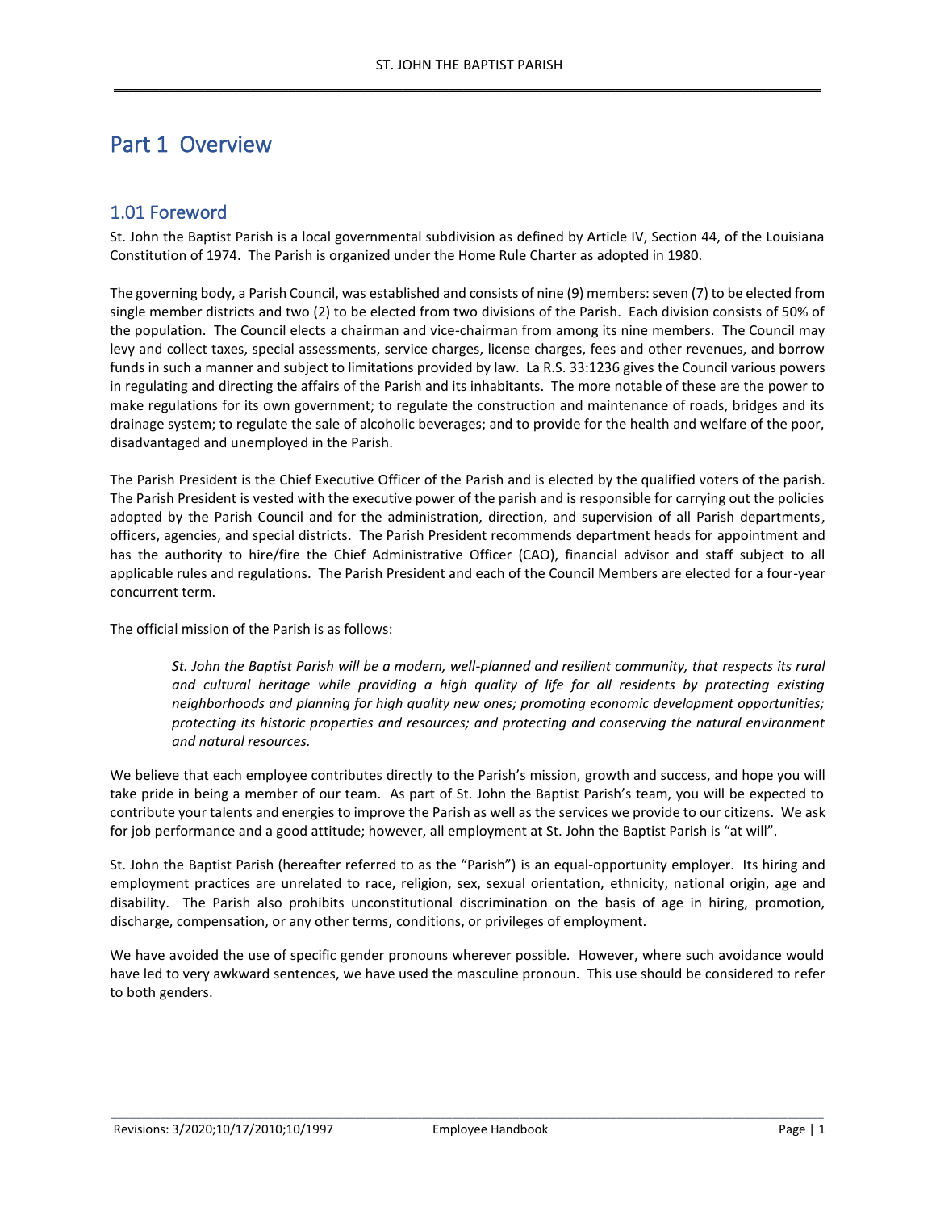# Part 1 Overview

## 1.01 Foreword

St. John the Baptist Parish is a local governmental subdivision as defined by Article IV, Section 44, of the Louisiana Constitution of 1974. The Parish is organized under the Home Rule Charter as adopted in 1980.

The governing body, a Parish Council, was established and consists of nine (9) members: seven (7) to be elected from single member districts and two (2) to be elected from two divisions of the Parish. Each division consists of 50% of the population. The Council elects a chairman and vice-chairman from among its nine members. The Council may levy and collect taxes, special assessments, service charges, license charges, fees and other revenues, and borrow funds in such a manner and subject to limitations provided by law. La R.S. 33:1236 gives the Council various powers in regulating and directing the affairs of the Parish and its inhabitants. The more notable of these are the power to make regulations for its own government; to regulate the construction and maintenance of roads, bridges and its drainage system; to regulate the sale of alcoholic beverages; and to provide for the health and welfare of the poor, disadvantaged and unemployed in the Parish.

The Parish President is the Chief Executive Officer of the Parish and is elected by the qualified voters of the parish. The Parish President is vested with the executive power of the parish and is responsible for carrying out the policies adopted by the Parish Council and for the administration, direction, and supervision of all Parish departments, officers, agencies, and special districts. The Parish President recommends department heads for appointment and has the authority to hire/fire the Chief Administrative Officer (CAO), financial advisor and staff subject to all applicable rules and regulations. The Parish President and each of the Council Members are elected for a four-year concurrent term.

The official mission of the Parish is as follows:

> *St. John the Baptist Parish will be a modern, well-planned and resilient community, that respects its rural and cultural heritage while providing a high quality of life for all residents by protecting existing neighborhoods and planning for high quality new ones; promoting economic development opportunities; protecting its historic properties and resources; and protecting and conserving the natural environment and natural resources.*

We believe that each employee contributes directly to the Parish's mission, growth and success, and hope you will take pride in being a member of our team. As part of St. John the Baptist Parish's team, you will be expected to contribute your talents and energies to improve the Parish as well as the services we provide to our citizens. We ask for job performance and a good attitude; however, all employment at St. John the Baptist Parish is "at will".

St. John the Baptist Parish (hereafter referred to as the "Parish") is an equal-opportunity employer. Its hiring and employment practices are unrelated to race, religion, sex, sexual orientation, ethnicity, national origin, age and disability. The Parish also prohibits unconstitutional discrimination on the basis of age in hiring, promotion, discharge, compensation, or any other terms, conditions, or privileges of employment.

We have avoided the use of specific gender pronouns wherever possible. However, where such avoidance would have led to very awkward sentences, we have used the masculine pronoun. This use should be considered to refer to both genders.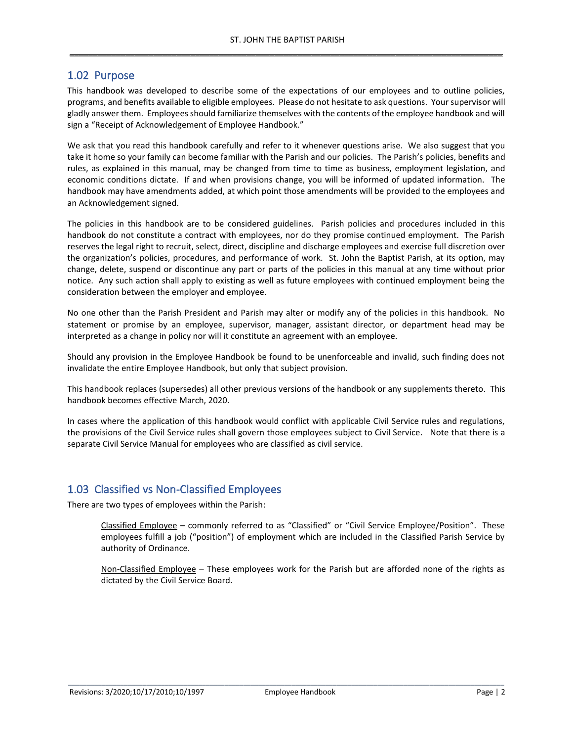## 1.02 Purpose

This handbook was developed to describe some of the expectations of our employees and to outline policies, programs, and benefits available to eligible employees. Please do not hesitate to ask questions. Your supervisor will gladly answer them. Employees should familiarize themselves with the contents of the employee handbook and will sign a "Receipt of Acknowledgement of Employee Handbook."

We ask that you read this handbook carefully and refer to it whenever questions arise. We also suggest that you take it home so your family can become familiar with the Parish and our policies. The Parish's policies, benefits and rules, as explained in this manual, may be changed from time to time as business, employment legislation, and economic conditions dictate. If and when provisions change, you will be informed of updated information. The handbook may have amendments added, at which point those amendments will be provided to the employees and an Acknowledgement signed.

The policies in this handbook are to be considered guidelines. Parish policies and procedures included in this handbook do not constitute a contract with employees, nor do they promise continued employment. The Parish reserves the legal right to recruit, select, direct, discipline and discharge employees and exercise full discretion over the organization's policies, procedures, and performance of work. St. John the Baptist Parish, at its option, may change, delete, suspend or discontinue any part or parts of the policies in this manual at any time without prior notice. Any such action shall apply to existing as well as future employees with continued employment being the consideration between the employer and employee.

No one other than the Parish President and Parish may alter or modify any of the policies in this handbook. No statement or promise by an employee, supervisor, manager, assistant director, or department head may be interpreted as a change in policy nor will it constitute an agreement with an employee.

Should any provision in the Employee Handbook be found to be unenforceable and invalid, such finding does not invalidate the entire Employee Handbook, but only that subject provision.

This handbook replaces (supersedes) all other previous versions of the handbook or any supplements thereto. This handbook becomes effective March, 2020.

In cases where the application of this handbook would conflict with applicable Civil Service rules and regulations, the provisions of the Civil Service rules shall govern those employees subject to Civil Service. Note that there is a separate Civil Service Manual for employees who are classified as civil service.

## 1.03 Classified vs Non-Classified Employees

There are two types of employees within the Parish:

> Classified Employee – commonly referred to as "Classified" or "Civil Service Employee/Position". These employees fulfill a job ("position") of employment which are included in the Classified Parish Service by authority of Ordinance.
>
> Non-Classified Employee – These employees work for the Parish but are afforded none of the rights as dictated by the Civil Service Board.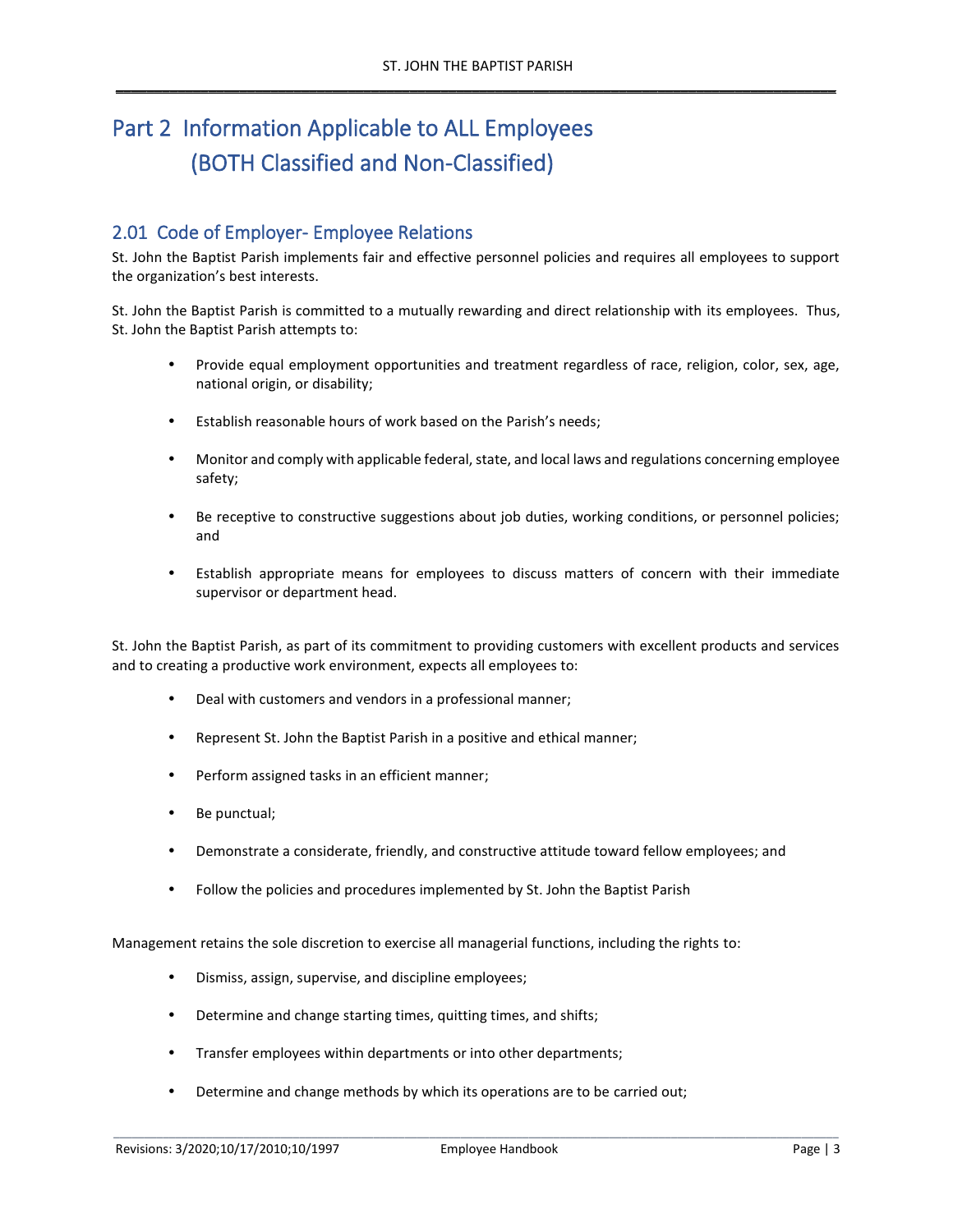# Part 2 Information Applicable to ALL Employees (BOTH Classified and Non-Classified)

## 2.01 Code of Employer- Employee Relations

St. John the Baptist Parish implements fair and effective personnel policies and requires all employees to support the organization's best interests.

St. John the Baptist Parish is committed to a mutually rewarding and direct relationship with its employees. Thus, St. John the Baptist Parish attempts to:

- Provide equal employment opportunities and treatment regardless of race, religion, color, sex, age, national origin, or disability;
- Establish reasonable hours of work based on the Parish's needs;
- Monitor and comply with applicable federal, state, and local laws and regulations concerning employee safety;
- Be receptive to constructive suggestions about job duties, working conditions, or personnel policies; and
- Establish appropriate means for employees to discuss matters of concern with their immediate supervisor or department head.

St. John the Baptist Parish, as part of its commitment to providing customers with excellent products and services and to creating a productive work environment, expects all employees to:

- Deal with customers and vendors in a professional manner;
- Represent St. John the Baptist Parish in a positive and ethical manner;
- Perform assigned tasks in an efficient manner;
- Be punctual;
- Demonstrate a considerate, friendly, and constructive attitude toward fellow employees; and
- Follow the policies and procedures implemented by St. John the Baptist Parish

Management retains the sole discretion to exercise all managerial functions, including the rights to:

- Dismiss, assign, supervise, and discipline employees;
- Determine and change starting times, quitting times, and shifts;
- Transfer employees within departments or into other departments;
- Determine and change methods by which its operations are to be carried out;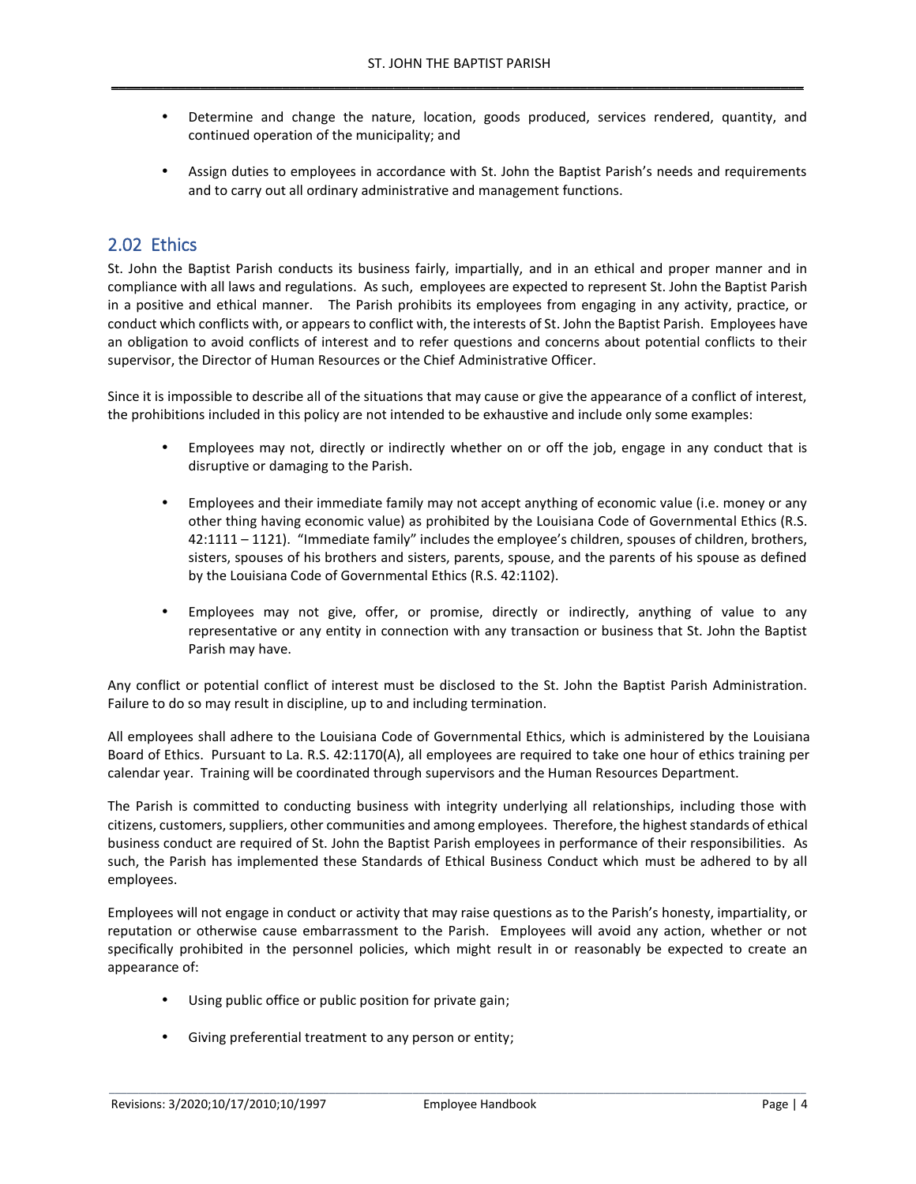- Determine and change the nature, location, goods produced, services rendered, quantity, and continued operation of the municipality; and
- Assign duties to employees in accordance with St. John the Baptist Parish's needs and requirements and to carry out all ordinary administrative and management functions.

## 2.02 Ethics

St. John the Baptist Parish conducts its business fairly, impartially, and in an ethical and proper manner and in compliance with all laws and regulations. As such, employees are expected to represent St. John the Baptist Parish in a positive and ethical manner. The Parish prohibits its employees from engaging in any activity, practice, or conduct which conflicts with, or appears to conflict with, the interests of St. John the Baptist Parish. Employees have an obligation to avoid conflicts of interest and to refer questions and concerns about potential conflicts to their supervisor, the Director of Human Resources or the Chief Administrative Officer.

Since it is impossible to describe all of the situations that may cause or give the appearance of a conflict of interest, the prohibitions included in this policy are not intended to be exhaustive and include only some examples:

- Employees may not, directly or indirectly whether on or off the job, engage in any conduct that is disruptive or damaging to the Parish.
- Employees and their immediate family may not accept anything of economic value (i.e. money or any other thing having economic value) as prohibited by the Louisiana Code of Governmental Ethics (R.S. 42:1111 – 1121). "Immediate family" includes the employee's children, spouses of children, brothers, sisters, spouses of his brothers and sisters, parents, spouse, and the parents of his spouse as defined by the Louisiana Code of Governmental Ethics (R.S. 42:1102).
- Employees may not give, offer, or promise, directly or indirectly, anything of value to any representative or any entity in connection with any transaction or business that St. John the Baptist Parish may have.

Any conflict or potential conflict of interest must be disclosed to the St. John the Baptist Parish Administration. Failure to do so may result in discipline, up to and including termination.

All employees shall adhere to the Louisiana Code of Governmental Ethics, which is administered by the Louisiana Board of Ethics. Pursuant to La. R.S. 42:1170(A), all employees are required to take one hour of ethics training per calendar year. Training will be coordinated through supervisors and the Human Resources Department.

The Parish is committed to conducting business with integrity underlying all relationships, including those with citizens, customers, suppliers, other communities and among employees. Therefore, the highest standards of ethical business conduct are required of St. John the Baptist Parish employees in performance of their responsibilities. As such, the Parish has implemented these Standards of Ethical Business Conduct which must be adhered to by all employees.

Employees will not engage in conduct or activity that may raise questions as to the Parish's honesty, impartiality, or reputation or otherwise cause embarrassment to the Parish. Employees will avoid any action, whether or not specifically prohibited in the personnel policies, which might result in or reasonably be expected to create an appearance of:

- Using public office or public position for private gain;
- Giving preferential treatment to any person or entity;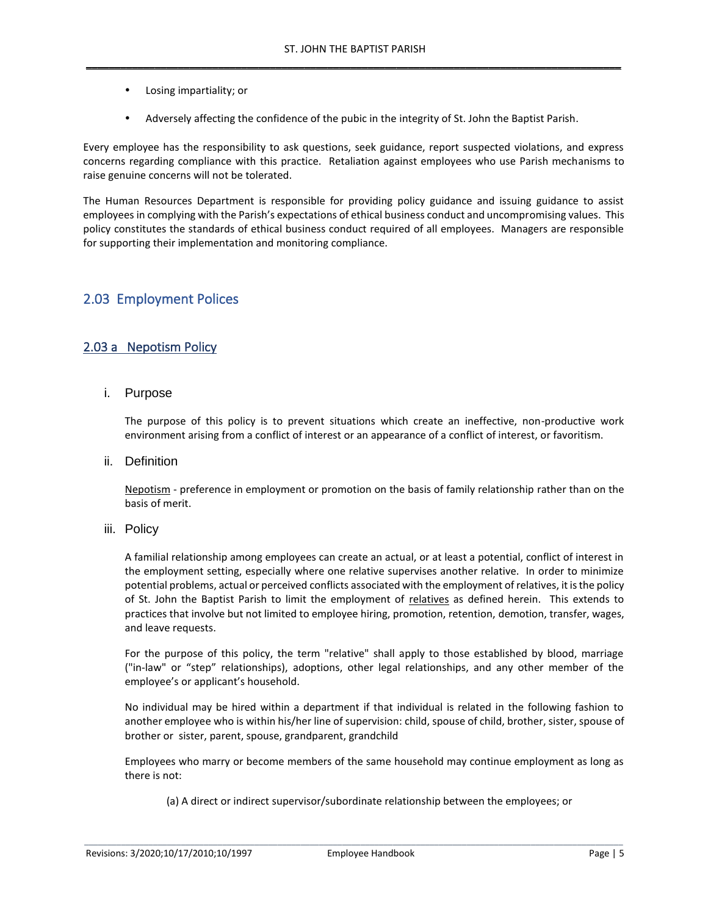- Losing impartiality; or
- Adversely affecting the confidence of the pubic in the integrity of St. John the Baptist Parish.

Every employee has the responsibility to ask questions, seek guidance, report suspected violations, and express concerns regarding compliance with this practice. Retaliation against employees who use Parish mechanisms to raise genuine concerns will not be tolerated.

The Human Resources Department is responsible for providing policy guidance and issuing guidance to assist employees in complying with the Parish's expectations of ethical business conduct and uncompromising values. This policy constitutes the standards of ethical business conduct required of all employees. Managers are responsible for supporting their implementation and monitoring compliance.

## 2.03 Employment Polices

### 2.03 a Nepotism Policy

#### i. Purpose

The purpose of this policy is to prevent situations which create an ineffective, non-productive work environment arising from a conflict of interest or an appearance of a conflict of interest, or favoritism.

#### ii. Definition

Nepotism - preference in employment or promotion on the basis of family relationship rather than on the basis of merit.

#### iii. Policy

A familial relationship among employees can create an actual, or at least a potential, conflict of interest in the employment setting, especially where one relative supervises another relative. In order to minimize potential problems, actual or perceived conflicts associated with the employment of relatives, it is the policy of St. John the Baptist Parish to limit the employment of relatives as defined herein. This extends to practices that involve but not limited to employee hiring, promotion, retention, demotion, transfer, wages, and leave requests.

For the purpose of this policy, the term "relative" shall apply to those established by blood, marriage ("in-law" or "step" relationships), adoptions, other legal relationships, and any other member of the employee's or applicant's household.

No individual may be hired within a department if that individual is related in the following fashion to another employee who is within his/her line of supervision: child, spouse of child, brother, sister, spouse of brother or sister, parent, spouse, grandparent, grandchild

Employees who marry or become members of the same household may continue employment as long as there is not:

(a) A direct or indirect supervisor/subordinate relationship between the employees; or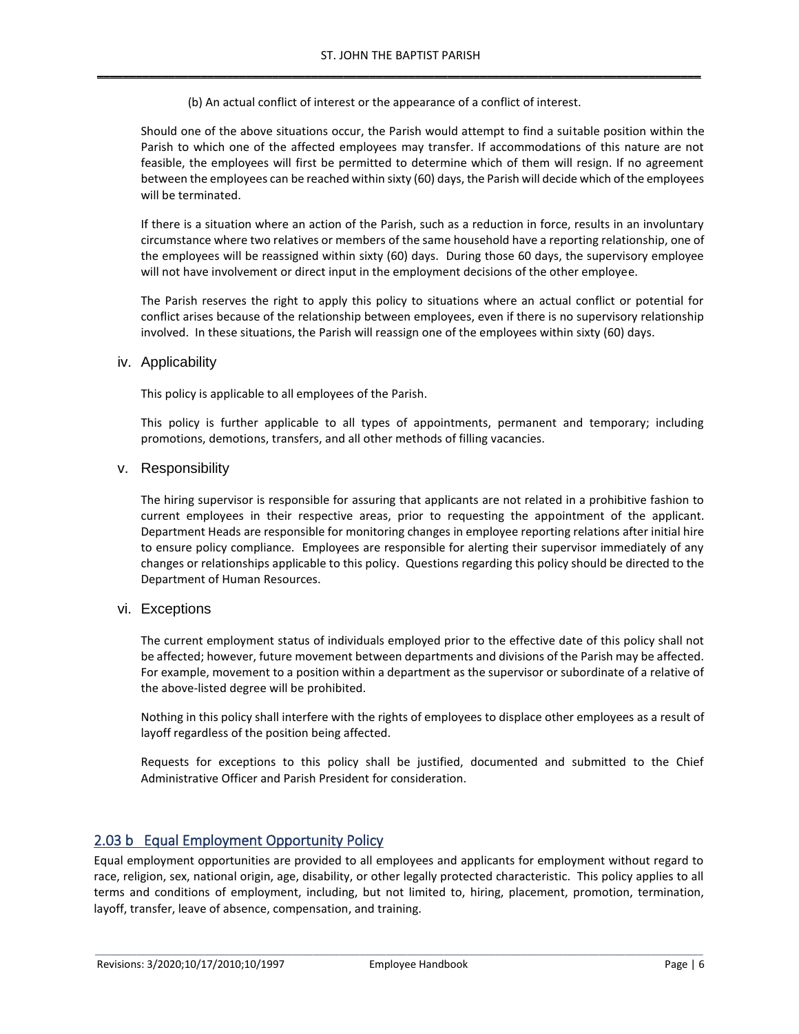(b) An actual conflict of interest or the appearance of a conflict of interest.

Should one of the above situations occur, the Parish would attempt to find a suitable position within the Parish to which one of the affected employees may transfer. If accommodations of this nature are not feasible, the employees will first be permitted to determine which of them will resign. If no agreement between the employees can be reached within sixty (60) days, the Parish will decide which of the employees will be terminated.

If there is a situation where an action of the Parish, such as a reduction in force, results in an involuntary circumstance where two relatives or members of the same household have a reporting relationship, one of the employees will be reassigned within sixty (60) days. During those 60 days, the supervisory employee will not have involvement or direct input in the employment decisions of the other employee.

The Parish reserves the right to apply this policy to situations where an actual conflict or potential for conflict arises because of the relationship between employees, even if there is no supervisory relationship involved. In these situations, the Parish will reassign one of the employees within sixty (60) days.

### iv. Applicability

This policy is applicable to all employees of the Parish.

This policy is further applicable to all types of appointments, permanent and temporary; including promotions, demotions, transfers, and all other methods of filling vacancies.

### v. Responsibility

The hiring supervisor is responsible for assuring that applicants are not related in a prohibitive fashion to current employees in their respective areas, prior to requesting the appointment of the applicant. Department Heads are responsible for monitoring changes in employee reporting relations after initial hire to ensure policy compliance. Employees are responsible for alerting their supervisor immediately of any changes or relationships applicable to this policy. Questions regarding this policy should be directed to the Department of Human Resources.

### vi. Exceptions

The current employment status of individuals employed prior to the effective date of this policy shall not be affected; however, future movement between departments and divisions of the Parish may be affected. For example, movement to a position within a department as the supervisor or subordinate of a relative of the above-listed degree will be prohibited.

Nothing in this policy shall interfere with the rights of employees to displace other employees as a result of layoff regardless of the position being affected.

Requests for exceptions to this policy shall be justified, documented and submitted to the Chief Administrative Officer and Parish President for consideration.

## 2.03 b Equal Employment Opportunity Policy

Equal employment opportunities are provided to all employees and applicants for employment without regard to race, religion, sex, national origin, age, disability, or other legally protected characteristic. This policy applies to all terms and conditions of employment, including, but not limited to, hiring, placement, promotion, termination, layoff, transfer, leave of absence, compensation, and training.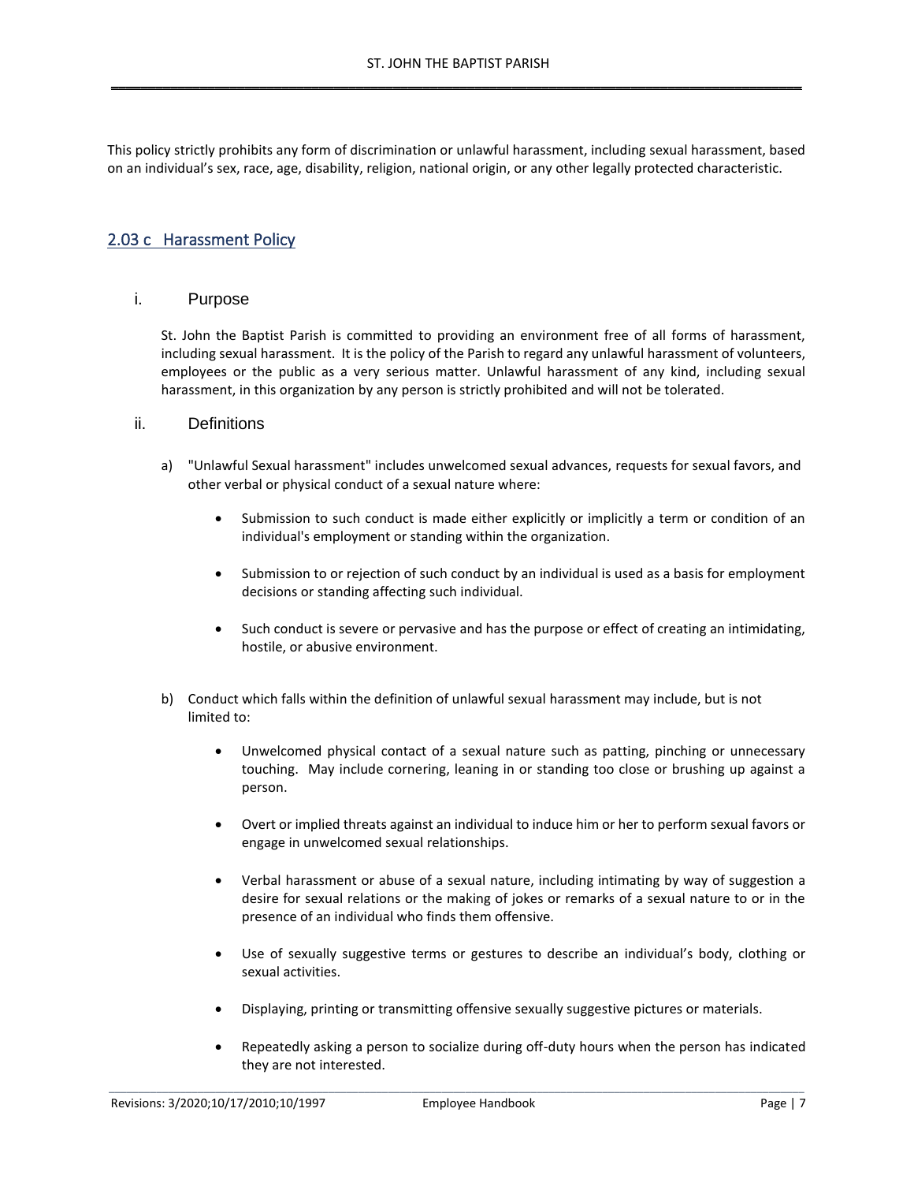This policy strictly prohibits any form of discrimination or unlawful harassment, including sexual harassment, based on an individual's sex, race, age, disability, religion, national origin, or any other legally protected characteristic.

## 2.03 c Harassment Policy

### i. Purpose

St. John the Baptist Parish is committed to providing an environment free of all forms of harassment, including sexual harassment. It is the policy of the Parish to regard any unlawful harassment of volunteers, employees or the public as a very serious matter. Unlawful harassment of any kind, including sexual harassment, in this organization by any person is strictly prohibited and will not be tolerated.

### ii. Definitions

a) "Unlawful Sexual harassment" includes unwelcomed sexual advances, requests for sexual favors, and other verbal or physical conduct of a sexual nature where:

- Submission to such conduct is made either explicitly or implicitly a term or condition of an individual's employment or standing within the organization.
- Submission to or rejection of such conduct by an individual is used as a basis for employment decisions or standing affecting such individual.
- Such conduct is severe or pervasive and has the purpose or effect of creating an intimidating, hostile, or abusive environment.

b) Conduct which falls within the definition of unlawful sexual harassment may include, but is not limited to:

- Unwelcomed physical contact of a sexual nature such as patting, pinching or unnecessary touching. May include cornering, leaning in or standing too close or brushing up against a person.
- Overt or implied threats against an individual to induce him or her to perform sexual favors or engage in unwelcomed sexual relationships.
- Verbal harassment or abuse of a sexual nature, including intimating by way of suggestion a desire for sexual relations or the making of jokes or remarks of a sexual nature to or in the presence of an individual who finds them offensive.
- Use of sexually suggestive terms or gestures to describe an individual's body, clothing or sexual activities.
- Displaying, printing or transmitting offensive sexually suggestive pictures or materials.
- Repeatedly asking a person to socialize during off-duty hours when the person has indicated they are not interested.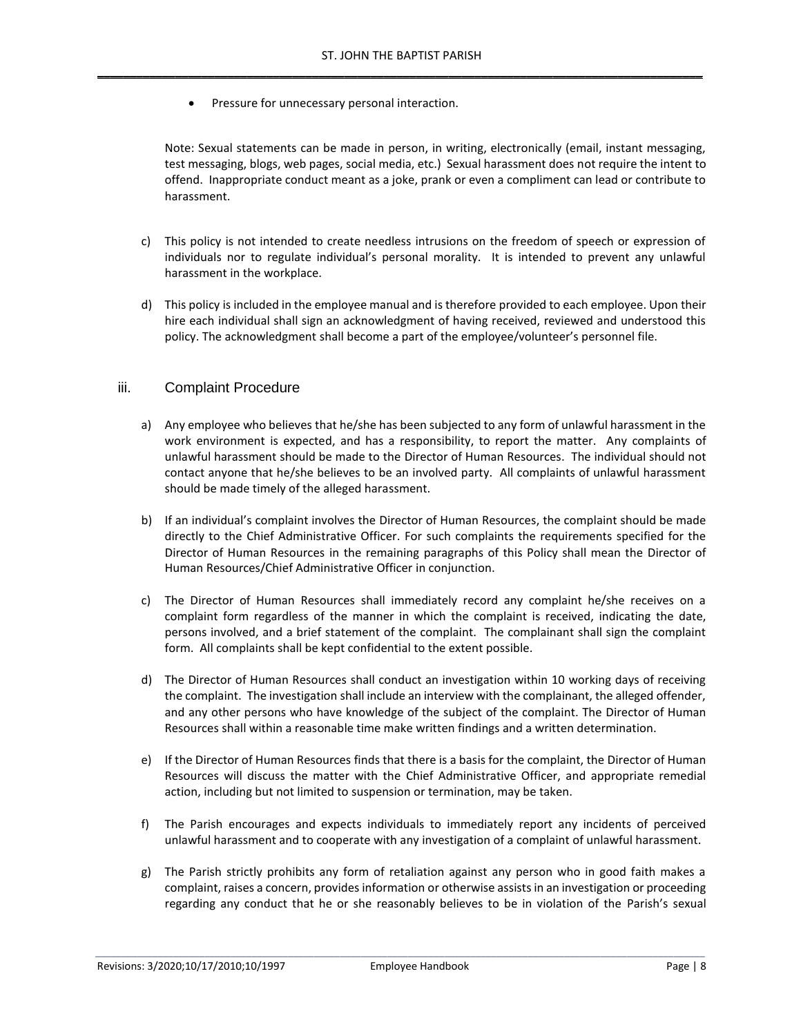- Pressure for unnecessary personal interaction.

Note: Sexual statements can be made in person, in writing, electronically (email, instant messaging, test messaging, blogs, web pages, social media, etc.) Sexual harassment does not require the intent to offend. Inappropriate conduct meant as a joke, prank or even a compliment can lead or contribute to harassment.

c) This policy is not intended to create needless intrusions on the freedom of speech or expression of individuals nor to regulate individual's personal morality. It is intended to prevent any unlawful harassment in the workplace.

d) This policy is included in the employee manual and is therefore provided to each employee. Upon their hire each individual shall sign an acknowledgment of having received, reviewed and understood this policy. The acknowledgment shall become a part of the employee/volunteer's personnel file.

### iii. Complaint Procedure

a) Any employee who believes that he/she has been subjected to any form of unlawful harassment in the work environment is expected, and has a responsibility, to report the matter. Any complaints of unlawful harassment should be made to the Director of Human Resources. The individual should not contact anyone that he/she believes to be an involved party. All complaints of unlawful harassment should be made timely of the alleged harassment.

b) If an individual's complaint involves the Director of Human Resources, the complaint should be made directly to the Chief Administrative Officer. For such complaints the requirements specified for the Director of Human Resources in the remaining paragraphs of this Policy shall mean the Director of Human Resources/Chief Administrative Officer in conjunction.

c) The Director of Human Resources shall immediately record any complaint he/she receives on a complaint form regardless of the manner in which the complaint is received, indicating the date, persons involved, and a brief statement of the complaint. The complainant shall sign the complaint form. All complaints shall be kept confidential to the extent possible.

d) The Director of Human Resources shall conduct an investigation within 10 working days of receiving the complaint. The investigation shall include an interview with the complainant, the alleged offender, and any other persons who have knowledge of the subject of the complaint. The Director of Human Resources shall within a reasonable time make written findings and a written determination.

e) If the Director of Human Resources finds that there is a basis for the complaint, the Director of Human Resources will discuss the matter with the Chief Administrative Officer, and appropriate remedial action, including but not limited to suspension or termination, may be taken.

f) The Parish encourages and expects individuals to immediately report any incidents of perceived unlawful harassment and to cooperate with any investigation of a complaint of unlawful harassment.

g) The Parish strictly prohibits any form of retaliation against any person who in good faith makes a complaint, raises a concern, provides information or otherwise assists in an investigation or proceeding regarding any conduct that he or she reasonably believes to be in violation of the Parish's sexual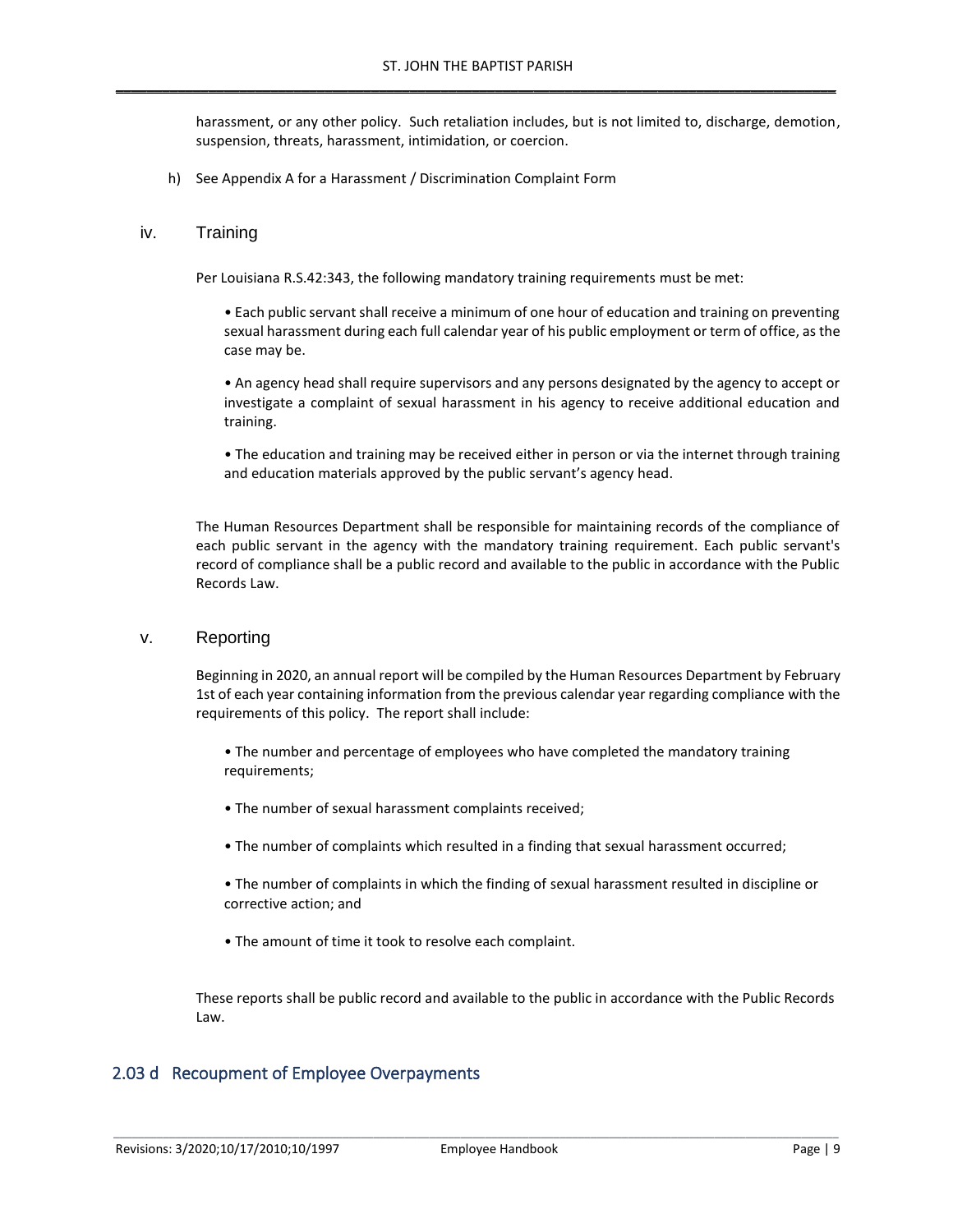harassment, or any other policy. Such retaliation includes, but is not limited to, discharge, demotion, suspension, threats, harassment, intimidation, or coercion.

h) See Appendix A for a Harassment / Discrimination Complaint Form

### iv. Training

Per Louisiana R.S.42:343, the following mandatory training requirements must be met:

- Each public servant shall receive a minimum of one hour of education and training on preventing sexual harassment during each full calendar year of his public employment or term of office, as the case may be.
- An agency head shall require supervisors and any persons designated by the agency to accept or investigate a complaint of sexual harassment in his agency to receive additional education and training.
- The education and training may be received either in person or via the internet through training and education materials approved by the public servant's agency head.

The Human Resources Department shall be responsible for maintaining records of the compliance of each public servant in the agency with the mandatory training requirement. Each public servant's record of compliance shall be a public record and available to the public in accordance with the Public Records Law.

### v. Reporting

Beginning in 2020, an annual report will be compiled by the Human Resources Department by February 1st of each year containing information from the previous calendar year regarding compliance with the requirements of this policy. The report shall include:

- The number and percentage of employees who have completed the mandatory training requirements;
- The number of sexual harassment complaints received;
- The number of complaints which resulted in a finding that sexual harassment occurred;
- The number of complaints in which the finding of sexual harassment resulted in discipline or corrective action; and
- The amount of time it took to resolve each complaint.

These reports shall be public record and available to the public in accordance with the Public Records Law.

## 2.03 d Recoupment of Employee Overpayments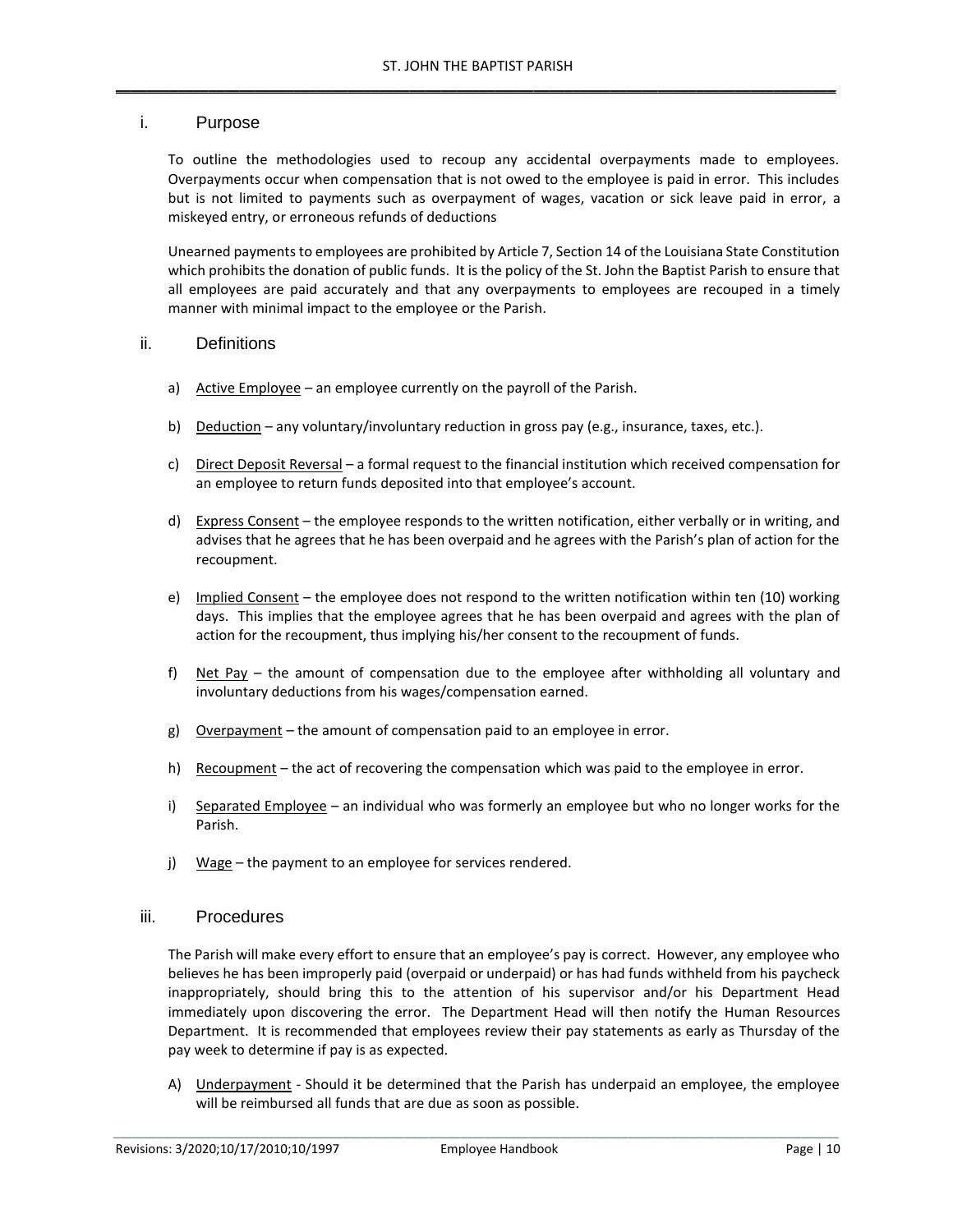## i. Purpose

To outline the methodologies used to recoup any accidental overpayments made to employees. Overpayments occur when compensation that is not owed to the employee is paid in error. This includes but is not limited to payments such as overpayment of wages, vacation or sick leave paid in error, a miskeyed entry, or erroneous refunds of deductions

Unearned payments to employees are prohibited by Article 7, Section 14 of the Louisiana State Constitution which prohibits the donation of public funds. It is the policy of the St. John the Baptist Parish to ensure that all employees are paid accurately and that any overpayments to employees are recouped in a timely manner with minimal impact to the employee or the Parish.

## ii. Definitions

a) Active Employee – an employee currently on the payroll of the Parish.

b) Deduction – any voluntary/involuntary reduction in gross pay (e.g., insurance, taxes, etc.).

c) Direct Deposit Reversal – a formal request to the financial institution which received compensation for an employee to return funds deposited into that employee's account.

d) Express Consent – the employee responds to the written notification, either verbally or in writing, and advises that he agrees that he has been overpaid and he agrees with the Parish's plan of action for the recoupment.

e) Implied Consent – the employee does not respond to the written notification within ten (10) working days. This implies that the employee agrees that he has been overpaid and agrees with the plan of action for the recoupment, thus implying his/her consent to the recoupment of funds.

f) Net Pay – the amount of compensation due to the employee after withholding all voluntary and involuntary deductions from his wages/compensation earned.

g) Overpayment – the amount of compensation paid to an employee in error.

h) Recoupment – the act of recovering the compensation which was paid to the employee in error.

i) Separated Employee – an individual who was formerly an employee but who no longer works for the Parish.

j) Wage – the payment to an employee for services rendered.

## iii. Procedures

The Parish will make every effort to ensure that an employee's pay is correct. However, any employee who believes he has been improperly paid (overpaid or underpaid) or has had funds withheld from his paycheck inappropriately, should bring this to the attention of his supervisor and/or his Department Head immediately upon discovering the error. The Department Head will then notify the Human Resources Department. It is recommended that employees review their pay statements as early as Thursday of the pay week to determine if pay is as expected.

A) Underpayment - Should it be determined that the Parish has underpaid an employee, the employee will be reimbursed all funds that are due as soon as possible.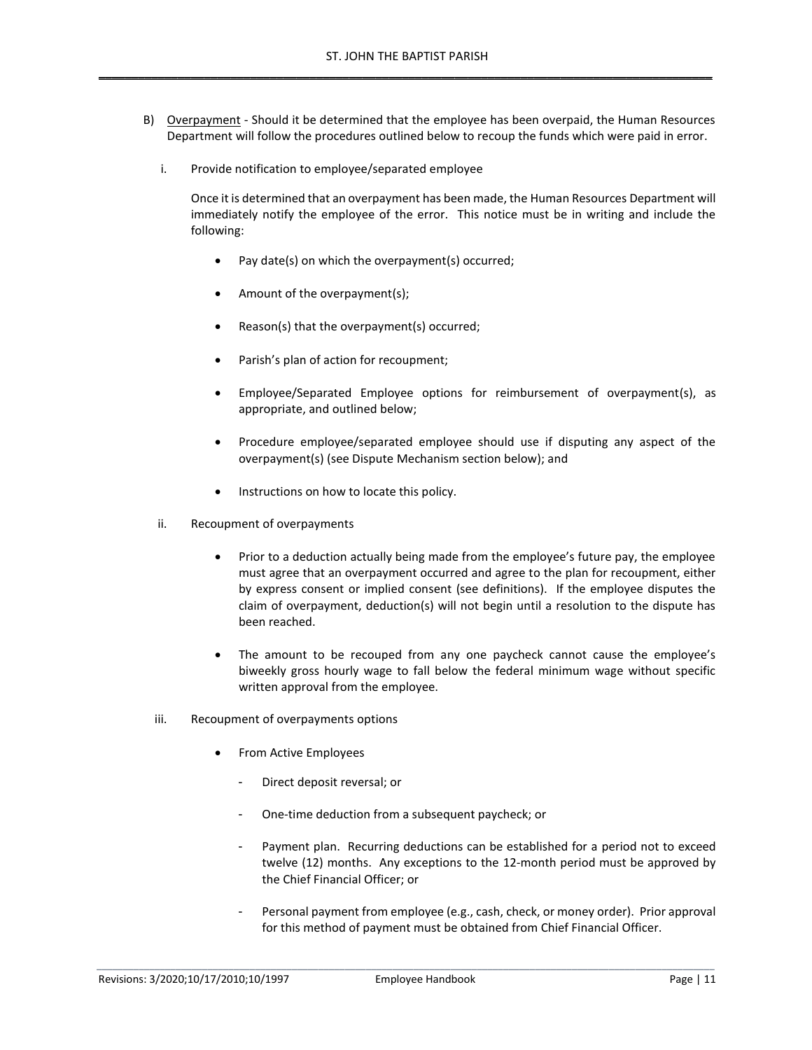B) <u>Overpayment</u> - Should it be determined that the employee has been overpaid, the Human Resources Department will follow the procedures outlined below to recoup the funds which were paid in error.

i. Provide notification to employee/separated employee

Once it is determined that an overpayment has been made, the Human Resources Department will immediately notify the employee of the error. This notice must be in writing and include the following:

- Pay date(s) on which the overpayment(s) occurred;
- Amount of the overpayment(s);
- Reason(s) that the overpayment(s) occurred;
- Parish's plan of action for recoupment;
- Employee/Separated Employee options for reimbursement of overpayment(s), as appropriate, and outlined below;
- Procedure employee/separated employee should use if disputing any aspect of the overpayment(s) (see Dispute Mechanism section below); and
- Instructions on how to locate this policy.

ii. Recoupment of overpayments

- Prior to a deduction actually being made from the employee's future pay, the employee must agree that an overpayment occurred and agree to the plan for recoupment, either by express consent or implied consent (see definitions). If the employee disputes the claim of overpayment, deduction(s) will not begin until a resolution to the dispute has been reached.
- The amount to be recouped from any one paycheck cannot cause the employee's biweekly gross hourly wage to fall below the federal minimum wage without specific written approval from the employee.

iii. Recoupment of overpayments options

- From Active Employees
  - Direct deposit reversal; or
  - One-time deduction from a subsequent paycheck; or
  - Payment plan. Recurring deductions can be established for a period not to exceed twelve (12) months. Any exceptions to the 12-month period must be approved by the Chief Financial Officer; or
  - Personal payment from employee (e.g., cash, check, or money order). Prior approval for this method of payment must be obtained from Chief Financial Officer.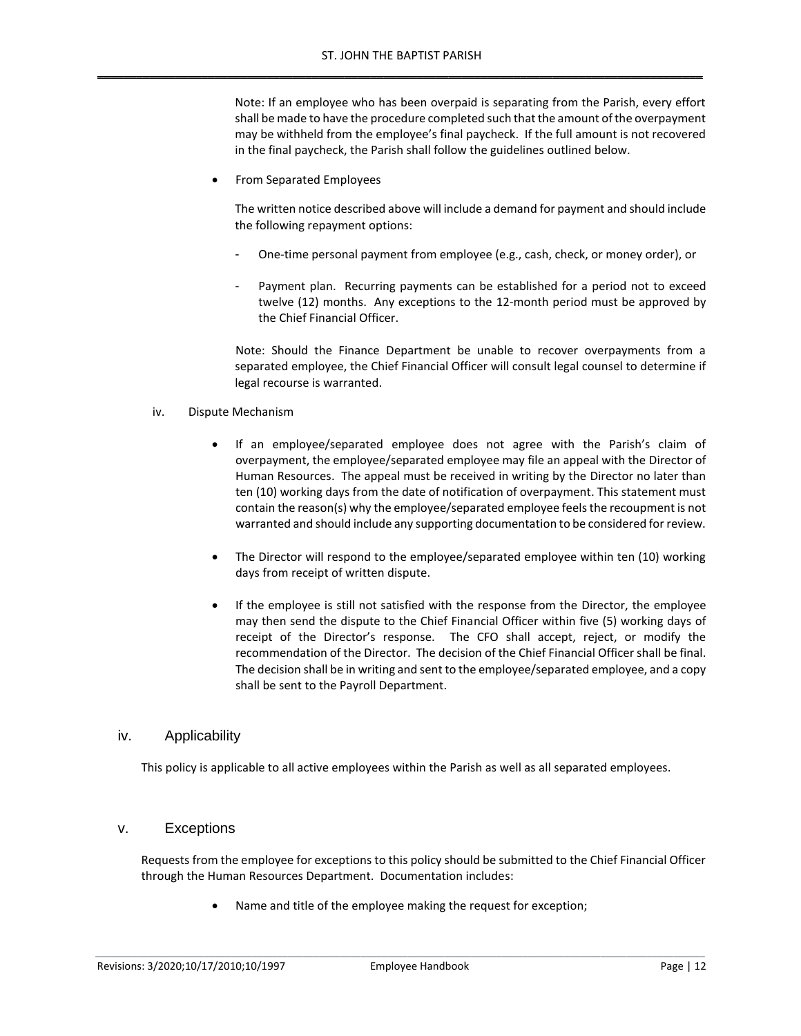Note: If an employee who has been overpaid is separating from the Parish, every effort shall be made to have the procedure completed such that the amount of the overpayment may be withheld from the employee's final paycheck. If the full amount is not recovered in the final paycheck, the Parish shall follow the guidelines outlined below.

- From Separated Employees

  The written notice described above will include a demand for payment and should include the following repayment options:

  - One-time personal payment from employee (e.g., cash, check, or money order), or
  - Payment plan. Recurring payments can be established for a period not to exceed twelve (12) months. Any exceptions to the 12-month period must be approved by the Chief Financial Officer.

  Note: Should the Finance Department be unable to recover overpayments from a separated employee, the Chief Financial Officer will consult legal counsel to determine if legal recourse is warranted.

iv. Dispute Mechanism

- If an employee/separated employee does not agree with the Parish's claim of overpayment, the employee/separated employee may file an appeal with the Director of Human Resources. The appeal must be received in writing by the Director no later than ten (10) working days from the date of notification of overpayment. This statement must contain the reason(s) why the employee/separated employee feels the recoupment is not warranted and should include any supporting documentation to be considered for review.
- The Director will respond to the employee/separated employee within ten (10) working days from receipt of written dispute.
- If the employee is still not satisfied with the response from the Director, the employee may then send the dispute to the Chief Financial Officer within five (5) working days of receipt of the Director's response. The CFO shall accept, reject, or modify the recommendation of the Director. The decision of the Chief Financial Officer shall be final. The decision shall be in writing and sent to the employee/separated employee, and a copy shall be sent to the Payroll Department.

## iv. Applicability

This policy is applicable to all active employees within the Parish as well as all separated employees.

## v. Exceptions

Requests from the employee for exceptions to this policy should be submitted to the Chief Financial Officer through the Human Resources Department. Documentation includes:

- Name and title of the employee making the request for exception;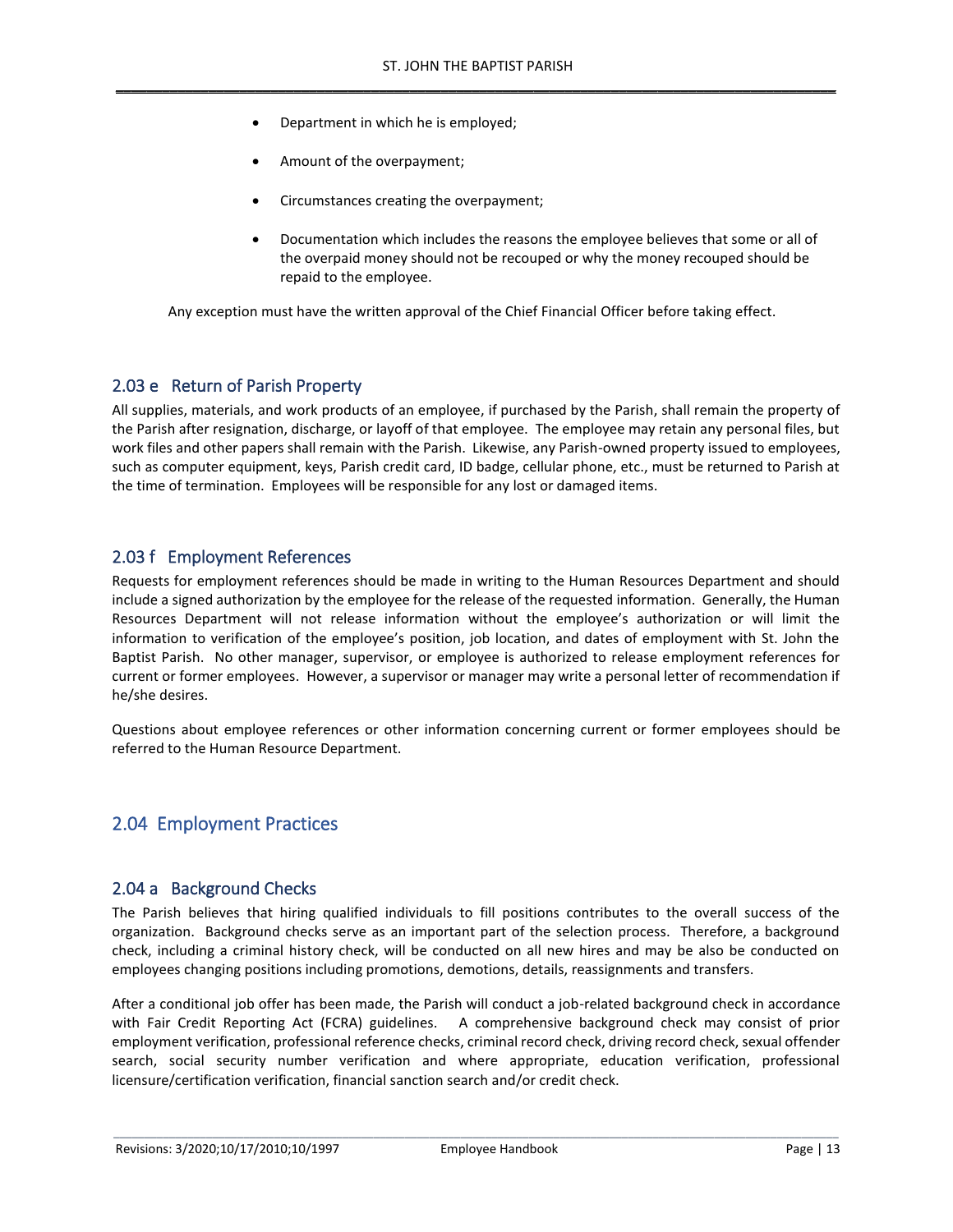- Department in which he is employed;
- Amount of the overpayment;
- Circumstances creating the overpayment;
- Documentation which includes the reasons the employee believes that some or all of the overpaid money should not be recouped or why the money recouped should be repaid to the employee.

Any exception must have the written approval of the Chief Financial Officer before taking effect.

### 2.03 e Return of Parish Property

All supplies, materials, and work products of an employee, if purchased by the Parish, shall remain the property of the Parish after resignation, discharge, or layoff of that employee. The employee may retain any personal files, but work files and other papers shall remain with the Parish. Likewise, any Parish-owned property issued to employees, such as computer equipment, keys, Parish credit card, ID badge, cellular phone, etc., must be returned to Parish at the time of termination. Employees will be responsible for any lost or damaged items.

### 2.03 f Employment References

Requests for employment references should be made in writing to the Human Resources Department and should include a signed authorization by the employee for the release of the requested information. Generally, the Human Resources Department will not release information without the employee's authorization or will limit the information to verification of the employee's position, job location, and dates of employment with St. John the Baptist Parish. No other manager, supervisor, or employee is authorized to release employment references for current or former employees. However, a supervisor or manager may write a personal letter of recommendation if he/she desires.

Questions about employee references or other information concerning current or former employees should be referred to the Human Resource Department.

## 2.04 Employment Practices

### 2.04 a Background Checks

The Parish believes that hiring qualified individuals to fill positions contributes to the overall success of the organization. Background checks serve as an important part of the selection process. Therefore, a background check, including a criminal history check, will be conducted on all new hires and may be also be conducted on employees changing positions including promotions, demotions, details, reassignments and transfers.

After a conditional job offer has been made, the Parish will conduct a job-related background check in accordance with Fair Credit Reporting Act (FCRA) guidelines. A comprehensive background check may consist of prior employment verification, professional reference checks, criminal record check, driving record check, sexual offender search, social security number verification and where appropriate, education verification, professional licensure/certification verification, financial sanction search and/or credit check.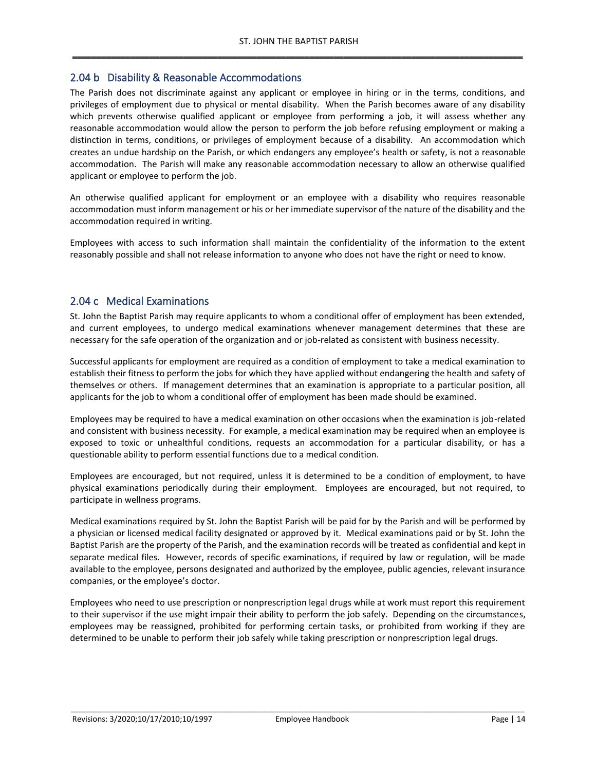## 2.04 b Disability & Reasonable Accommodations

The Parish does not discriminate against any applicant or employee in hiring or in the terms, conditions, and privileges of employment due to physical or mental disability. When the Parish becomes aware of any disability which prevents otherwise qualified applicant or employee from performing a job, it will assess whether any reasonable accommodation would allow the person to perform the job before refusing employment or making a distinction in terms, conditions, or privileges of employment because of a disability. An accommodation which creates an undue hardship on the Parish, or which endangers any employee's health or safety, is not a reasonable accommodation. The Parish will make any reasonable accommodation necessary to allow an otherwise qualified applicant or employee to perform the job.

An otherwise qualified applicant for employment or an employee with a disability who requires reasonable accommodation must inform management or his or her immediate supervisor of the nature of the disability and the accommodation required in writing.

Employees with access to such information shall maintain the confidentiality of the information to the extent reasonably possible and shall not release information to anyone who does not have the right or need to know.

## 2.04 c Medical Examinations

St. John the Baptist Parish may require applicants to whom a conditional offer of employment has been extended, and current employees, to undergo medical examinations whenever management determines that these are necessary for the safe operation of the organization and or job-related as consistent with business necessity.

Successful applicants for employment are required as a condition of employment to take a medical examination to establish their fitness to perform the jobs for which they have applied without endangering the health and safety of themselves or others. If management determines that an examination is appropriate to a particular position, all applicants for the job to whom a conditional offer of employment has been made should be examined.

Employees may be required to have a medical examination on other occasions when the examination is job-related and consistent with business necessity. For example, a medical examination may be required when an employee is exposed to toxic or unhealthful conditions, requests an accommodation for a particular disability, or has a questionable ability to perform essential functions due to a medical condition.

Employees are encouraged, but not required, unless it is determined to be a condition of employment, to have physical examinations periodically during their employment. Employees are encouraged, but not required, to participate in wellness programs.

Medical examinations required by St. John the Baptist Parish will be paid for by the Parish and will be performed by a physician or licensed medical facility designated or approved by it. Medical examinations paid or by St. John the Baptist Parish are the property of the Parish, and the examination records will be treated as confidential and kept in separate medical files. However, records of specific examinations, if required by law or regulation, will be made available to the employee, persons designated and authorized by the employee, public agencies, relevant insurance companies, or the employee's doctor.

Employees who need to use prescription or nonprescription legal drugs while at work must report this requirement to their supervisor if the use might impair their ability to perform the job safely. Depending on the circumstances, employees may be reassigned, prohibited for performing certain tasks, or prohibited from working if they are determined to be unable to perform their job safely while taking prescription or nonprescription legal drugs.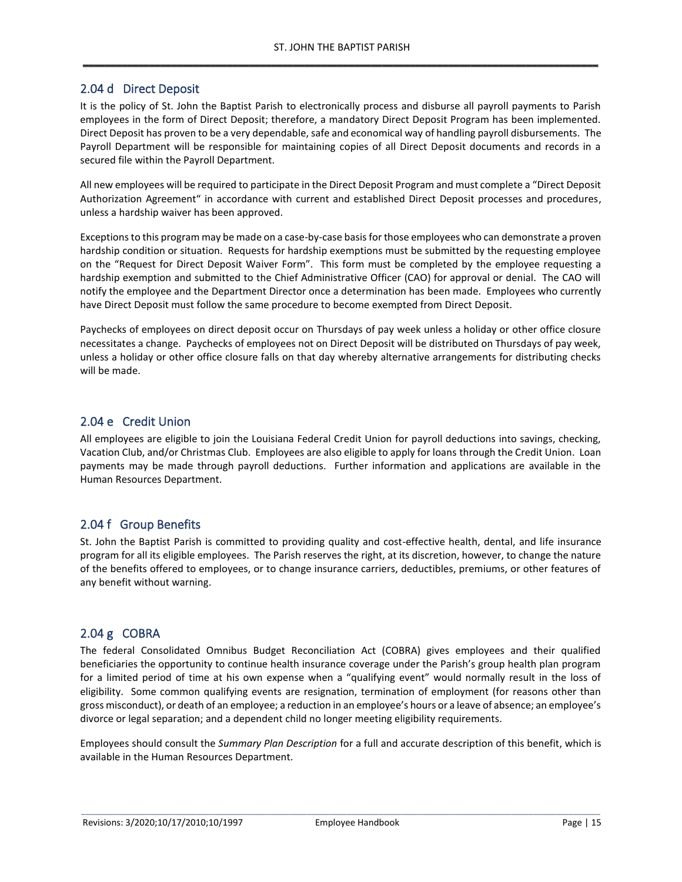## 2.04 d Direct Deposit

It is the policy of St. John the Baptist Parish to electronically process and disburse all payroll payments to Parish employees in the form of Direct Deposit; therefore, a mandatory Direct Deposit Program has been implemented. Direct Deposit has proven to be a very dependable, safe and economical way of handling payroll disbursements. The Payroll Department will be responsible for maintaining copies of all Direct Deposit documents and records in a secured file within the Payroll Department.

All new employees will be required to participate in the Direct Deposit Program and must complete a "Direct Deposit Authorization Agreement" in accordance with current and established Direct Deposit processes and procedures, unless a hardship waiver has been approved.

Exceptions to this program may be made on a case-by-case basis for those employees who can demonstrate a proven hardship condition or situation. Requests for hardship exemptions must be submitted by the requesting employee on the "Request for Direct Deposit Waiver Form". This form must be completed by the employee requesting a hardship exemption and submitted to the Chief Administrative Officer (CAO) for approval or denial. The CAO will notify the employee and the Department Director once a determination has been made. Employees who currently have Direct Deposit must follow the same procedure to become exempted from Direct Deposit.

Paychecks of employees on direct deposit occur on Thursdays of pay week unless a holiday or other office closure necessitates a change. Paychecks of employees not on Direct Deposit will be distributed on Thursdays of pay week, unless a holiday or other office closure falls on that day whereby alternative arrangements for distributing checks will be made.

## 2.04 e Credit Union

All employees are eligible to join the Louisiana Federal Credit Union for payroll deductions into savings, checking, Vacation Club, and/or Christmas Club. Employees are also eligible to apply for loans through the Credit Union. Loan payments may be made through payroll deductions. Further information and applications are available in the Human Resources Department.

## 2.04 f Group Benefits

St. John the Baptist Parish is committed to providing quality and cost-effective health, dental, and life insurance program for all its eligible employees. The Parish reserves the right, at its discretion, however, to change the nature of the benefits offered to employees, or to change insurance carriers, deductibles, premiums, or other features of any benefit without warning.

## 2.04 g COBRA

The federal Consolidated Omnibus Budget Reconciliation Act (COBRA) gives employees and their qualified beneficiaries the opportunity to continue health insurance coverage under the Parish's group health plan program for a limited period of time at his own expense when a "qualifying event" would normally result in the loss of eligibility. Some common qualifying events are resignation, termination of employment (for reasons other than gross misconduct), or death of an employee; a reduction in an employee's hours or a leave of absence; an employee's divorce or legal separation; and a dependent child no longer meeting eligibility requirements.

Employees should consult the *Summary Plan Description* for a full and accurate description of this benefit, which is available in the Human Resources Department.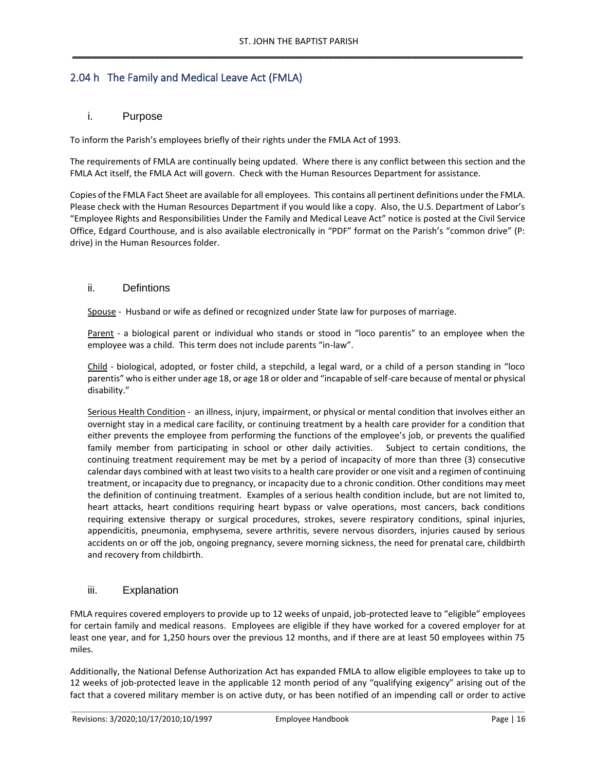## 2.04 h The Family and Medical Leave Act (FMLA)

### i. Purpose

To inform the Parish's employees briefly of their rights under the FMLA Act of 1993.

The requirements of FMLA are continually being updated. Where there is any conflict between this section and the FMLA Act itself, the FMLA Act will govern. Check with the Human Resources Department for assistance.

Copies of the FMLA Fact Sheet are available for all employees. This contains all pertinent definitions under the FMLA. Please check with the Human Resources Department if you would like a copy. Also, the U.S. Department of Labor's "Employee Rights and Responsibilities Under the Family and Medical Leave Act" notice is posted at the Civil Service Office, Edgard Courthouse, and is also available electronically in "PDF" format on the Parish's "common drive" (P: drive) in the Human Resources folder.

### ii. Defintions

Spouse - Husband or wife as defined or recognized under State law for purposes of marriage.

Parent - a biological parent or individual who stands or stood in "loco parentis" to an employee when the employee was a child. This term does not include parents "in-law".

Child - biological, adopted, or foster child, a stepchild, a legal ward, or a child of a person standing in "loco parentis" who is either under age 18, or age 18 or older and "incapable of self-care because of mental or physical disability."

Serious Health Condition - an illness, injury, impairment, or physical or mental condition that involves either an overnight stay in a medical care facility, or continuing treatment by a health care provider for a condition that either prevents the employee from performing the functions of the employee's job, or prevents the qualified family member from participating in school or other daily activities. Subject to certain conditions, the continuing treatment requirement may be met by a period of incapacity of more than three (3) consecutive calendar days combined with at least two visits to a health care provider or one visit and a regimen of continuing treatment, or incapacity due to pregnancy, or incapacity due to a chronic condition. Other conditions may meet the definition of continuing treatment. Examples of a serious health condition include, but are not limited to, heart attacks, heart conditions requiring heart bypass or valve operations, most cancers, back conditions requiring extensive therapy or surgical procedures, strokes, severe respiratory conditions, spinal injuries, appendicitis, pneumonia, emphysema, severe arthritis, severe nervous disorders, injuries caused by serious accidents on or off the job, ongoing pregnancy, severe morning sickness, the need for prenatal care, childbirth and recovery from childbirth.

### iii. Explanation

FMLA requires covered employers to provide up to 12 weeks of unpaid, job-protected leave to "eligible" employees for certain family and medical reasons. Employees are eligible if they have worked for a covered employer for at least one year, and for 1,250 hours over the previous 12 months, and if there are at least 50 employees within 75 miles.

Additionally, the National Defense Authorization Act has expanded FMLA to allow eligible employees to take up to 12 weeks of job-protected leave in the applicable 12 month period of any "qualifying exigency" arising out of the fact that a covered military member is on active duty, or has been notified of an impending call or order to active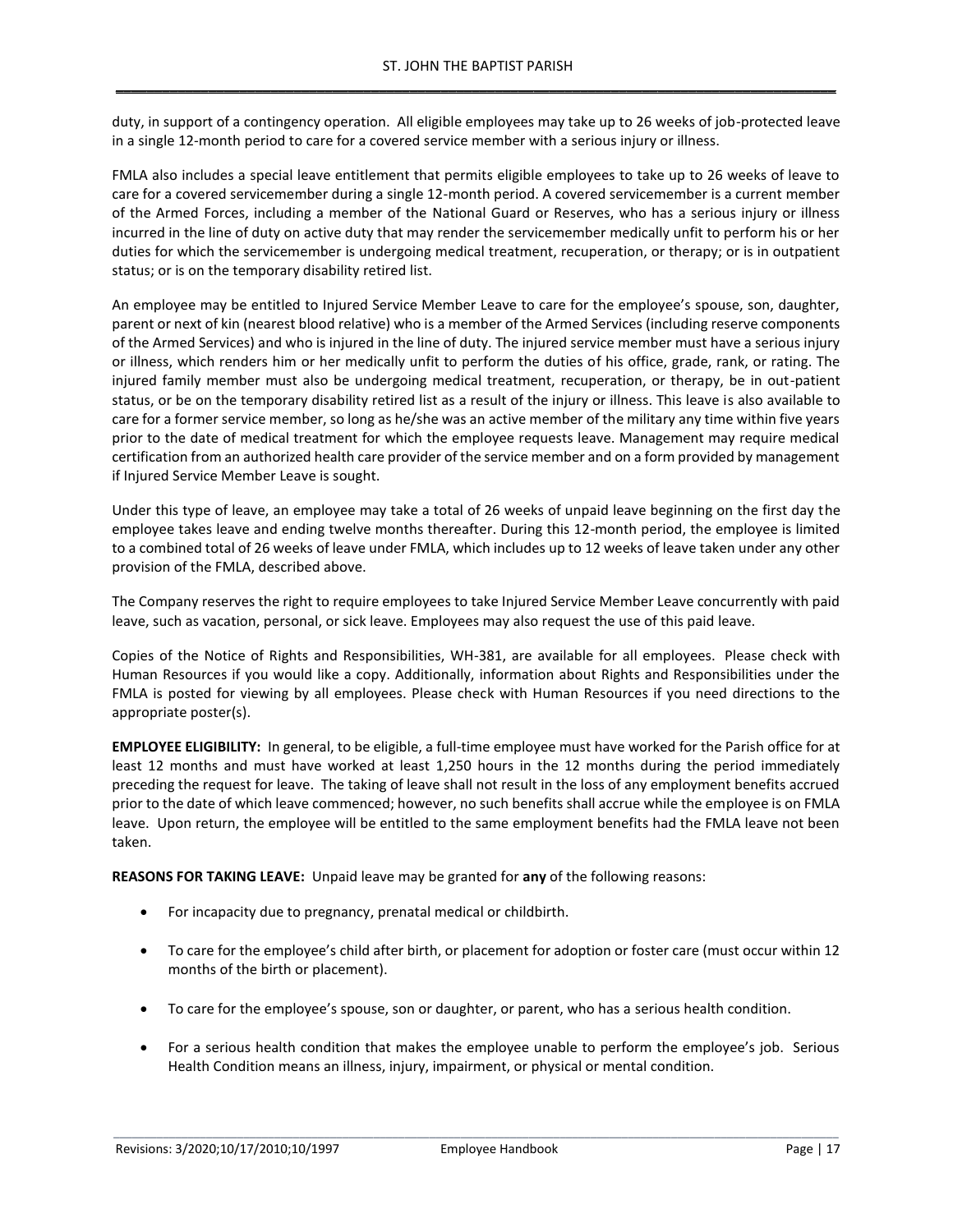duty, in support of a contingency operation. All eligible employees may take up to 26 weeks of job-protected leave in a single 12-month period to care for a covered service member with a serious injury or illness.

FMLA also includes a special leave entitlement that permits eligible employees to take up to 26 weeks of leave to care for a covered servicemember during a single 12-month period. A covered servicemember is a current member of the Armed Forces, including a member of the National Guard or Reserves, who has a serious injury or illness incurred in the line of duty on active duty that may render the servicemember medically unfit to perform his or her duties for which the servicemember is undergoing medical treatment, recuperation, or therapy; or is in outpatient status; or is on the temporary disability retired list.

An employee may be entitled to Injured Service Member Leave to care for the employee's spouse, son, daughter, parent or next of kin (nearest blood relative) who is a member of the Armed Services (including reserve components of the Armed Services) and who is injured in the line of duty. The injured service member must have a serious injury or illness, which renders him or her medically unfit to perform the duties of his office, grade, rank, or rating. The injured family member must also be undergoing medical treatment, recuperation, or therapy, be in out-patient status, or be on the temporary disability retired list as a result of the injury or illness. This leave is also available to care for a former service member, so long as he/she was an active member of the military any time within five years prior to the date of medical treatment for which the employee requests leave. Management may require medical certification from an authorized health care provider of the service member and on a form provided by management if Injured Service Member Leave is sought.

Under this type of leave, an employee may take a total of 26 weeks of unpaid leave beginning on the first day the employee takes leave and ending twelve months thereafter. During this 12-month period, the employee is limited to a combined total of 26 weeks of leave under FMLA, which includes up to 12 weeks of leave taken under any other provision of the FMLA, described above.

The Company reserves the right to require employees to take Injured Service Member Leave concurrently with paid leave, such as vacation, personal, or sick leave. Employees may also request the use of this paid leave.

Copies of the Notice of Rights and Responsibilities, WH-381, are available for all employees. Please check with Human Resources if you would like a copy. Additionally, information about Rights and Responsibilities under the FMLA is posted for viewing by all employees. Please check with Human Resources if you need directions to the appropriate poster(s).

**EMPLOYEE ELIGIBILITY:** In general, to be eligible, a full-time employee must have worked for the Parish office for at least 12 months and must have worked at least 1,250 hours in the 12 months during the period immediately preceding the request for leave. The taking of leave shall not result in the loss of any employment benefits accrued prior to the date of which leave commenced; however, no such benefits shall accrue while the employee is on FMLA leave. Upon return, the employee will be entitled to the same employment benefits had the FMLA leave not been taken.

**REASONS FOR TAKING LEAVE:** Unpaid leave may be granted for **any** of the following reasons:

- For incapacity due to pregnancy, prenatal medical or childbirth.
- To care for the employee's child after birth, or placement for adoption or foster care (must occur within 12 months of the birth or placement).
- To care for the employee's spouse, son or daughter, or parent, who has a serious health condition.
- For a serious health condition that makes the employee unable to perform the employee's job. Serious Health Condition means an illness, injury, impairment, or physical or mental condition.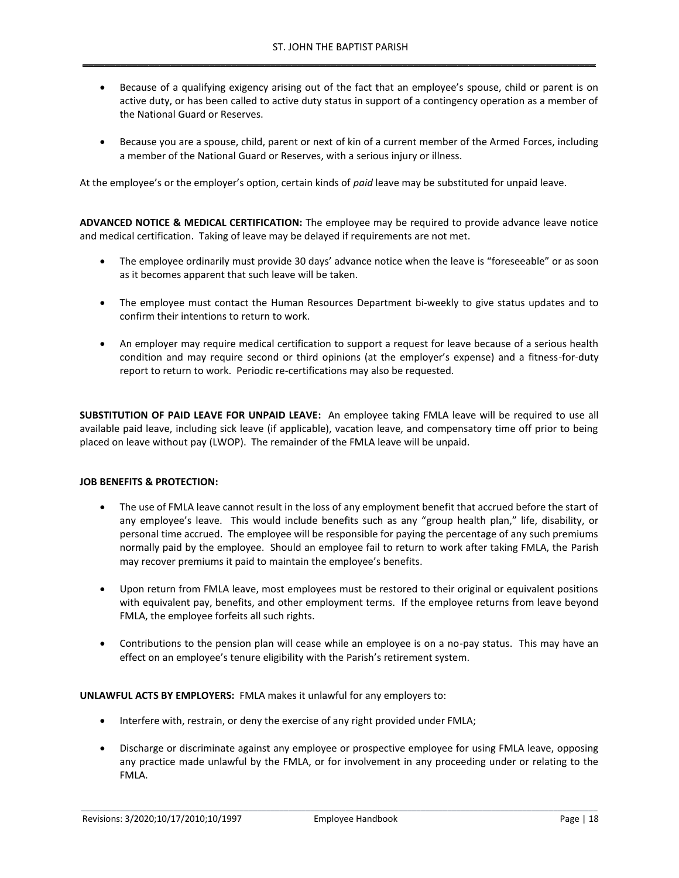- Because of a qualifying exigency arising out of the fact that an employee's spouse, child or parent is on active duty, or has been called to active duty status in support of a contingency operation as a member of the National Guard or Reserves.

- Because you are a spouse, child, parent or next of kin of a current member of the Armed Forces, including a member of the National Guard or Reserves, with a serious injury or illness.

At the employee's or the employer's option, certain kinds of *paid* leave may be substituted for unpaid leave.

**ADVANCED NOTICE & MEDICAL CERTIFICATION:** The employee may be required to provide advance leave notice and medical certification. Taking of leave may be delayed if requirements are not met.

- The employee ordinarily must provide 30 days' advance notice when the leave is "foreseeable" or as soon as it becomes apparent that such leave will be taken.

- The employee must contact the Human Resources Department bi-weekly to give status updates and to confirm their intentions to return to work.

- An employer may require medical certification to support a request for leave because of a serious health condition and may require second or third opinions (at the employer's expense) and a fitness-for-duty report to return to work. Periodic re-certifications may also be requested.

**SUBSTITUTION OF PAID LEAVE FOR UNPAID LEAVE:** An employee taking FMLA leave will be required to use all available paid leave, including sick leave (if applicable), vacation leave, and compensatory time off prior to being placed on leave without pay (LWOP). The remainder of the FMLA leave will be unpaid.

**JOB BENEFITS & PROTECTION:**

- The use of FMLA leave cannot result in the loss of any employment benefit that accrued before the start of any employee's leave. This would include benefits such as any "group health plan," life, disability, or personal time accrued. The employee will be responsible for paying the percentage of any such premiums normally paid by the employee. Should an employee fail to return to work after taking FMLA, the Parish may recover premiums it paid to maintain the employee's benefits.

- Upon return from FMLA leave, most employees must be restored to their original or equivalent positions with equivalent pay, benefits, and other employment terms. If the employee returns from leave beyond FMLA, the employee forfeits all such rights.

- Contributions to the pension plan will cease while an employee is on a no-pay status. This may have an effect on an employee's tenure eligibility with the Parish's retirement system.

**UNLAWFUL ACTS BY EMPLOYERS:** FMLA makes it unlawful for any employers to:

- Interfere with, restrain, or deny the exercise of any right provided under FMLA;

- Discharge or discriminate against any employee or prospective employee for using FMLA leave, opposing any practice made unlawful by the FMLA, or for involvement in any proceeding under or relating to the FMLA.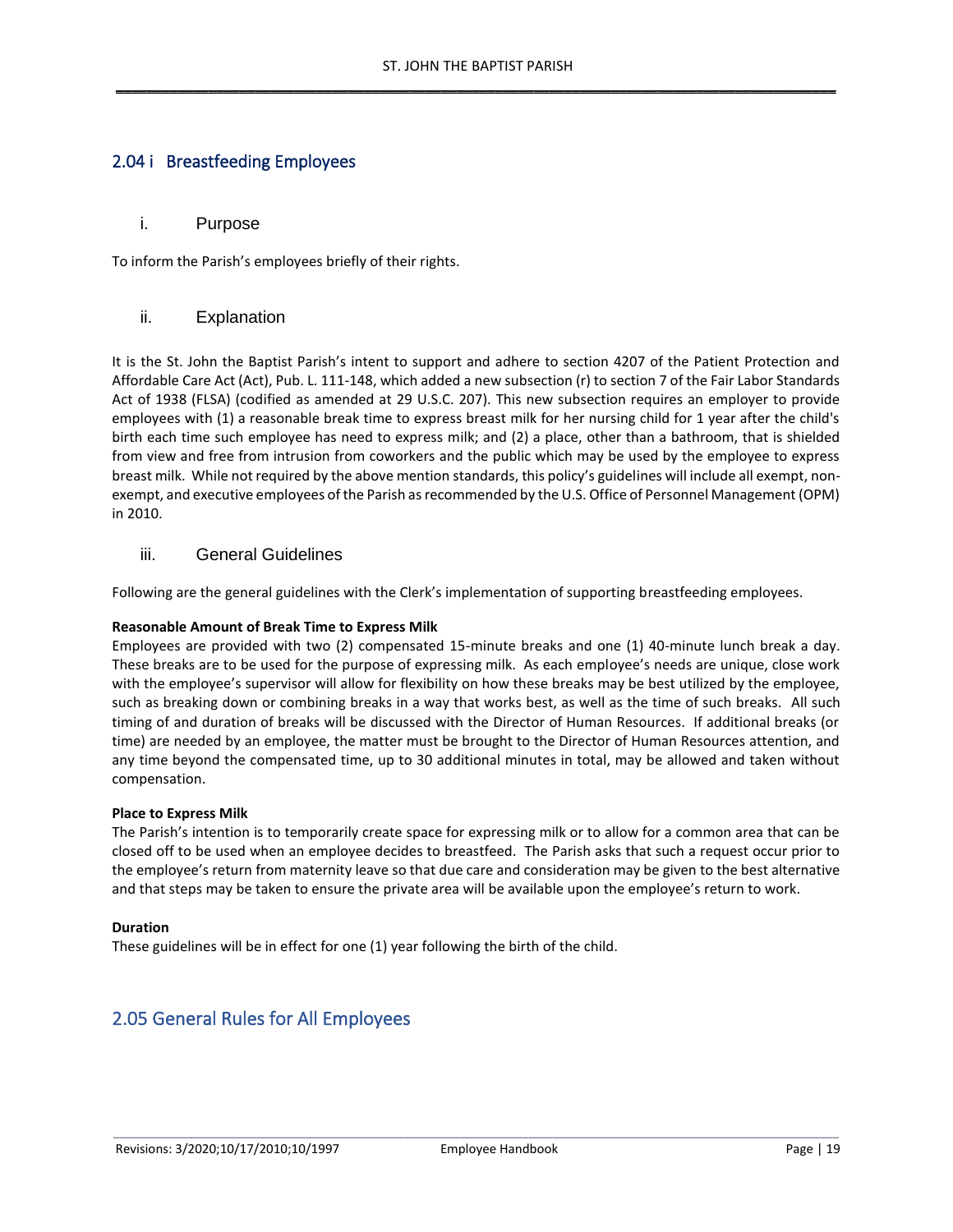## 2.04 i Breastfeeding Employees

### i. Purpose

To inform the Parish's employees briefly of their rights.

### ii. Explanation

It is the St. John the Baptist Parish's intent to support and adhere to section 4207 of the Patient Protection and Affordable Care Act (Act), Pub. L. 111-148, which added a new subsection (r) to section 7 of the Fair Labor Standards Act of 1938 (FLSA) (codified as amended at 29 U.S.C. 207). This new subsection requires an employer to provide employees with (1) a reasonable break time to express breast milk for her nursing child for 1 year after the child's birth each time such employee has need to express milk; and (2) a place, other than a bathroom, that is shielded from view and free from intrusion from coworkers and the public which may be used by the employee to express breast milk. While not required by the above mention standards, this policy's guidelines will include all exempt, non-exempt, and executive employees of the Parish as recommended by the U.S. Office of Personnel Management (OPM) in 2010.

### iii. General Guidelines

Following are the general guidelines with the Clerk's implementation of supporting breastfeeding employees.

**Reasonable Amount of Break Time to Express Milk**
Employees are provided with two (2) compensated 15-minute breaks and one (1) 40-minute lunch break a day. These breaks are to be used for the purpose of expressing milk. As each employee's needs are unique, close work with the employee's supervisor will allow for flexibility on how these breaks may be best utilized by the employee, such as breaking down or combining breaks in a way that works best, as well as the time of such breaks. All such timing of and duration of breaks will be discussed with the Director of Human Resources. If additional breaks (or time) are needed by an employee, the matter must be brought to the Director of Human Resources attention, and any time beyond the compensated time, up to 30 additional minutes in total, may be allowed and taken without compensation.

**Place to Express Milk**
The Parish's intention is to temporarily create space for expressing milk or to allow for a common area that can be closed off to be used when an employee decides to breastfeed. The Parish asks that such a request occur prior to the employee's return from maternity leave so that due care and consideration may be given to the best alternative and that steps may be taken to ensure the private area will be available upon the employee's return to work.

**Duration**
These guidelines will be in effect for one (1) year following the birth of the child.

## 2.05 General Rules for All Employees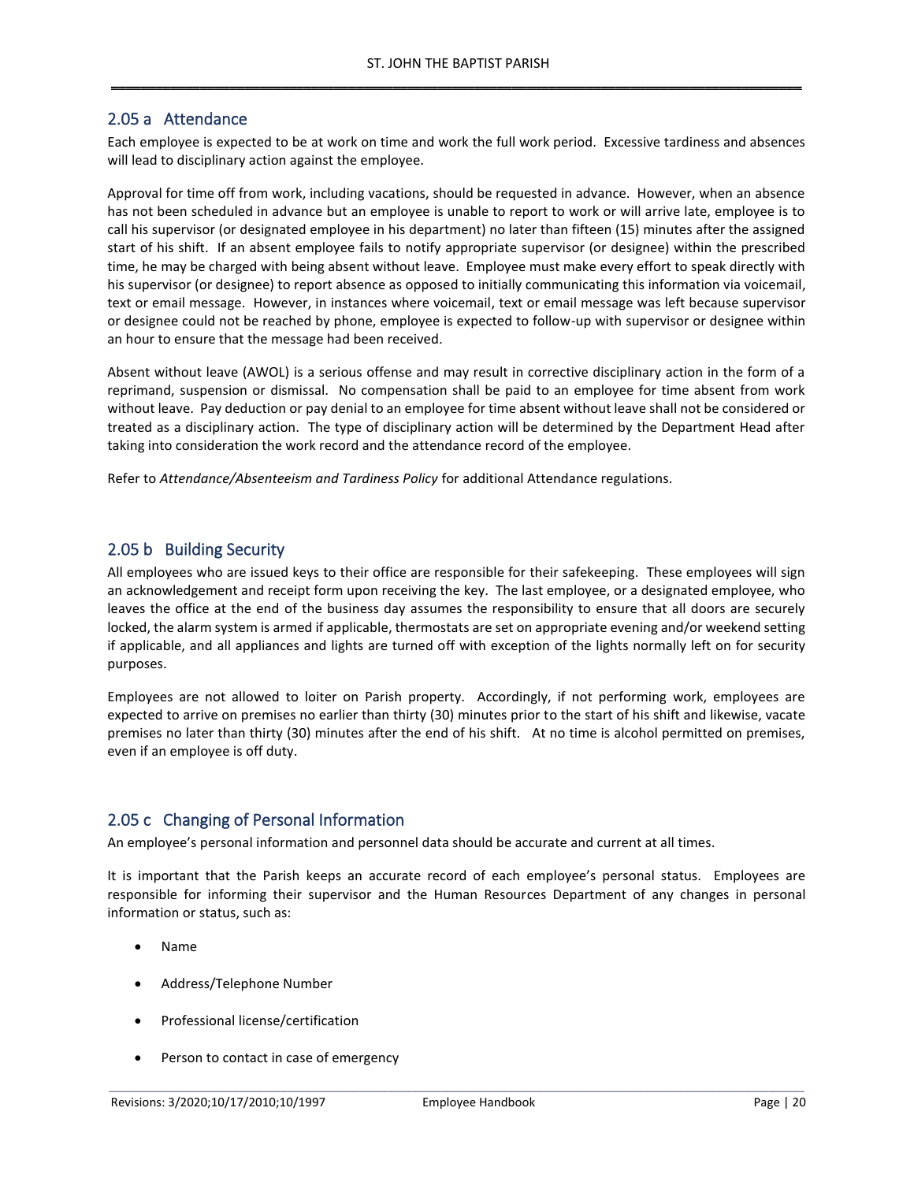## 2.05 a Attendance

Each employee is expected to be at work on time and work the full work period. Excessive tardiness and absences will lead to disciplinary action against the employee.

Approval for time off from work, including vacations, should be requested in advance. However, when an absence has not been scheduled in advance but an employee is unable to report to work or will arrive late, employee is to call his supervisor (or designated employee in his department) no later than fifteen (15) minutes after the assigned start of his shift. If an absent employee fails to notify appropriate supervisor (or designee) within the prescribed time, he may be charged with being absent without leave. Employee must make every effort to speak directly with his supervisor (or designee) to report absence as opposed to initially communicating this information via voicemail, text or email message. However, in instances where voicemail, text or email message was left because supervisor or designee could not be reached by phone, employee is expected to follow-up with supervisor or designee within an hour to ensure that the message had been received.

Absent without leave (AWOL) is a serious offense and may result in corrective disciplinary action in the form of a reprimand, suspension or dismissal. No compensation shall be paid to an employee for time absent from work without leave. Pay deduction or pay denial to an employee for time absent without leave shall not be considered or treated as a disciplinary action. The type of disciplinary action will be determined by the Department Head after taking into consideration the work record and the attendance record of the employee.

Refer to *Attendance/Absenteeism and Tardiness Policy* for additional Attendance regulations.

## 2.05 b Building Security

All employees who are issued keys to their office are responsible for their safekeeping. These employees will sign an acknowledgement and receipt form upon receiving the key. The last employee, or a designated employee, who leaves the office at the end of the business day assumes the responsibility to ensure that all doors are securely locked, the alarm system is armed if applicable, thermostats are set on appropriate evening and/or weekend setting if applicable, and all appliances and lights are turned off with exception of the lights normally left on for security purposes.

Employees are not allowed to loiter on Parish property. Accordingly, if not performing work, employees are expected to arrive on premises no earlier than thirty (30) minutes prior to the start of his shift and likewise, vacate premises no later than thirty (30) minutes after the end of his shift. At no time is alcohol permitted on premises, even if an employee is off duty.

## 2.05 c Changing of Personal Information

An employee's personal information and personnel data should be accurate and current at all times.

It is important that the Parish keeps an accurate record of each employee's personal status. Employees are responsible for informing their supervisor and the Human Resources Department of any changes in personal information or status, such as:

- Name
- Address/Telephone Number
- Professional license/certification
- Person to contact in case of emergency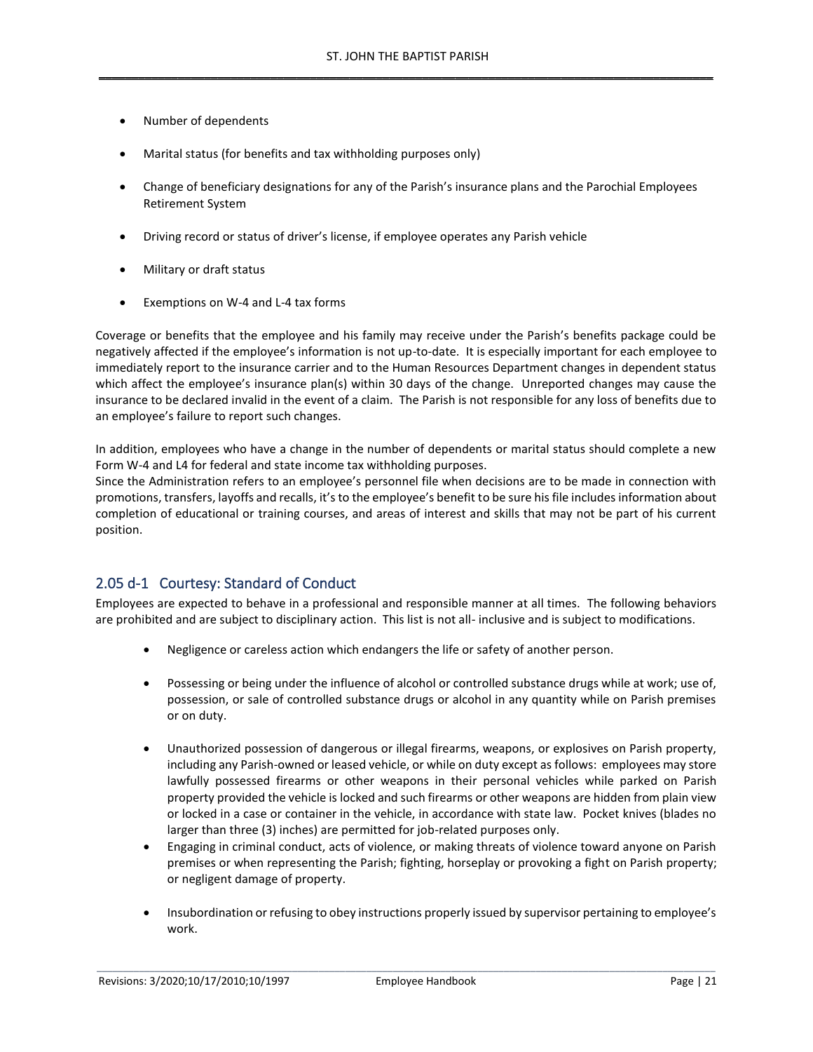- Number of dependents
- Marital status (for benefits and tax withholding purposes only)
- Change of beneficiary designations for any of the Parish's insurance plans and the Parochial Employees Retirement System
- Driving record or status of driver's license, if employee operates any Parish vehicle
- Military or draft status
- Exemptions on W-4 and L-4 tax forms

Coverage or benefits that the employee and his family may receive under the Parish's benefits package could be negatively affected if the employee's information is not up-to-date. It is especially important for each employee to immediately report to the insurance carrier and to the Human Resources Department changes in dependent status which affect the employee's insurance plan(s) within 30 days of the change. Unreported changes may cause the insurance to be declared invalid in the event of a claim. The Parish is not responsible for any loss of benefits due to an employee's failure to report such changes.

In addition, employees who have a change in the number of dependents or marital status should complete a new Form W-4 and L4 for federal and state income tax withholding purposes.
Since the Administration refers to an employee's personnel file when decisions are to be made in connection with promotions, transfers, layoffs and recalls, it's to the employee's benefit to be sure his file includes information about completion of educational or training courses, and areas of interest and skills that may not be part of his current position.

## 2.05 d-1 Courtesy: Standard of Conduct

Employees are expected to behave in a professional and responsible manner at all times. The following behaviors are prohibited and are subject to disciplinary action. This list is not all- inclusive and is subject to modifications.

- Negligence or careless action which endangers the life or safety of another person.
- Possessing or being under the influence of alcohol or controlled substance drugs while at work; use of, possession, or sale of controlled substance drugs or alcohol in any quantity while on Parish premises or on duty.
- Unauthorized possession of dangerous or illegal firearms, weapons, or explosives on Parish property, including any Parish-owned or leased vehicle, or while on duty except as follows: employees may store lawfully possessed firearms or other weapons in their personal vehicles while parked on Parish property provided the vehicle is locked and such firearms or other weapons are hidden from plain view or locked in a case or container in the vehicle, in accordance with state law. Pocket knives (blades no larger than three (3) inches) are permitted for job-related purposes only.
- Engaging in criminal conduct, acts of violence, or making threats of violence toward anyone on Parish premises or when representing the Parish; fighting, horseplay or provoking a fight on Parish property; or negligent damage of property.
- Insubordination or refusing to obey instructions properly issued by supervisor pertaining to employee's work.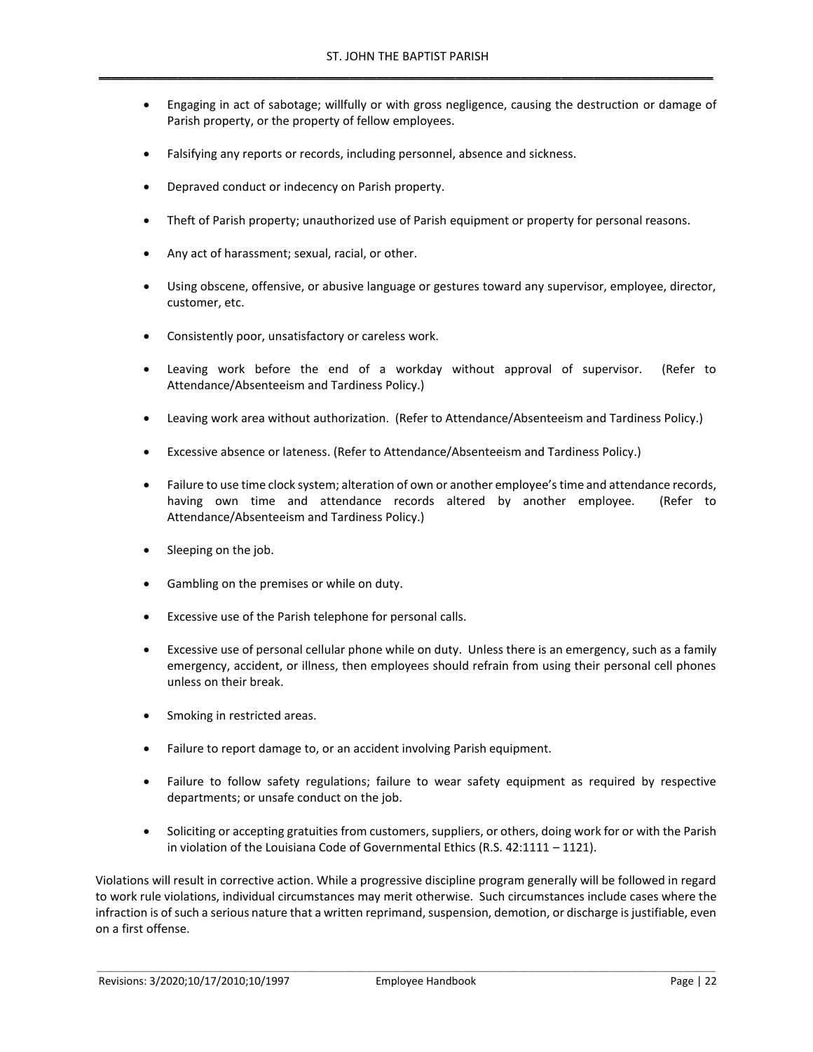- Engaging in act of sabotage; willfully or with gross negligence, causing the destruction or damage of Parish property, or the property of fellow employees.

- Falsifying any reports or records, including personnel, absence and sickness.

- Depraved conduct or indecency on Parish property.

- Theft of Parish property; unauthorized use of Parish equipment or property for personal reasons.

- Any act of harassment; sexual, racial, or other.

- Using obscene, offensive, or abusive language or gestures toward any supervisor, employee, director, customer, etc.

- Consistently poor, unsatisfactory or careless work.

- Leaving work before the end of a workday without approval of supervisor. (Refer to Attendance/Absenteeism and Tardiness Policy.)

- Leaving work area without authorization. (Refer to Attendance/Absenteeism and Tardiness Policy.)

- Excessive absence or lateness. (Refer to Attendance/Absenteeism and Tardiness Policy.)

- Failure to use time clock system; alteration of own or another employee's time and attendance records, having own time and attendance records altered by another employee. (Refer to Attendance/Absenteeism and Tardiness Policy.)

- Sleeping on the job.

- Gambling on the premises or while on duty.

- Excessive use of the Parish telephone for personal calls.

- Excessive use of personal cellular phone while on duty. Unless there is an emergency, such as a family emergency, accident, or illness, then employees should refrain from using their personal cell phones unless on their break.

- Smoking in restricted areas.

- Failure to report damage to, or an accident involving Parish equipment.

- Failure to follow safety regulations; failure to wear safety equipment as required by respective departments; or unsafe conduct on the job.

- Soliciting or accepting gratuities from customers, suppliers, or others, doing work for or with the Parish in violation of the Louisiana Code of Governmental Ethics (R.S. 42:1111 – 1121).

Violations will result in corrective action. While a progressive discipline program generally will be followed in regard to work rule violations, individual circumstances may merit otherwise. Such circumstances include cases where the infraction is of such a serious nature that a written reprimand, suspension, demotion, or discharge is justifiable, even on a first offense.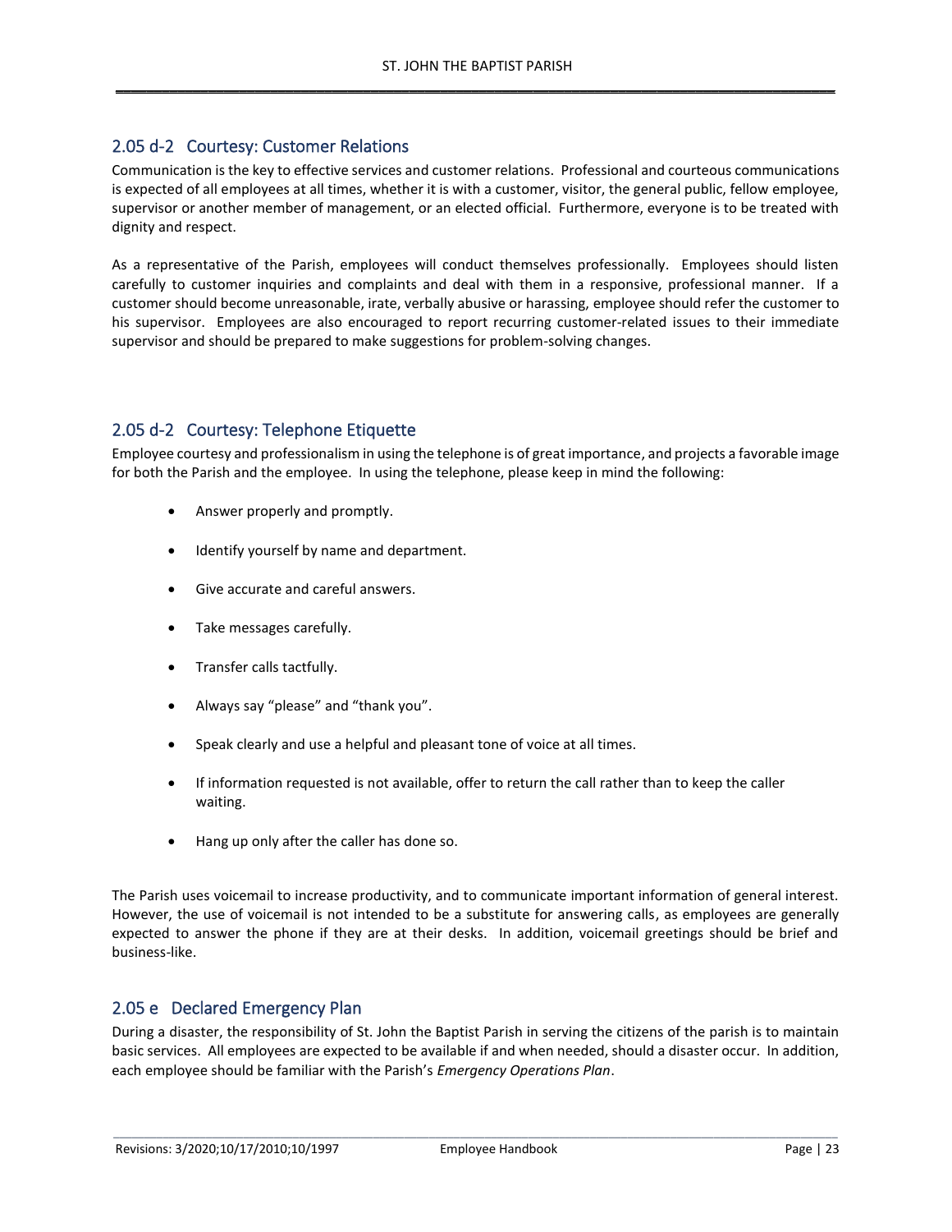## 2.05 d-2 Courtesy: Customer Relations

Communication is the key to effective services and customer relations. Professional and courteous communications is expected of all employees at all times, whether it is with a customer, visitor, the general public, fellow employee, supervisor or another member of management, or an elected official. Furthermore, everyone is to be treated with dignity and respect.

As a representative of the Parish, employees will conduct themselves professionally. Employees should listen carefully to customer inquiries and complaints and deal with them in a responsive, professional manner. If a customer should become unreasonable, irate, verbally abusive or harassing, employee should refer the customer to his supervisor. Employees are also encouraged to report recurring customer-related issues to their immediate supervisor and should be prepared to make suggestions for problem-solving changes.

## 2.05 d-2 Courtesy: Telephone Etiquette

Employee courtesy and professionalism in using the telephone is of great importance, and projects a favorable image for both the Parish and the employee. In using the telephone, please keep in mind the following:

- Answer properly and promptly.
- Identify yourself by name and department.
- Give accurate and careful answers.
- Take messages carefully.
- Transfer calls tactfully.
- Always say "please" and "thank you".
- Speak clearly and use a helpful and pleasant tone of voice at all times.
- If information requested is not available, offer to return the call rather than to keep the caller waiting.
- Hang up only after the caller has done so.

The Parish uses voicemail to increase productivity, and to communicate important information of general interest. However, the use of voicemail is not intended to be a substitute for answering calls, as employees are generally expected to answer the phone if they are at their desks. In addition, voicemail greetings should be brief and business-like.

## 2.05 e Declared Emergency Plan

During a disaster, the responsibility of St. John the Baptist Parish in serving the citizens of the parish is to maintain basic services. All employees are expected to be available if and when needed, should a disaster occur. In addition, each employee should be familiar with the Parish's *Emergency Operations Plan*.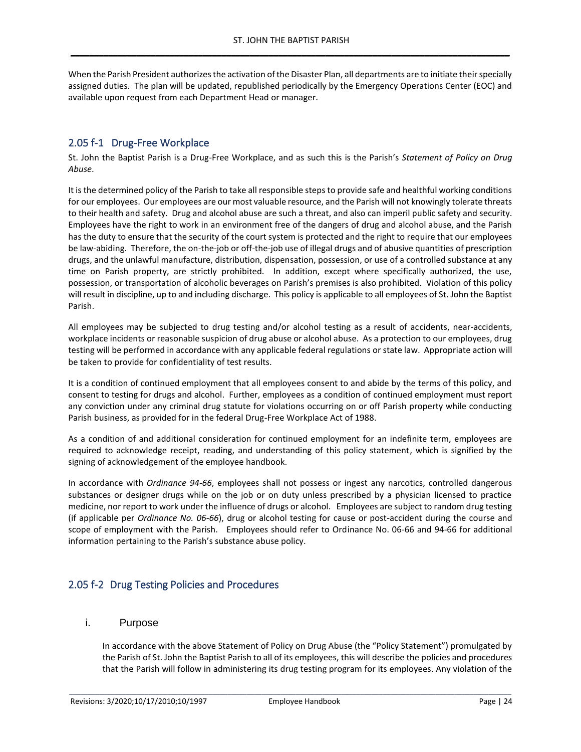When the Parish President authorizes the activation of the Disaster Plan, all departments are to initiate their specially assigned duties. The plan will be updated, republished periodically by the Emergency Operations Center (EOC) and available upon request from each Department Head or manager.

## 2.05 f-1 Drug-Free Workplace

St. John the Baptist Parish is a Drug-Free Workplace, and as such this is the Parish's *Statement of Policy on Drug Abuse*.

It is the determined policy of the Parish to take all responsible steps to provide safe and healthful working conditions for our employees. Our employees are our most valuable resource, and the Parish will not knowingly tolerate threats to their health and safety. Drug and alcohol abuse are such a threat, and also can imperil public safety and security. Employees have the right to work in an environment free of the dangers of drug and alcohol abuse, and the Parish has the duty to ensure that the security of the court system is protected and the right to require that our employees be law-abiding. Therefore, the on-the-job or off-the-job use of illegal drugs and of abusive quantities of prescription drugs, and the unlawful manufacture, distribution, dispensation, possession, or use of a controlled substance at any time on Parish property, are strictly prohibited. In addition, except where specifically authorized, the use, possession, or transportation of alcoholic beverages on Parish's premises is also prohibited. Violation of this policy will result in discipline, up to and including discharge. This policy is applicable to all employees of St. John the Baptist Parish.

All employees may be subjected to drug testing and/or alcohol testing as a result of accidents, near-accidents, workplace incidents or reasonable suspicion of drug abuse or alcohol abuse. As a protection to our employees, drug testing will be performed in accordance with any applicable federal regulations or state law. Appropriate action will be taken to provide for confidentiality of test results.

It is a condition of continued employment that all employees consent to and abide by the terms of this policy, and consent to testing for drugs and alcohol. Further, employees as a condition of continued employment must report any conviction under any criminal drug statute for violations occurring on or off Parish property while conducting Parish business, as provided for in the federal Drug-Free Workplace Act of 1988.

As a condition of and additional consideration for continued employment for an indefinite term, employees are required to acknowledge receipt, reading, and understanding of this policy statement, which is signified by the signing of acknowledgement of the employee handbook.

In accordance with *Ordinance 94-66*, employees shall not possess or ingest any narcotics, controlled dangerous substances or designer drugs while on the job or on duty unless prescribed by a physician licensed to practice medicine, nor report to work under the influence of drugs or alcohol. Employees are subject to random drug testing (if applicable per *Ordinance No. 06-66*), drug or alcohol testing for cause or post-accident during the course and scope of employment with the Parish. Employees should refer to Ordinance No. 06-66 and 94-66 for additional information pertaining to the Parish's substance abuse policy.

## 2.05 f-2 Drug Testing Policies and Procedures

### i. Purpose

In accordance with the above Statement of Policy on Drug Abuse (the "Policy Statement") promulgated by the Parish of St. John the Baptist Parish to all of its employees, this will describe the policies and procedures that the Parish will follow in administering its drug testing program for its employees. Any violation of the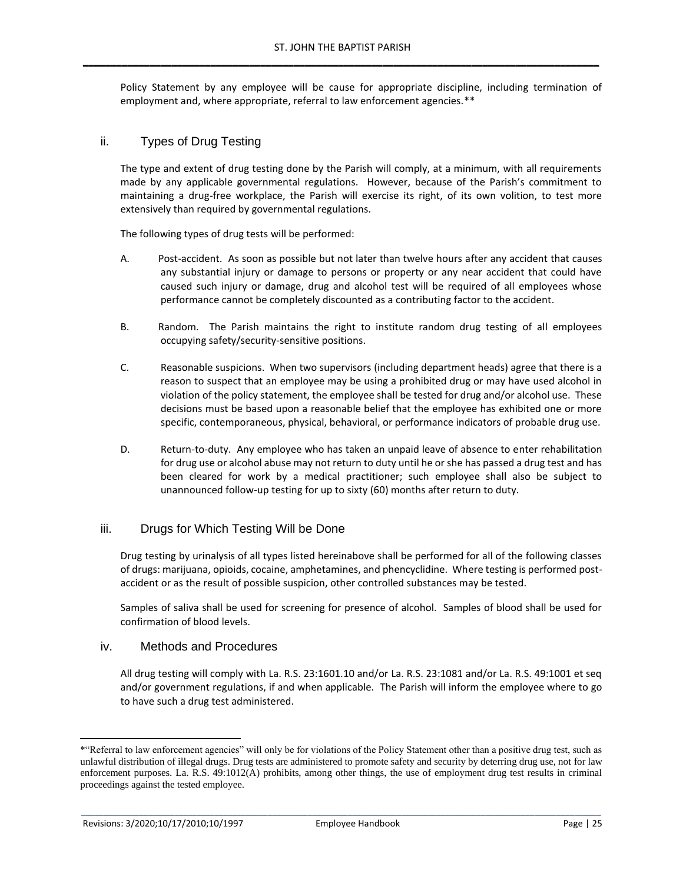Policy Statement by any employee will be cause for appropriate discipline, including termination of employment and, where appropriate, referral to law enforcement agencies.**

## ii. Types of Drug Testing

The type and extent of drug testing done by the Parish will comply, at a minimum, with all requirements made by any applicable governmental regulations. However, because of the Parish's commitment to maintaining a drug-free workplace, the Parish will exercise its right, of its own volition, to test more extensively than required by governmental regulations.

The following types of drug tests will be performed:

A. Post-accident. As soon as possible but not later than twelve hours after any accident that causes any substantial injury or damage to persons or property or any near accident that could have caused such injury or damage, drug and alcohol test will be required of all employees whose performance cannot be completely discounted as a contributing factor to the accident.

B. Random. The Parish maintains the right to institute random drug testing of all employees occupying safety/security-sensitive positions.

C. Reasonable suspicions. When two supervisors (including department heads) agree that there is a reason to suspect that an employee may be using a prohibited drug or may have used alcohol in violation of the policy statement, the employee shall be tested for drug and/or alcohol use. These decisions must be based upon a reasonable belief that the employee has exhibited one or more specific, contemporaneous, physical, behavioral, or performance indicators of probable drug use.

D. Return-to-duty. Any employee who has taken an unpaid leave of absence to enter rehabilitation for drug use or alcohol abuse may not return to duty until he or she has passed a drug test and has been cleared for work by a medical practitioner; such employee shall also be subject to unannounced follow-up testing for up to sixty (60) months after return to duty.

## iii. Drugs for Which Testing Will be Done

Drug testing by urinalysis of all types listed hereinabove shall be performed for all of the following classes of drugs: marijuana, opioids, cocaine, amphetamines, and phencyclidine. Where testing is performed post-accident or as the result of possible suspicion, other controlled substances may be tested.

Samples of saliva shall be used for screening for presence of alcohol. Samples of blood shall be used for confirmation of blood levels.

## iv. Methods and Procedures

All drug testing will comply with La. R.S. 23:1601.10 and/or La. R.S. 23:1081 and/or La. R.S. 49:1001 et seq and/or government regulations, if and when applicable. The Parish will inform the employee where to go to have such a drug test administered.

---

*"Referral to law enforcement agencies" will only be for violations of the Policy Statement other than a positive drug test, such as unlawful distribution of illegal drugs. Drug tests are administered to promote safety and security by deterring drug use, not for law enforcement purposes. La. R.S. 49:1012(A) prohibits, among other things, the use of employment drug test results in criminal proceedings against the tested employee.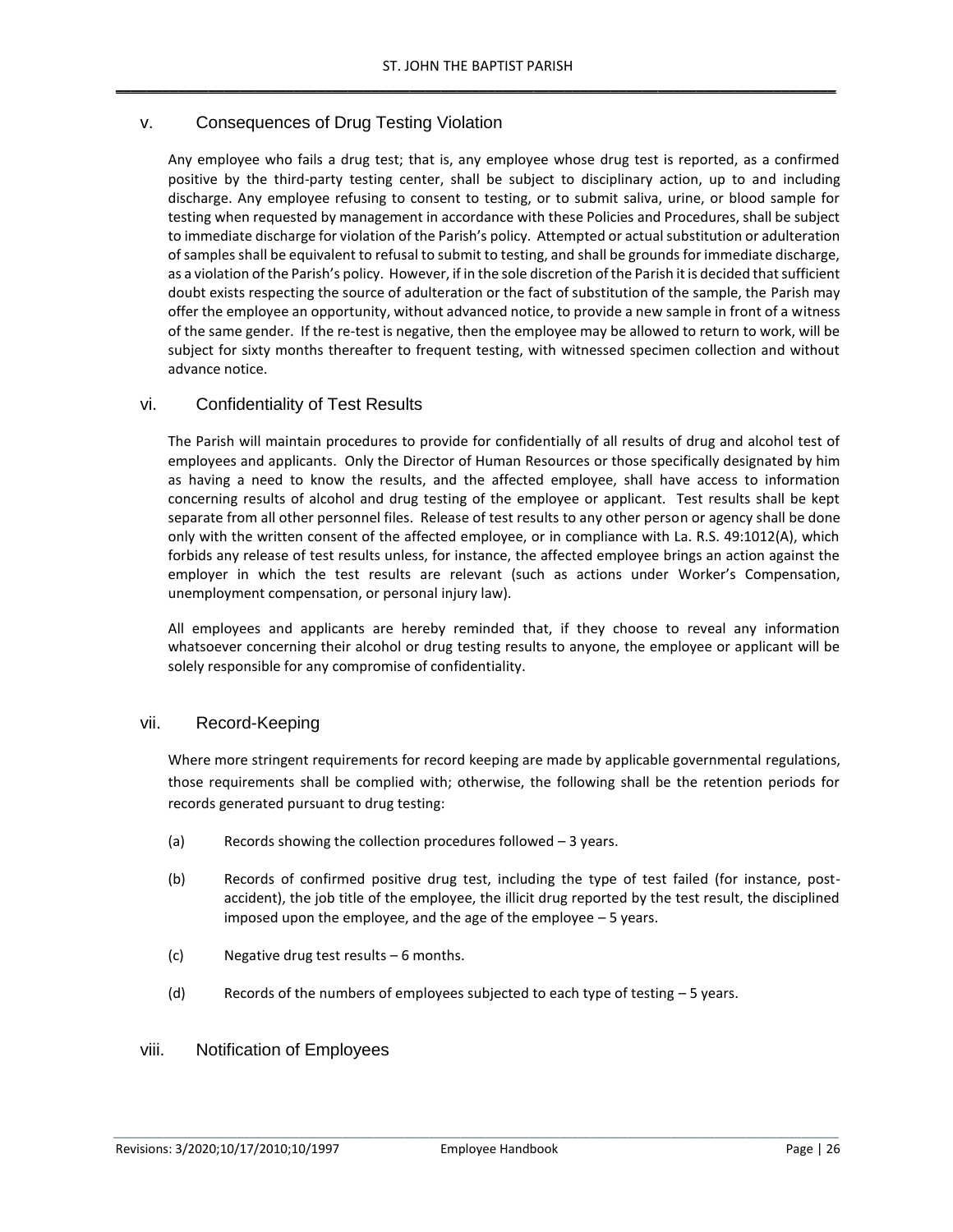### v. Consequences of Drug Testing Violation

Any employee who fails a drug test; that is, any employee whose drug test is reported, as a confirmed positive by the third-party testing center, shall be subject to disciplinary action, up to and including discharge. Any employee refusing to consent to testing, or to submit saliva, urine, or blood sample for testing when requested by management in accordance with these Policies and Procedures, shall be subject to immediate discharge for violation of the Parish's policy. Attempted or actual substitution or adulteration of samples shall be equivalent to refusal to submit to testing, and shall be grounds for immediate discharge, as a violation of the Parish's policy. However, if in the sole discretion of the Parish it is decided that sufficient doubt exists respecting the source of adulteration or the fact of substitution of the sample, the Parish may offer the employee an opportunity, without advanced notice, to provide a new sample in front of a witness of the same gender. If the re-test is negative, then the employee may be allowed to return to work, will be subject for sixty months thereafter to frequent testing, with witnessed specimen collection and without advance notice.

### vi. Confidentiality of Test Results

The Parish will maintain procedures to provide for confidentially of all results of drug and alcohol test of employees and applicants. Only the Director of Human Resources or those specifically designated by him as having a need to know the results, and the affected employee, shall have access to information concerning results of alcohol and drug testing of the employee or applicant. Test results shall be kept separate from all other personnel files. Release of test results to any other person or agency shall be done only with the written consent of the affected employee, or in compliance with La. R.S. 49:1012(A), which forbids any release of test results unless, for instance, the affected employee brings an action against the employer in which the test results are relevant (such as actions under Worker's Compensation, unemployment compensation, or personal injury law).

All employees and applicants are hereby reminded that, if they choose to reveal any information whatsoever concerning their alcohol or drug testing results to anyone, the employee or applicant will be solely responsible for any compromise of confidentiality.

### vii. Record-Keeping

Where more stringent requirements for record keeping are made by applicable governmental regulations, those requirements shall be complied with; otherwise, the following shall be the retention periods for records generated pursuant to drug testing:

(a) Records showing the collection procedures followed – 3 years.

(b) Records of confirmed positive drug test, including the type of test failed (for instance, post-accident), the job title of the employee, the illicit drug reported by the test result, the disciplined imposed upon the employee, and the age of the employee – 5 years.

(c) Negative drug test results – 6 months.

(d) Records of the numbers of employees subjected to each type of testing – 5 years.

### viii. Notification of Employees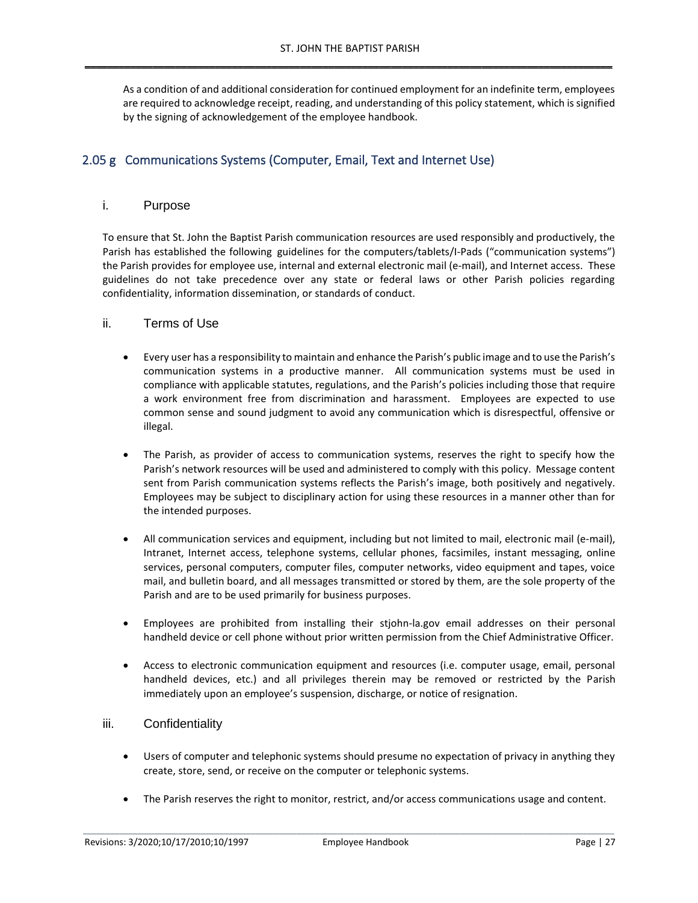As a condition of and additional consideration for continued employment for an indefinite term, employees are required to acknowledge receipt, reading, and understanding of this policy statement, which is signified by the signing of acknowledgement of the employee handbook.

## 2.05 g Communications Systems (Computer, Email, Text and Internet Use)

### i. Purpose

To ensure that St. John the Baptist Parish communication resources are used responsibly and productively, the Parish has established the following guidelines for the computers/tablets/I-Pads ("communication systems") the Parish provides for employee use, internal and external electronic mail (e-mail), and Internet access. These guidelines do not take precedence over any state or federal laws or other Parish policies regarding confidentiality, information dissemination, or standards of conduct.

### ii. Terms of Use

- Every user has a responsibility to maintain and enhance the Parish's public image and to use the Parish's communication systems in a productive manner. All communication systems must be used in compliance with applicable statutes, regulations, and the Parish's policies including those that require a work environment free from discrimination and harassment. Employees are expected to use common sense and sound judgment to avoid any communication which is disrespectful, offensive or illegal.

- The Parish, as provider of access to communication systems, reserves the right to specify how the Parish's network resources will be used and administered to comply with this policy. Message content sent from Parish communication systems reflects the Parish's image, both positively and negatively. Employees may be subject to disciplinary action for using these resources in a manner other than for the intended purposes.

- All communication services and equipment, including but not limited to mail, electronic mail (e-mail), Intranet, Internet access, telephone systems, cellular phones, facsimiles, instant messaging, online services, personal computers, computer files, computer networks, video equipment and tapes, voice mail, and bulletin board, and all messages transmitted or stored by them, are the sole property of the Parish and are to be used primarily for business purposes.

- Employees are prohibited from installing their stjohn-la.gov email addresses on their personal handheld device or cell phone without prior written permission from the Chief Administrative Officer.

- Access to electronic communication equipment and resources (i.e. computer usage, email, personal handheld devices, etc.) and all privileges therein may be removed or restricted by the Parish immediately upon an employee's suspension, discharge, or notice of resignation.

### iii. Confidentiality

- Users of computer and telephonic systems should presume no expectation of privacy in anything they create, store, send, or receive on the computer or telephonic systems.

- The Parish reserves the right to monitor, restrict, and/or access communications usage and content.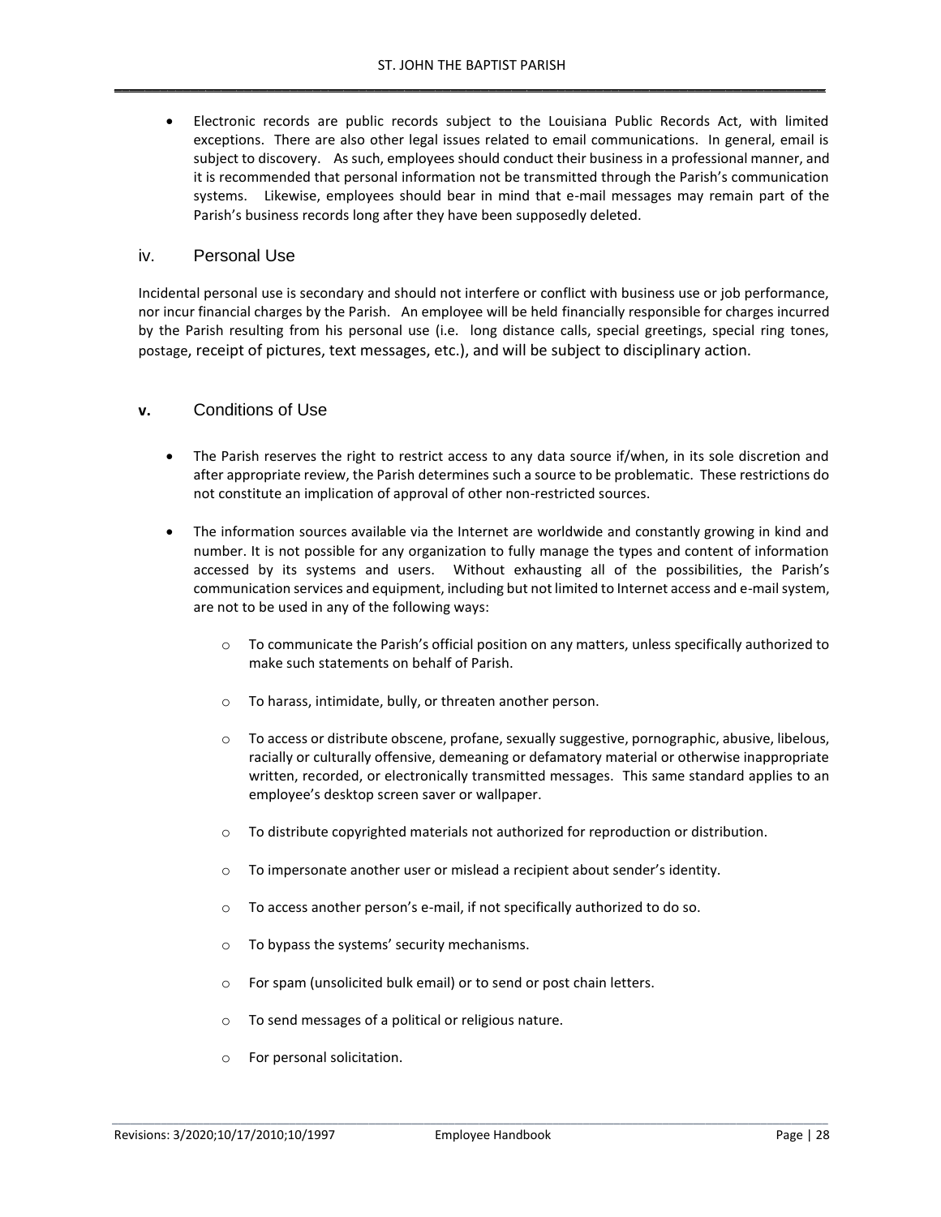- Electronic records are public records subject to the Louisiana Public Records Act, with limited exceptions. There are also other legal issues related to email communications. In general, email is subject to discovery. As such, employees should conduct their business in a professional manner, and it is recommended that personal information not be transmitted through the Parish's communication systems. Likewise, employees should bear in mind that e-mail messages may remain part of the Parish's business records long after they have been supposedly deleted.

### iv. Personal Use

Incidental personal use is secondary and should not interfere or conflict with business use or job performance, nor incur financial charges by the Parish. An employee will be held financially responsible for charges incurred by the Parish resulting from his personal use (i.e. long distance calls, special greetings, special ring tones, postage, receipt of pictures, text messages, etc.), and will be subject to disciplinary action.

### v. Conditions of Use

- The Parish reserves the right to restrict access to any data source if/when, in its sole discretion and after appropriate review, the Parish determines such a source to be problematic. These restrictions do not constitute an implication of approval of other non-restricted sources.

- The information sources available via the Internet are worldwide and constantly growing in kind and number. It is not possible for any organization to fully manage the types and content of information accessed by its systems and users. Without exhausting all of the possibilities, the Parish's communication services and equipment, including but not limited to Internet access and e-mail system, are not to be used in any of the following ways:

    - To communicate the Parish's official position on any matters, unless specifically authorized to make such statements on behalf of Parish.
    - To harass, intimidate, bully, or threaten another person.
    - To access or distribute obscene, profane, sexually suggestive, pornographic, abusive, libelous, racially or culturally offensive, demeaning or defamatory material or otherwise inappropriate written, recorded, or electronically transmitted messages. This same standard applies to an employee's desktop screen saver or wallpaper.
    - To distribute copyrighted materials not authorized for reproduction or distribution.
    - To impersonate another user or mislead a recipient about sender's identity.
    - To access another person's e-mail, if not specifically authorized to do so.
    - To bypass the systems' security mechanisms.
    - For spam (unsolicited bulk email) or to send or post chain letters.
    - To send messages of a political or religious nature.
    - For personal solicitation.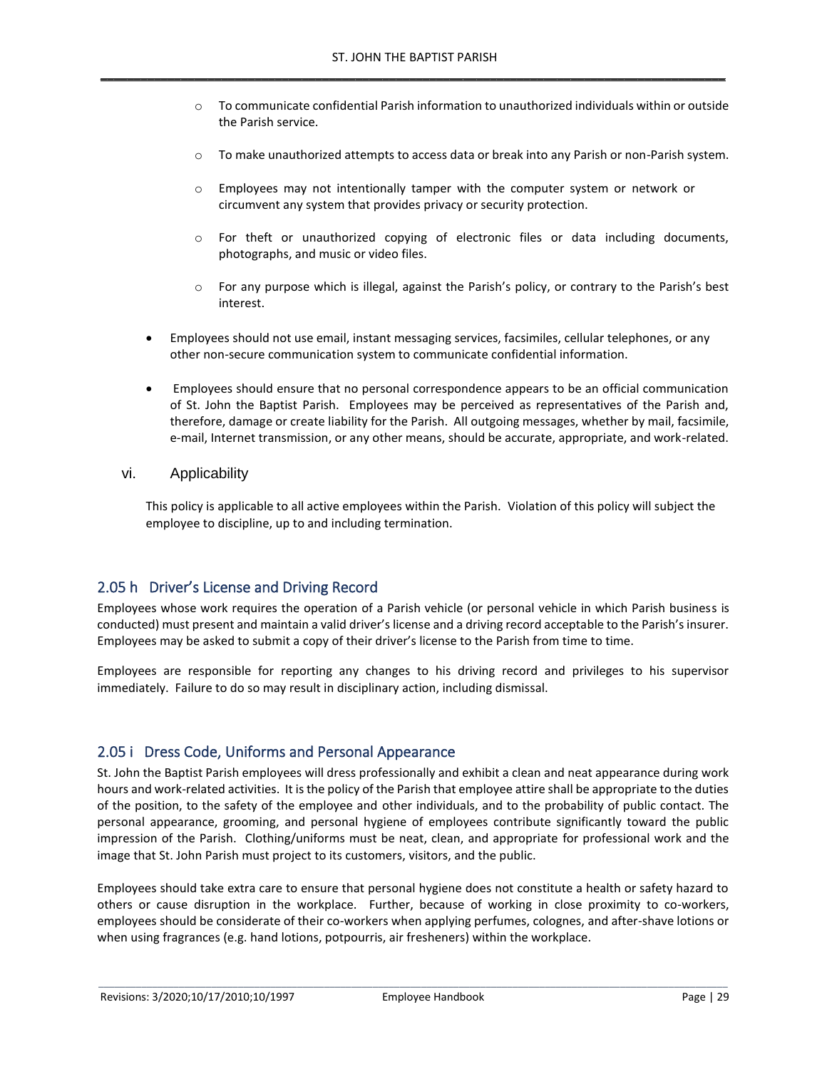- To communicate confidential Parish information to unauthorized individuals within or outside the Parish service.

- To make unauthorized attempts to access data or break into any Parish or non-Parish system.

- Employees may not intentionally tamper with the computer system or network or circumvent any system that provides privacy or security protection.

- For theft or unauthorized copying of electronic files or data including documents, photographs, and music or video files.

- For any purpose which is illegal, against the Parish's policy, or contrary to the Parish's best interest.

- Employees should not use email, instant messaging services, facsimiles, cellular telephones, or any other non-secure communication system to communicate confidential information.

- Employees should ensure that no personal correspondence appears to be an official communication of St. John the Baptist Parish. Employees may be perceived as representatives of the Parish and, therefore, damage or create liability for the Parish. All outgoing messages, whether by mail, facsimile, e-mail, Internet transmission, or any other means, should be accurate, appropriate, and work-related.

### vi. Applicability

This policy is applicable to all active employees within the Parish. Violation of this policy will subject the employee to discipline, up to and including termination.

## 2.05 h Driver's License and Driving Record

Employees whose work requires the operation of a Parish vehicle (or personal vehicle in which Parish business is conducted) must present and maintain a valid driver's license and a driving record acceptable to the Parish's insurer. Employees may be asked to submit a copy of their driver's license to the Parish from time to time.

Employees are responsible for reporting any changes to his driving record and privileges to his supervisor immediately. Failure to do so may result in disciplinary action, including dismissal.

## 2.05 i Dress Code, Uniforms and Personal Appearance

St. John the Baptist Parish employees will dress professionally and exhibit a clean and neat appearance during work hours and work-related activities. It is the policy of the Parish that employee attire shall be appropriate to the duties of the position, to the safety of the employee and other individuals, and to the probability of public contact. The personal appearance, grooming, and personal hygiene of employees contribute significantly toward the public impression of the Parish. Clothing/uniforms must be neat, clean, and appropriate for professional work and the image that St. John Parish must project to its customers, visitors, and the public.

Employees should take extra care to ensure that personal hygiene does not constitute a health or safety hazard to others or cause disruption in the workplace. Further, because of working in close proximity to co-workers, employees should be considerate of their co-workers when applying perfumes, colognes, and after-shave lotions or when using fragrances (e.g. hand lotions, potpourris, air fresheners) within the workplace.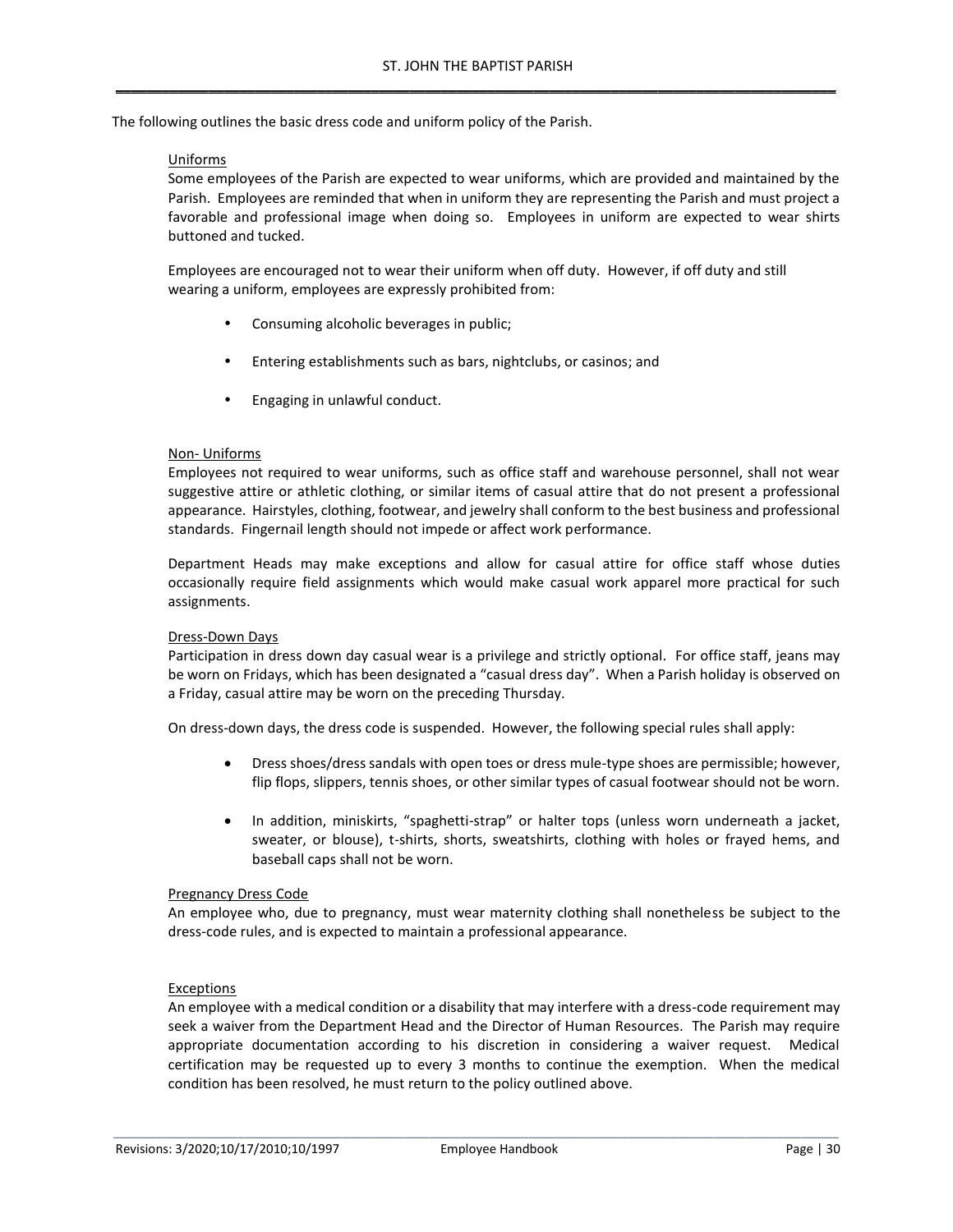The following outlines the basic dress code and uniform policy of the Parish.

### Uniforms

Some employees of the Parish are expected to wear uniforms, which are provided and maintained by the Parish. Employees are reminded that when in uniform they are representing the Parish and must project a favorable and professional image when doing so. Employees in uniform are expected to wear shirts buttoned and tucked.

Employees are encouraged not to wear their uniform when off duty. However, if off duty and still wearing a uniform, employees are expressly prohibited from:

- Consuming alcoholic beverages in public;
- Entering establishments such as bars, nightclubs, or casinos; and
- Engaging in unlawful conduct.

### Non- Uniforms

Employees not required to wear uniforms, such as office staff and warehouse personnel, shall not wear suggestive attire or athletic clothing, or similar items of casual attire that do not present a professional appearance. Hairstyles, clothing, footwear, and jewelry shall conform to the best business and professional standards. Fingernail length should not impede or affect work performance.

Department Heads may make exceptions and allow for casual attire for office staff whose duties occasionally require field assignments which would make casual work apparel more practical for such assignments.

### Dress-Down Days

Participation in dress down day casual wear is a privilege and strictly optional. For office staff, jeans may be worn on Fridays, which has been designated a "casual dress day". When a Parish holiday is observed on a Friday, casual attire may be worn on the preceding Thursday.

On dress-down days, the dress code is suspended. However, the following special rules shall apply:

- Dress shoes/dress sandals with open toes or dress mule-type shoes are permissible; however, flip flops, slippers, tennis shoes, or other similar types of casual footwear should not be worn.
- In addition, miniskirts, "spaghetti-strap" or halter tops (unless worn underneath a jacket, sweater, or blouse), t-shirts, shorts, sweatshirts, clothing with holes or frayed hems, and baseball caps shall not be worn.

### Pregnancy Dress Code

An employee who, due to pregnancy, must wear maternity clothing shall nonetheless be subject to the dress-code rules, and is expected to maintain a professional appearance.

### Exceptions

An employee with a medical condition or a disability that may interfere with a dress-code requirement may seek a waiver from the Department Head and the Director of Human Resources. The Parish may require appropriate documentation according to his discretion in considering a waiver request. Medical certification may be requested up to every 3 months to continue the exemption. When the medical condition has been resolved, he must return to the policy outlined above.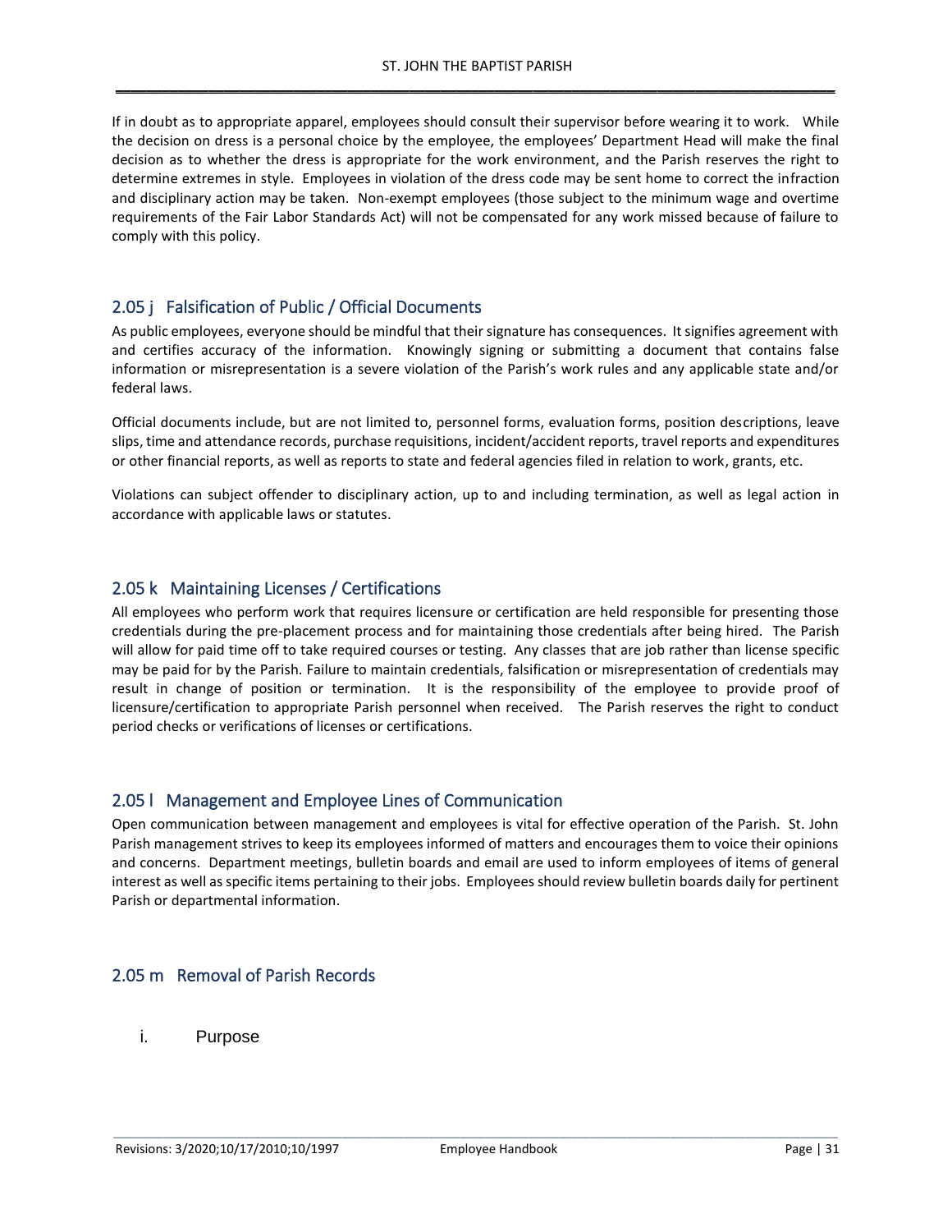If in doubt as to appropriate apparel, employees should consult their supervisor before wearing it to work. While the decision on dress is a personal choice by the employee, the employees' Department Head will make the final decision as to whether the dress is appropriate for the work environment, and the Parish reserves the right to determine extremes in style. Employees in violation of the dress code may be sent home to correct the infraction and disciplinary action may be taken. Non-exempt employees (those subject to the minimum wage and overtime requirements of the Fair Labor Standards Act) will not be compensated for any work missed because of failure to comply with this policy.

## 2.05 j Falsification of Public / Official Documents

As public employees, everyone should be mindful that their signature has consequences. It signifies agreement with and certifies accuracy of the information. Knowingly signing or submitting a document that contains false information or misrepresentation is a severe violation of the Parish's work rules and any applicable state and/or federal laws.

Official documents include, but are not limited to, personnel forms, evaluation forms, position descriptions, leave slips, time and attendance records, purchase requisitions, incident/accident reports, travel reports and expenditures or other financial reports, as well as reports to state and federal agencies filed in relation to work, grants, etc.

Violations can subject offender to disciplinary action, up to and including termination, as well as legal action in accordance with applicable laws or statutes.

## 2.05 k Maintaining Licenses / Certifications

All employees who perform work that requires licensure or certification are held responsible for presenting those credentials during the pre-placement process and for maintaining those credentials after being hired. The Parish will allow for paid time off to take required courses or testing. Any classes that are job rather than license specific may be paid for by the Parish. Failure to maintain credentials, falsification or misrepresentation of credentials may result in change of position or termination. It is the responsibility of the employee to provide proof of licensure/certification to appropriate Parish personnel when received. The Parish reserves the right to conduct period checks or verifications of licenses or certifications.

## 2.05 l Management and Employee Lines of Communication

Open communication between management and employees is vital for effective operation of the Parish. St. John Parish management strives to keep its employees informed of matters and encourages them to voice their opinions and concerns. Department meetings, bulletin boards and email are used to inform employees of items of general interest as well as specific items pertaining to their jobs. Employees should review bulletin boards daily for pertinent Parish or departmental information.

## 2.05 m Removal of Parish Records

i. Purpose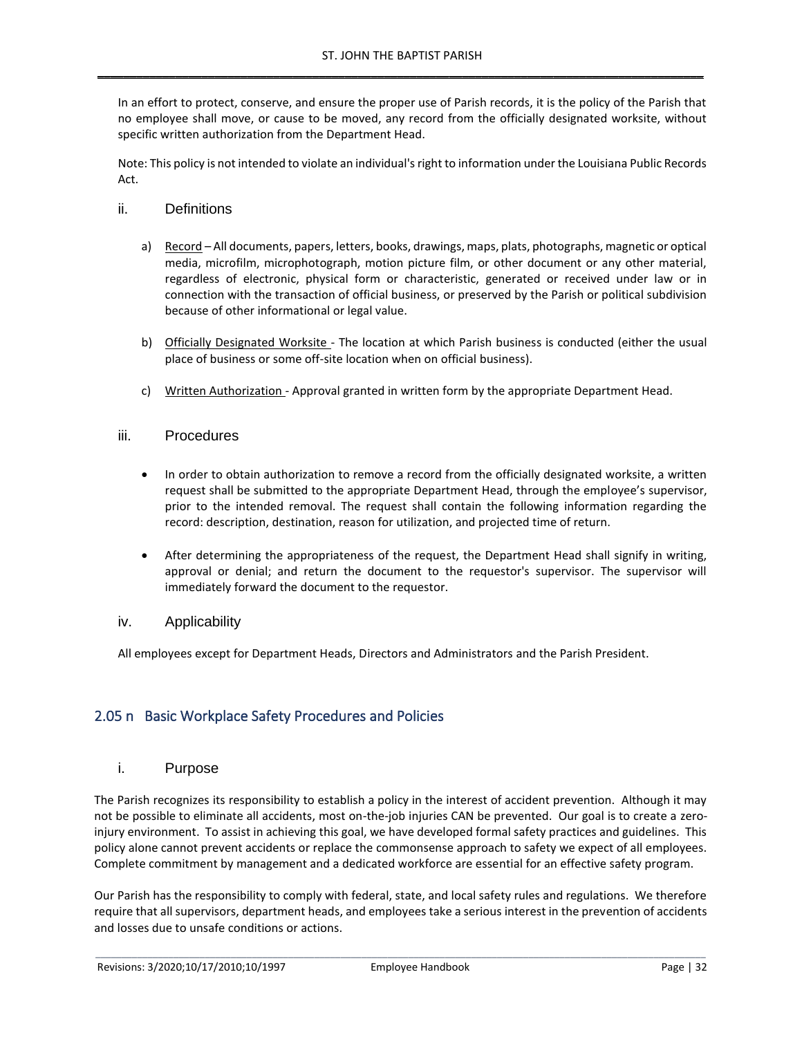In an effort to protect, conserve, and ensure the proper use of Parish records, it is the policy of the Parish that no employee shall move, or cause to be moved, any record from the officially designated worksite, without specific written authorization from the Department Head.

Note: This policy is not intended to violate an individual's right to information under the Louisiana Public Records Act.

### ii. Definitions

a) Record – All documents, papers, letters, books, drawings, maps, plats, photographs, magnetic or optical media, microfilm, microphotograph, motion picture film, or other document or any other material, regardless of electronic, physical form or characteristic, generated or received under law or in connection with the transaction of official business, or preserved by the Parish or political subdivision because of other informational or legal value.

b) Officially Designated Worksite - The location at which Parish business is conducted (either the usual place of business or some off-site location when on official business).

c) Written Authorization - Approval granted in written form by the appropriate Department Head.

### iii. Procedures

- In order to obtain authorization to remove a record from the officially designated worksite, a written request shall be submitted to the appropriate Department Head, through the employee's supervisor, prior to the intended removal. The request shall contain the following information regarding the record: description, destination, reason for utilization, and projected time of return.

- After determining the appropriateness of the request, the Department Head shall signify in writing, approval or denial; and return the document to the requestor's supervisor. The supervisor will immediately forward the document to the requestor.

### iv. Applicability

All employees except for Department Heads, Directors and Administrators and the Parish President.

## 2.05 n Basic Workplace Safety Procedures and Policies

### i. Purpose

The Parish recognizes its responsibility to establish a policy in the interest of accident prevention. Although it may not be possible to eliminate all accidents, most on-the-job injuries CAN be prevented. Our goal is to create a zero-injury environment. To assist in achieving this goal, we have developed formal safety practices and guidelines. This policy alone cannot prevent accidents or replace the commonsense approach to safety we expect of all employees. Complete commitment by management and a dedicated workforce are essential for an effective safety program.

Our Parish has the responsibility to comply with federal, state, and local safety rules and regulations. We therefore require that all supervisors, department heads, and employees take a serious interest in the prevention of accidents and losses due to unsafe conditions or actions.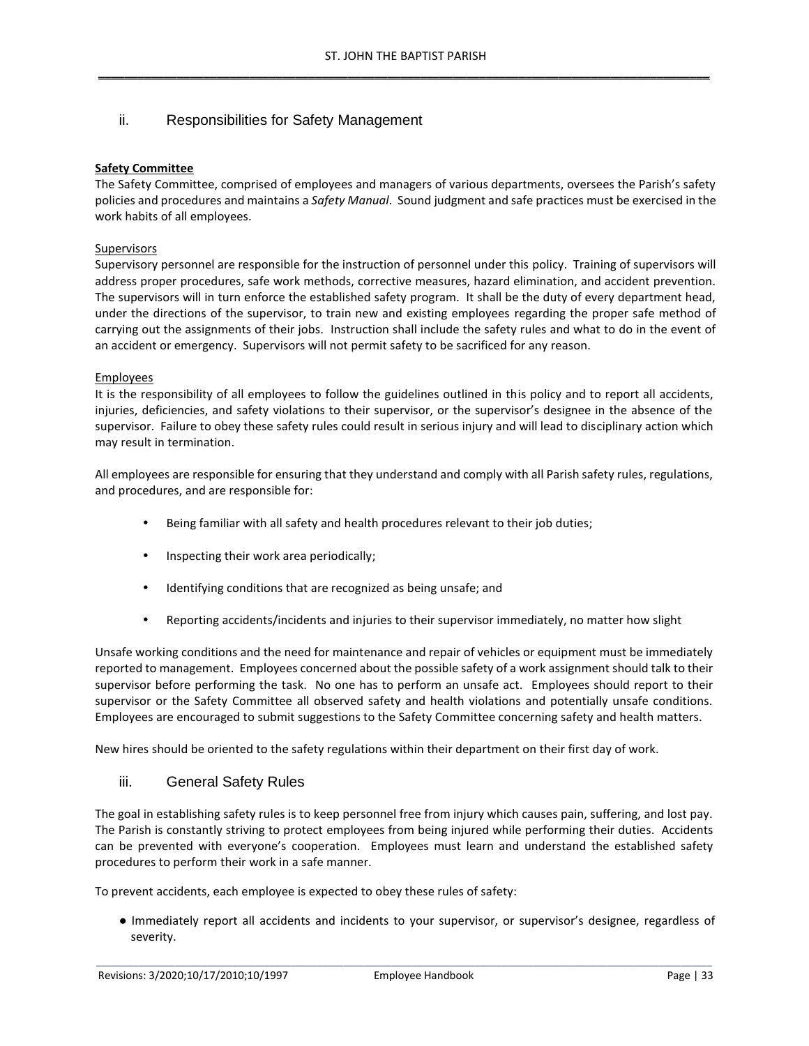## ii. Responsibilities for Safety Management

**Safety Committee**

The Safety Committee, comprised of employees and managers of various departments, oversees the Parish's safety policies and procedures and maintains a *Safety Manual*. Sound judgment and safe practices must be exercised in the work habits of all employees.

Supervisors

Supervisory personnel are responsible for the instruction of personnel under this policy. Training of supervisors will address proper procedures, safe work methods, corrective measures, hazard elimination, and accident prevention. The supervisors will in turn enforce the established safety program. It shall be the duty of every department head, under the directions of the supervisor, to train new and existing employees regarding the proper safe method of carrying out the assignments of their jobs. Instruction shall include the safety rules and what to do in the event of an accident or emergency. Supervisors will not permit safety to be sacrificed for any reason.

Employees

It is the responsibility of all employees to follow the guidelines outlined in this policy and to report all accidents, injuries, deficiencies, and safety violations to their supervisor, or the supervisor's designee in the absence of the supervisor. Failure to obey these safety rules could result in serious injury and will lead to disciplinary action which may result in termination.

All employees are responsible for ensuring that they understand and comply with all Parish safety rules, regulations, and procedures, and are responsible for:

- Being familiar with all safety and health procedures relevant to their job duties;
- Inspecting their work area periodically;
- Identifying conditions that are recognized as being unsafe; and
- Reporting accidents/incidents and injuries to their supervisor immediately, no matter how slight

Unsafe working conditions and the need for maintenance and repair of vehicles or equipment must be immediately reported to management. Employees concerned about the possible safety of a work assignment should talk to their supervisor before performing the task. No one has to perform an unsafe act. Employees should report to their supervisor or the Safety Committee all observed safety and health violations and potentially unsafe conditions. Employees are encouraged to submit suggestions to the Safety Committee concerning safety and health matters.

New hires should be oriented to the safety regulations within their department on their first day of work.

## iii. General Safety Rules

The goal in establishing safety rules is to keep personnel free from injury which causes pain, suffering, and lost pay. The Parish is constantly striving to protect employees from being injured while performing their duties. Accidents can be prevented with everyone's cooperation. Employees must learn and understand the established safety procedures to perform their work in a safe manner.

To prevent accidents, each employee is expected to obey these rules of safety:

- Immediately report all accidents and incidents to your supervisor, or supervisor's designee, regardless of severity.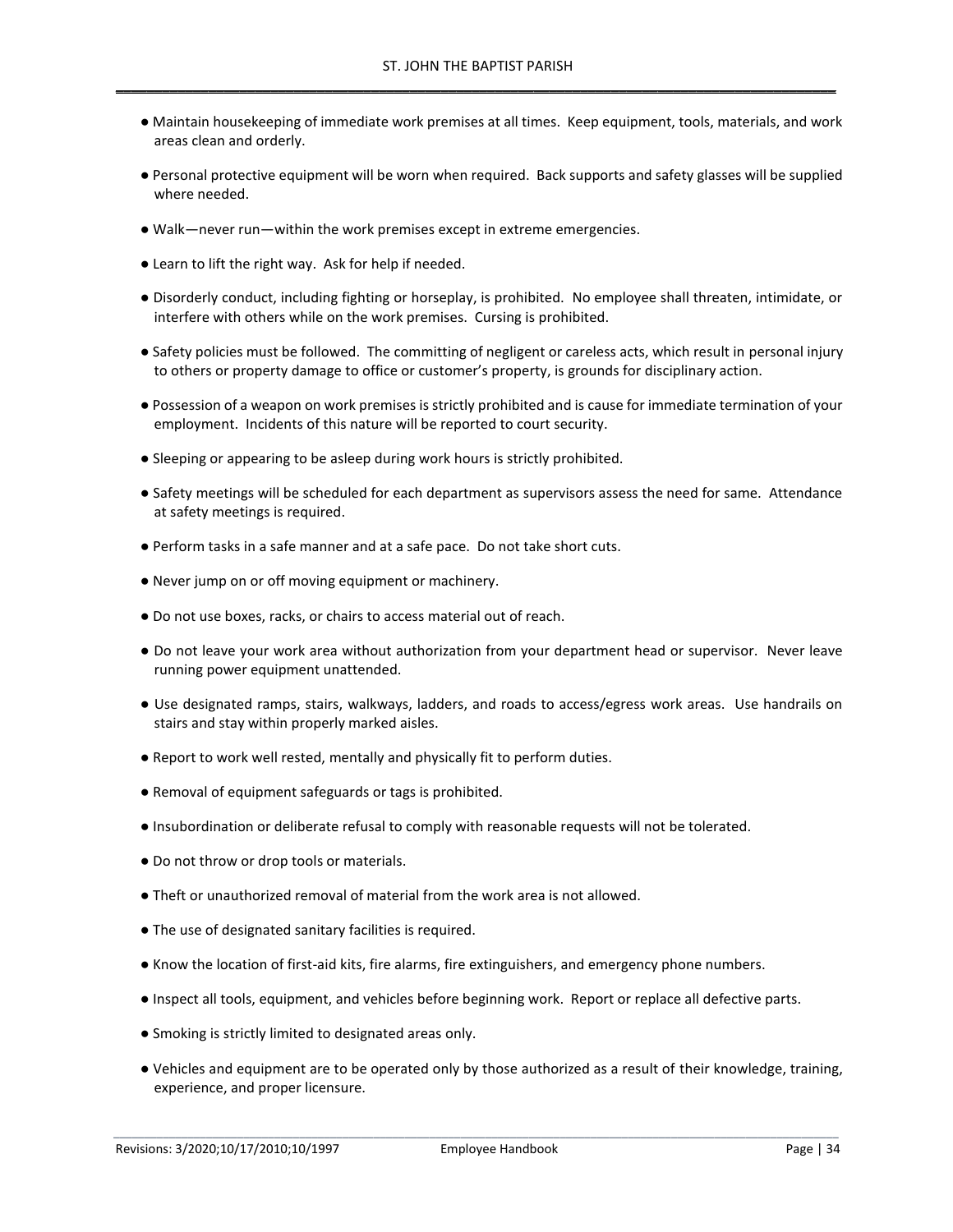- Maintain housekeeping of immediate work premises at all times. Keep equipment, tools, materials, and work areas clean and orderly.
- Personal protective equipment will be worn when required. Back supports and safety glasses will be supplied where needed.
- Walk—never run—within the work premises except in extreme emergencies.
- Learn to lift the right way. Ask for help if needed.
- Disorderly conduct, including fighting or horseplay, is prohibited. No employee shall threaten, intimidate, or interfere with others while on the work premises. Cursing is prohibited.
- Safety policies must be followed. The committing of negligent or careless acts, which result in personal injury to others or property damage to office or customer's property, is grounds for disciplinary action.
- Possession of a weapon on work premises is strictly prohibited and is cause for immediate termination of your employment. Incidents of this nature will be reported to court security.
- Sleeping or appearing to be asleep during work hours is strictly prohibited.
- Safety meetings will be scheduled for each department as supervisors assess the need for same. Attendance at safety meetings is required.
- Perform tasks in a safe manner and at a safe pace. Do not take short cuts.
- Never jump on or off moving equipment or machinery.
- Do not use boxes, racks, or chairs to access material out of reach.
- Do not leave your work area without authorization from your department head or supervisor. Never leave running power equipment unattended.
- Use designated ramps, stairs, walkways, ladders, and roads to access/egress work areas. Use handrails on stairs and stay within properly marked aisles.
- Report to work well rested, mentally and physically fit to perform duties.
- Removal of equipment safeguards or tags is prohibited.
- Insubordination or deliberate refusal to comply with reasonable requests will not be tolerated.
- Do not throw or drop tools or materials.
- Theft or unauthorized removal of material from the work area is not allowed.
- The use of designated sanitary facilities is required.
- Know the location of first-aid kits, fire alarms, fire extinguishers, and emergency phone numbers.
- Inspect all tools, equipment, and vehicles before beginning work. Report or replace all defective parts.
- Smoking is strictly limited to designated areas only.
- Vehicles and equipment are to be operated only by those authorized as a result of their knowledge, training, experience, and proper licensure.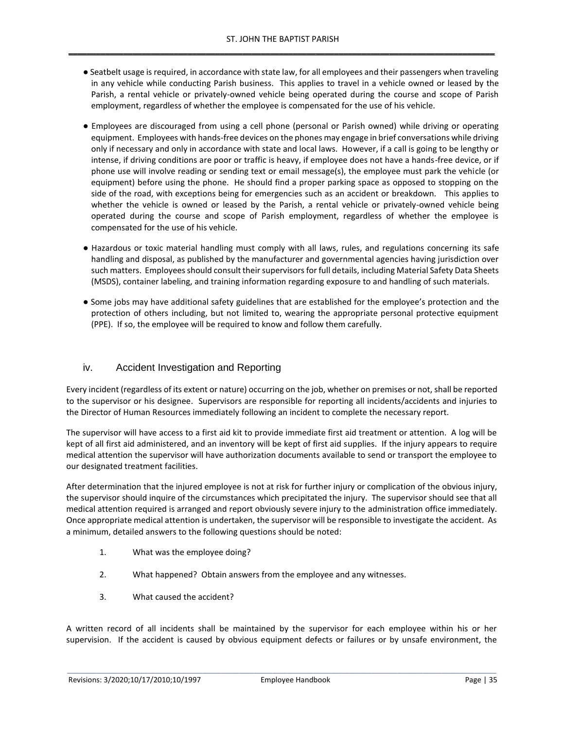- Seatbelt usage is required, in accordance with state law, for all employees and their passengers when traveling in any vehicle while conducting Parish business. This applies to travel in a vehicle owned or leased by the Parish, a rental vehicle or privately-owned vehicle being operated during the course and scope of Parish employment, regardless of whether the employee is compensated for the use of his vehicle.

- Employees are discouraged from using a cell phone (personal or Parish owned) while driving or operating equipment. Employees with hands-free devices on the phones may engage in brief conversations while driving only if necessary and only in accordance with state and local laws. However, if a call is going to be lengthy or intense, if driving conditions are poor or traffic is heavy, if employee does not have a hands-free device, or if phone use will involve reading or sending text or email message(s), the employee must park the vehicle (or equipment) before using the phone. He should find a proper parking space as opposed to stopping on the side of the road, with exceptions being for emergencies such as an accident or breakdown. This applies to whether the vehicle is owned or leased by the Parish, a rental vehicle or privately-owned vehicle being operated during the course and scope of Parish employment, regardless of whether the employee is compensated for the use of his vehicle.

- Hazardous or toxic material handling must comply with all laws, rules, and regulations concerning its safe handling and disposal, as published by the manufacturer and governmental agencies having jurisdiction over such matters. Employees should consult their supervisors for full details, including Material Safety Data Sheets (MSDS), container labeling, and training information regarding exposure to and handling of such materials.

- Some jobs may have additional safety guidelines that are established for the employee's protection and the protection of others including, but not limited to, wearing the appropriate personal protective equipment (PPE). If so, the employee will be required to know and follow them carefully.

### iv. Accident Investigation and Reporting

Every incident (regardless of its extent or nature) occurring on the job, whether on premises or not, shall be reported to the supervisor or his designee. Supervisors are responsible for reporting all incidents/accidents and injuries to the Director of Human Resources immediately following an incident to complete the necessary report.

The supervisor will have access to a first aid kit to provide immediate first aid treatment or attention. A log will be kept of all first aid administered, and an inventory will be kept of first aid supplies. If the injury appears to require medical attention the supervisor will have authorization documents available to send or transport the employee to our designated treatment facilities.

After determination that the injured employee is not at risk for further injury or complication of the obvious injury, the supervisor should inquire of the circumstances which precipitated the injury. The supervisor should see that all medical attention required is arranged and report obviously severe injury to the administration office immediately. Once appropriate medical attention is undertaken, the supervisor will be responsible to investigate the accident. As a minimum, detailed answers to the following questions should be noted:

1. What was the employee doing?
2. What happened? Obtain answers from the employee and any witnesses.
3. What caused the accident?

A written record of all incidents shall be maintained by the supervisor for each employee within his or her supervision. If the accident is caused by obvious equipment defects or failures or by unsafe environment, the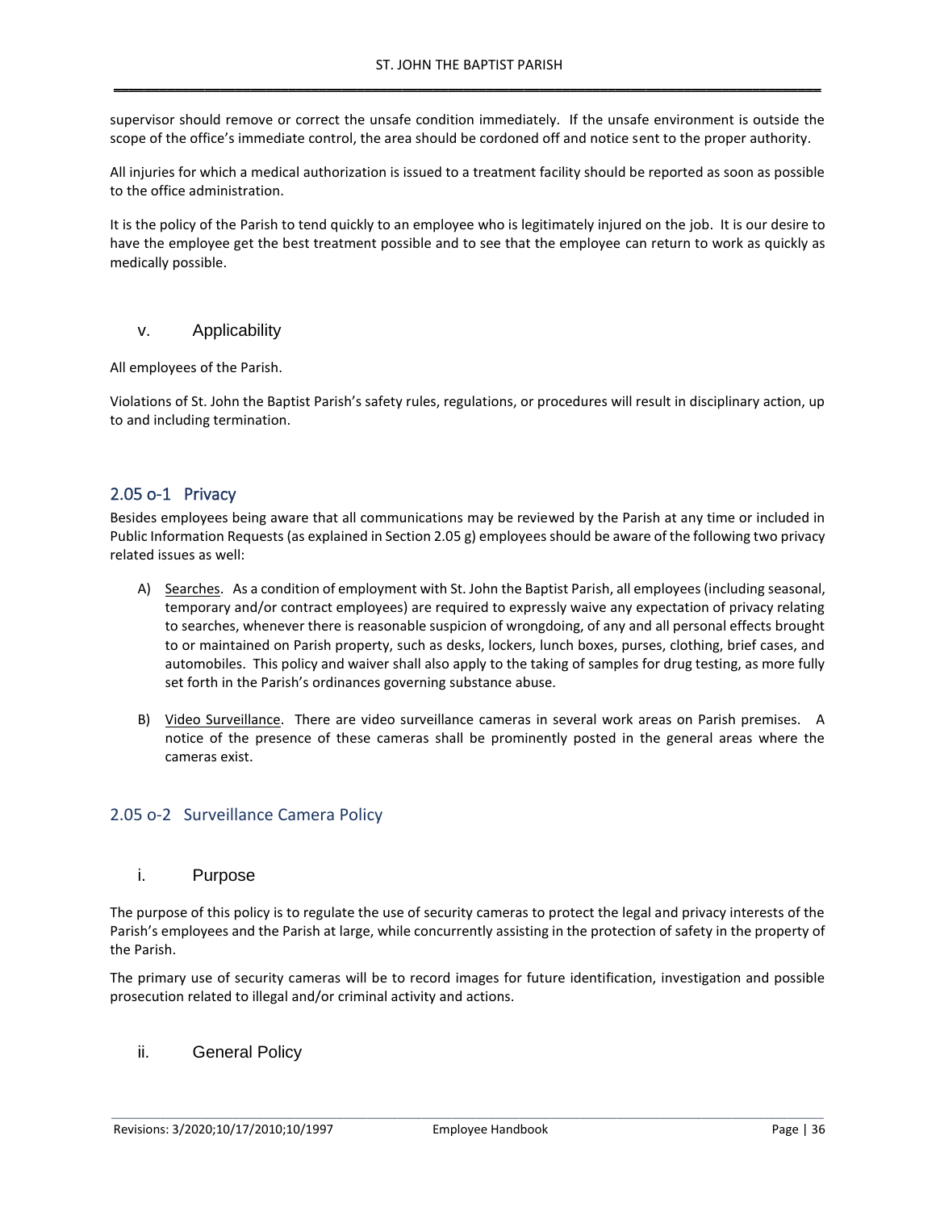supervisor should remove or correct the unsafe condition immediately. If the unsafe environment is outside the scope of the office's immediate control, the area should be cordoned off and notice sent to the proper authority.

All injuries for which a medical authorization is issued to a treatment facility should be reported as soon as possible to the office administration.

It is the policy of the Parish to tend quickly to an employee who is legitimately injured on the job. It is our desire to have the employee get the best treatment possible and to see that the employee can return to work as quickly as medically possible.

### v. Applicability

All employees of the Parish.

Violations of St. John the Baptist Parish's safety rules, regulations, or procedures will result in disciplinary action, up to and including termination.

## 2.05 o-1 Privacy

Besides employees being aware that all communications may be reviewed by the Parish at any time or included in Public Information Requests (as explained in Section 2.05 g) employees should be aware of the following two privacy related issues as well:

A) Searches. As a condition of employment with St. John the Baptist Parish, all employees (including seasonal, temporary and/or contract employees) are required to expressly waive any expectation of privacy relating to searches, whenever there is reasonable suspicion of wrongdoing, of any and all personal effects brought to or maintained on Parish property, such as desks, lockers, lunch boxes, purses, clothing, brief cases, and automobiles. This policy and waiver shall also apply to the taking of samples for drug testing, as more fully set forth in the Parish's ordinances governing substance abuse.

B) Video Surveillance. There are video surveillance cameras in several work areas on Parish premises. A notice of the presence of these cameras shall be prominently posted in the general areas where the cameras exist.

## 2.05 o-2 Surveillance Camera Policy

### i. Purpose

The purpose of this policy is to regulate the use of security cameras to protect the legal and privacy interests of the Parish's employees and the Parish at large, while concurrently assisting in the protection of safety in the property of the Parish.

The primary use of security cameras will be to record images for future identification, investigation and possible prosecution related to illegal and/or criminal activity and actions.

### ii. General Policy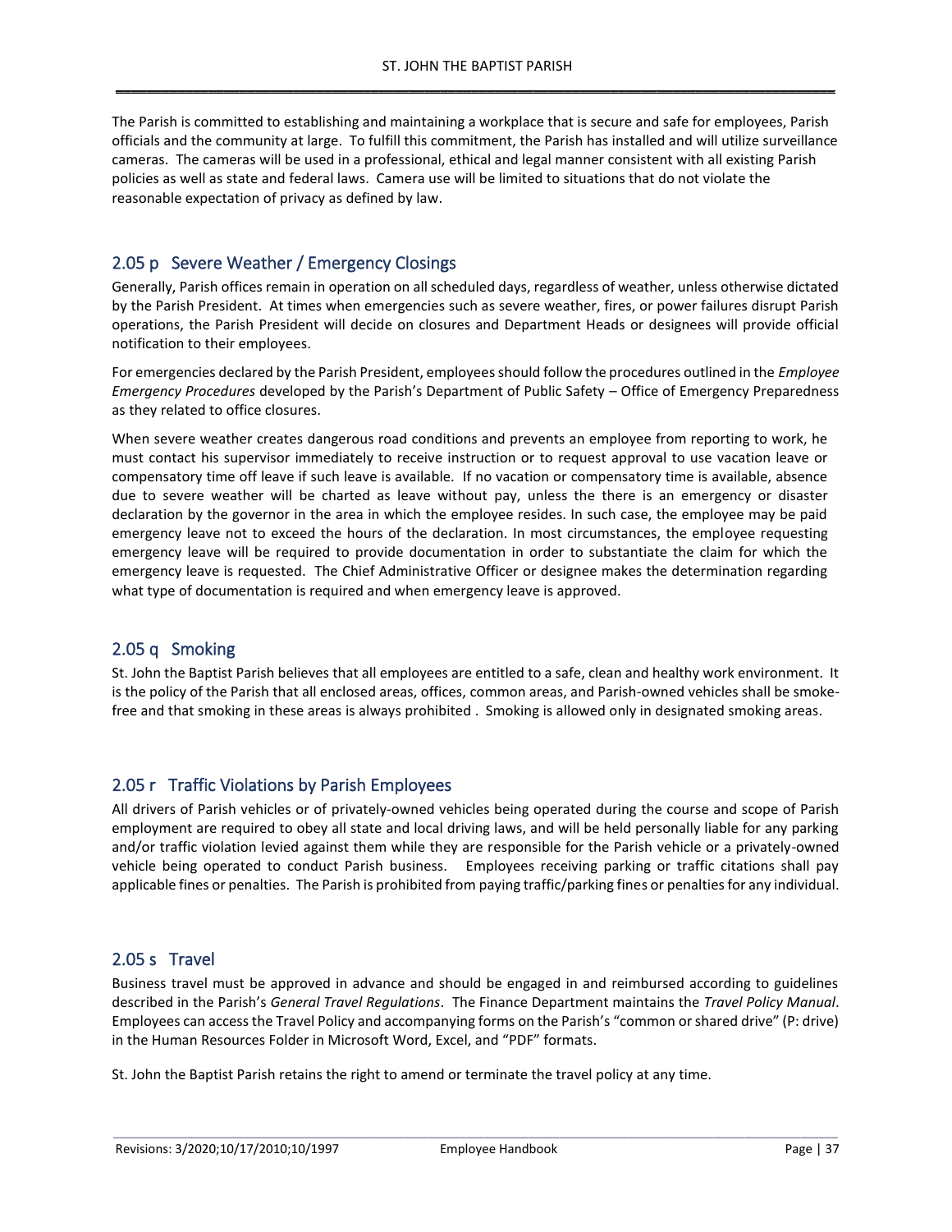The Parish is committed to establishing and maintaining a workplace that is secure and safe for employees, Parish officials and the community at large. To fulfill this commitment, the Parish has installed and will utilize surveillance cameras. The cameras will be used in a professional, ethical and legal manner consistent with all existing Parish policies as well as state and federal laws. Camera use will be limited to situations that do not violate the reasonable expectation of privacy as defined by law.

## 2.05 p Severe Weather / Emergency Closings

Generally, Parish offices remain in operation on all scheduled days, regardless of weather, unless otherwise dictated by the Parish President. At times when emergencies such as severe weather, fires, or power failures disrupt Parish operations, the Parish President will decide on closures and Department Heads or designees will provide official notification to their employees.

For emergencies declared by the Parish President, employees should follow the procedures outlined in the *Employee Emergency Procedures* developed by the Parish's Department of Public Safety – Office of Emergency Preparedness as they related to office closures.

When severe weather creates dangerous road conditions and prevents an employee from reporting to work, he must contact his supervisor immediately to receive instruction or to request approval to use vacation leave or compensatory time off leave if such leave is available. If no vacation or compensatory time is available, absence due to severe weather will be charted as leave without pay, unless the there is an emergency or disaster declaration by the governor in the area in which the employee resides. In such case, the employee may be paid emergency leave not to exceed the hours of the declaration. In most circumstances, the employee requesting emergency leave will be required to provide documentation in order to substantiate the claim for which the emergency leave is requested. The Chief Administrative Officer or designee makes the determination regarding what type of documentation is required and when emergency leave is approved.

## 2.05 q Smoking

St. John the Baptist Parish believes that all employees are entitled to a safe, clean and healthy work environment. It is the policy of the Parish that all enclosed areas, offices, common areas, and Parish-owned vehicles shall be smoke-free and that smoking in these areas is always prohibited . Smoking is allowed only in designated smoking areas.

## 2.05 r Traffic Violations by Parish Employees

All drivers of Parish vehicles or of privately-owned vehicles being operated during the course and scope of Parish employment are required to obey all state and local driving laws, and will be held personally liable for any parking and/or traffic violation levied against them while they are responsible for the Parish vehicle or a privately-owned vehicle being operated to conduct Parish business. Employees receiving parking or traffic citations shall pay applicable fines or penalties. The Parish is prohibited from paying traffic/parking fines or penalties for any individual.

## 2.05 s Travel

Business travel must be approved in advance and should be engaged in and reimbursed according to guidelines described in the Parish's *General Travel Regulations*. The Finance Department maintains the *Travel Policy Manual*. Employees can access the Travel Policy and accompanying forms on the Parish's "common or shared drive" (P: drive) in the Human Resources Folder in Microsoft Word, Excel, and "PDF" formats.

St. John the Baptist Parish retains the right to amend or terminate the travel policy at any time.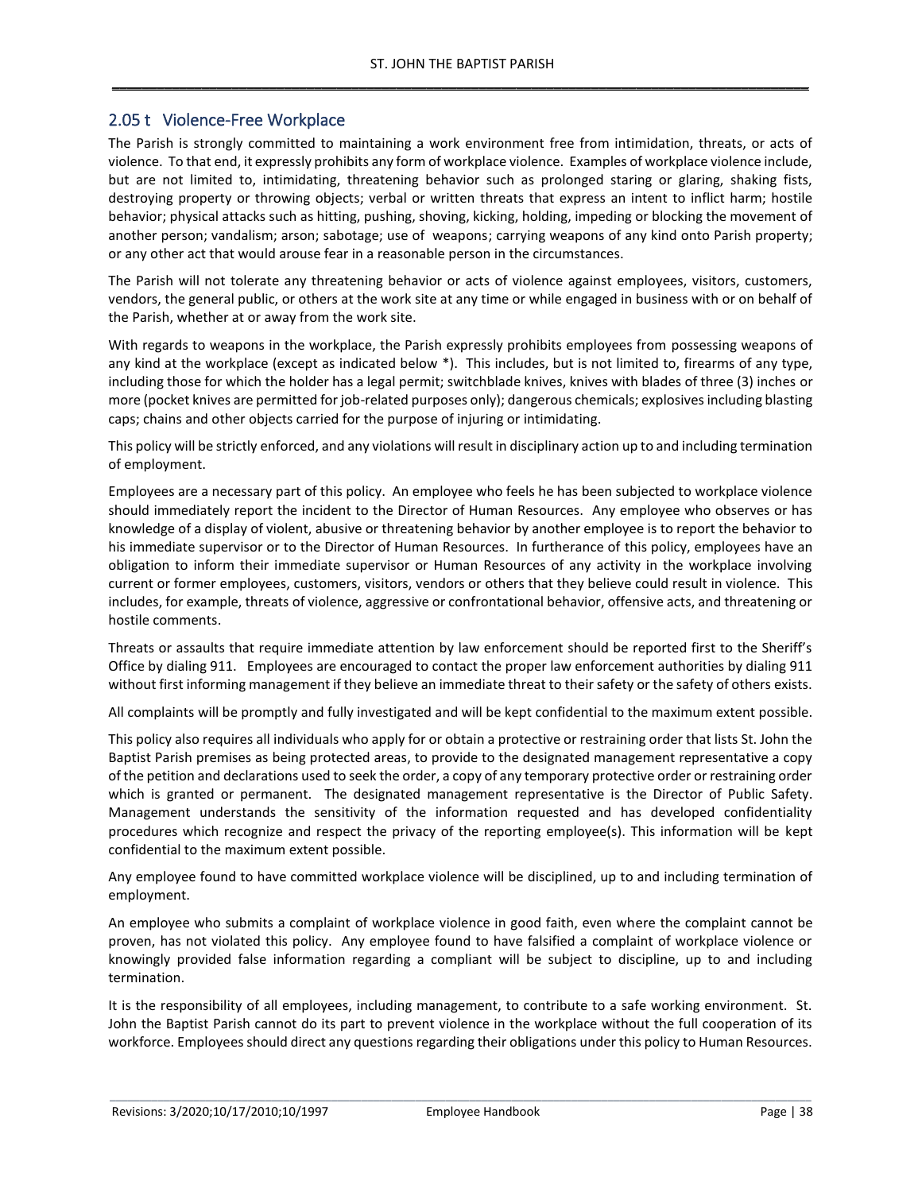## 2.05 t Violence-Free Workplace

The Parish is strongly committed to maintaining a work environment free from intimidation, threats, or acts of violence. To that end, it expressly prohibits any form of workplace violence. Examples of workplace violence include, but are not limited to, intimidating, threatening behavior such as prolonged staring or glaring, shaking fists, destroying property or throwing objects; verbal or written threats that express an intent to inflict harm; hostile behavior; physical attacks such as hitting, pushing, shoving, kicking, holding, impeding or blocking the movement of another person; vandalism; arson; sabotage; use of weapons; carrying weapons of any kind onto Parish property; or any other act that would arouse fear in a reasonable person in the circumstances.

The Parish will not tolerate any threatening behavior or acts of violence against employees, visitors, customers, vendors, the general public, or others at the work site at any time or while engaged in business with or on behalf of the Parish, whether at or away from the work site.

With regards to weapons in the workplace, the Parish expressly prohibits employees from possessing weapons of any kind at the workplace (except as indicated below *). This includes, but is not limited to, firearms of any type, including those for which the holder has a legal permit; switchblade knives, knives with blades of three (3) inches or more (pocket knives are permitted for job-related purposes only); dangerous chemicals; explosives including blasting caps; chains and other objects carried for the purpose of injuring or intimidating.

This policy will be strictly enforced, and any violations will result in disciplinary action up to and including termination of employment.

Employees are a necessary part of this policy. An employee who feels he has been subjected to workplace violence should immediately report the incident to the Director of Human Resources. Any employee who observes or has knowledge of a display of violent, abusive or threatening behavior by another employee is to report the behavior to his immediate supervisor or to the Director of Human Resources. In furtherance of this policy, employees have an obligation to inform their immediate supervisor or Human Resources of any activity in the workplace involving current or former employees, customers, visitors, vendors or others that they believe could result in violence. This includes, for example, threats of violence, aggressive or confrontational behavior, offensive acts, and threatening or hostile comments.

Threats or assaults that require immediate attention by law enforcement should be reported first to the Sheriff's Office by dialing 911. Employees are encouraged to contact the proper law enforcement authorities by dialing 911 without first informing management if they believe an immediate threat to their safety or the safety of others exists.

All complaints will be promptly and fully investigated and will be kept confidential to the maximum extent possible.

This policy also requires all individuals who apply for or obtain a protective or restraining order that lists St. John the Baptist Parish premises as being protected areas, to provide to the designated management representative a copy of the petition and declarations used to seek the order, a copy of any temporary protective order or restraining order which is granted or permanent. The designated management representative is the Director of Public Safety. Management understands the sensitivity of the information requested and has developed confidentiality procedures which recognize and respect the privacy of the reporting employee(s). This information will be kept confidential to the maximum extent possible.

Any employee found to have committed workplace violence will be disciplined, up to and including termination of employment.

An employee who submits a complaint of workplace violence in good faith, even where the complaint cannot be proven, has not violated this policy. Any employee found to have falsified a complaint of workplace violence or knowingly provided false information regarding a compliant will be subject to discipline, up to and including termination.

It is the responsibility of all employees, including management, to contribute to a safe working environment. St. John the Baptist Parish cannot do its part to prevent violence in the workplace without the full cooperation of its workforce. Employees should direct any questions regarding their obligations under this policy to Human Resources.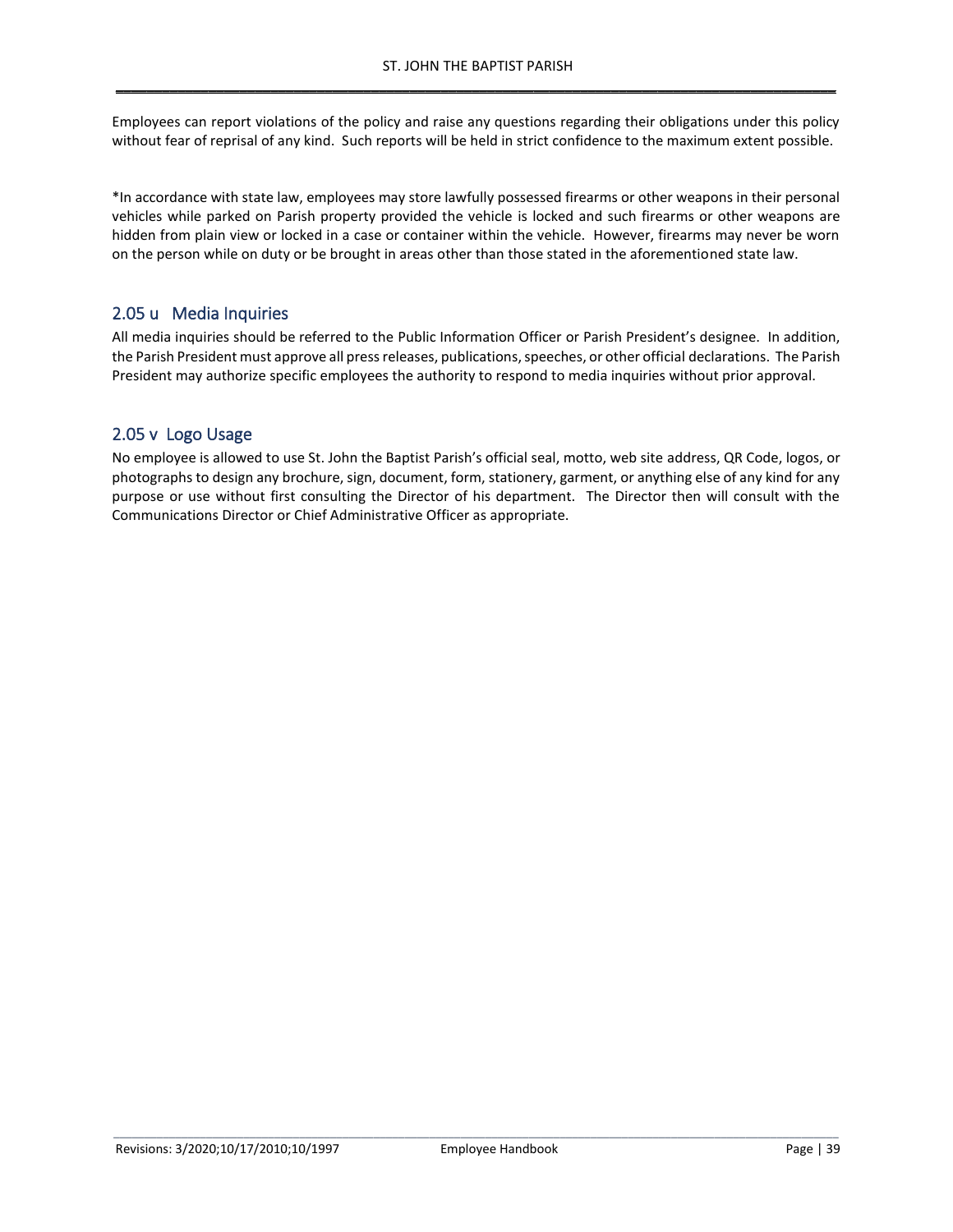Employees can report violations of the policy and raise any questions regarding their obligations under this policy without fear of reprisal of any kind. Such reports will be held in strict confidence to the maximum extent possible.

*In accordance with state law, employees may store lawfully possessed firearms or other weapons in their personal vehicles while parked on Parish property provided the vehicle is locked and such firearms or other weapons are hidden from plain view or locked in a case or container within the vehicle. However, firearms may never be worn on the person while on duty or be brought in areas other than those stated in the aforementioned state law.

## 2.05 u Media Inquiries

All media inquiries should be referred to the Public Information Officer or Parish President's designee. In addition, the Parish President must approve all press releases, publications, speeches, or other official declarations. The Parish President may authorize specific employees the authority to respond to media inquiries without prior approval.

## 2.05 v Logo Usage

No employee is allowed to use St. John the Baptist Parish's official seal, motto, web site address, QR Code, logos, or photographs to design any brochure, sign, document, form, stationery, garment, or anything else of any kind for any purpose or use without first consulting the Director of his department. The Director then will consult with the Communications Director or Chief Administrative Officer as appropriate.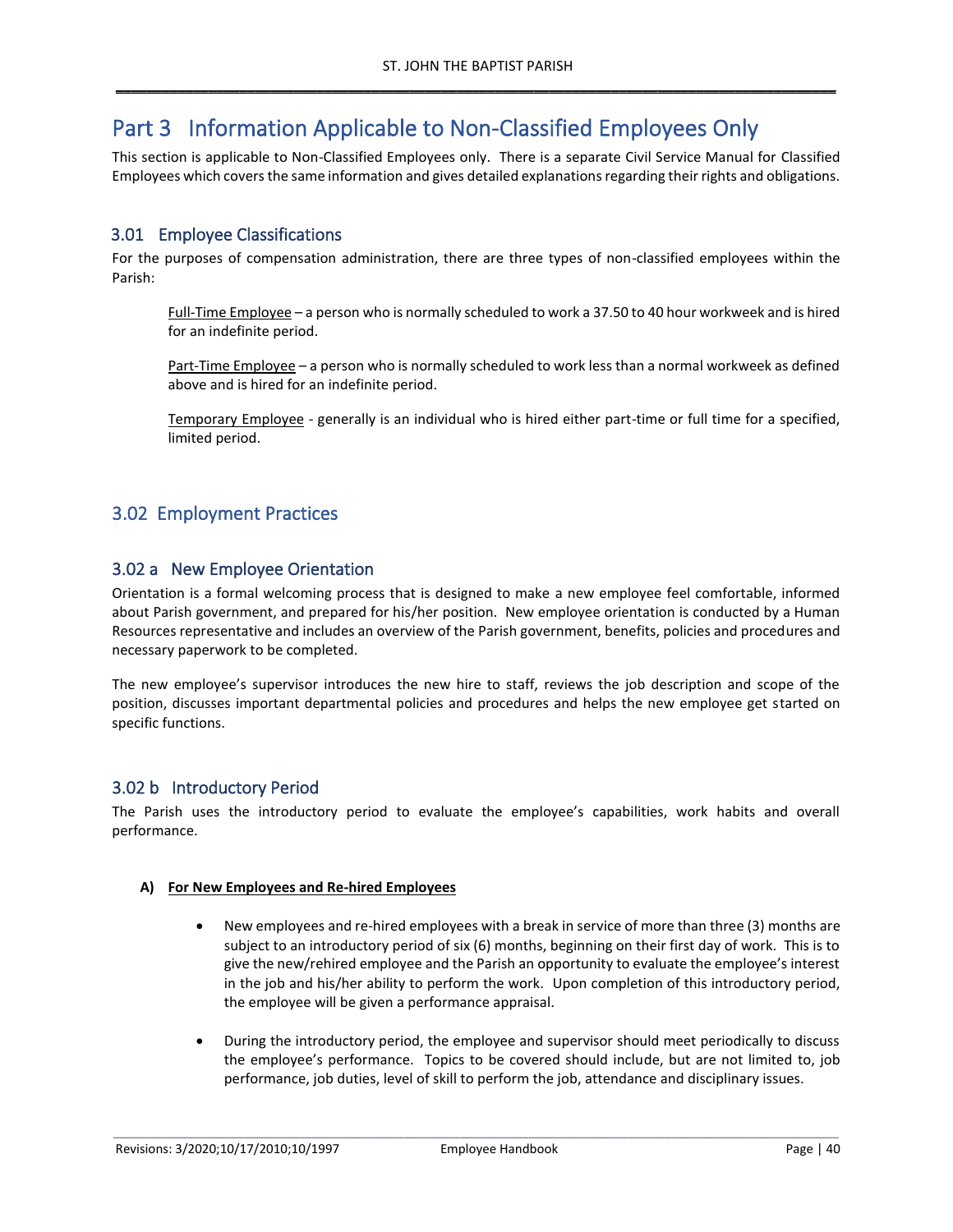# Part 3 Information Applicable to Non-Classified Employees Only

This section is applicable to Non-Classified Employees only. There is a separate Civil Service Manual for Classified Employees which covers the same information and gives detailed explanations regarding their rights and obligations.

## 3.01 Employee Classifications

For the purposes of compensation administration, there are three types of non-classified employees within the Parish:

Full-Time Employee – a person who is normally scheduled to work a 37.50 to 40 hour workweek and is hired for an indefinite period.

Part-Time Employee – a person who is normally scheduled to work less than a normal workweek as defined above and is hired for an indefinite period.

Temporary Employee - generally is an individual who is hired either part-time or full time for a specified, limited period.

## 3.02 Employment Practices

### 3.02 a New Employee Orientation

Orientation is a formal welcoming process that is designed to make a new employee feel comfortable, informed about Parish government, and prepared for his/her position. New employee orientation is conducted by a Human Resources representative and includes an overview of the Parish government, benefits, policies and procedures and necessary paperwork to be completed.

The new employee's supervisor introduces the new hire to staff, reviews the job description and scope of the position, discusses important departmental policies and procedures and helps the new employee get started on specific functions.

### 3.02 b Introductory Period

The Parish uses the introductory period to evaluate the employee's capabilities, work habits and overall performance.

**A) For New Employees and Re-hired Employees**

- New employees and re-hired employees with a break in service of more than three (3) months are subject to an introductory period of six (6) months, beginning on their first day of work. This is to give the new/rehired employee and the Parish an opportunity to evaluate the employee's interest in the job and his/her ability to perform the work. Upon completion of this introductory period, the employee will be given a performance appraisal.

- During the introductory period, the employee and supervisor should meet periodically to discuss the employee's performance. Topics to be covered should include, but are not limited to, job performance, job duties, level of skill to perform the job, attendance and disciplinary issues.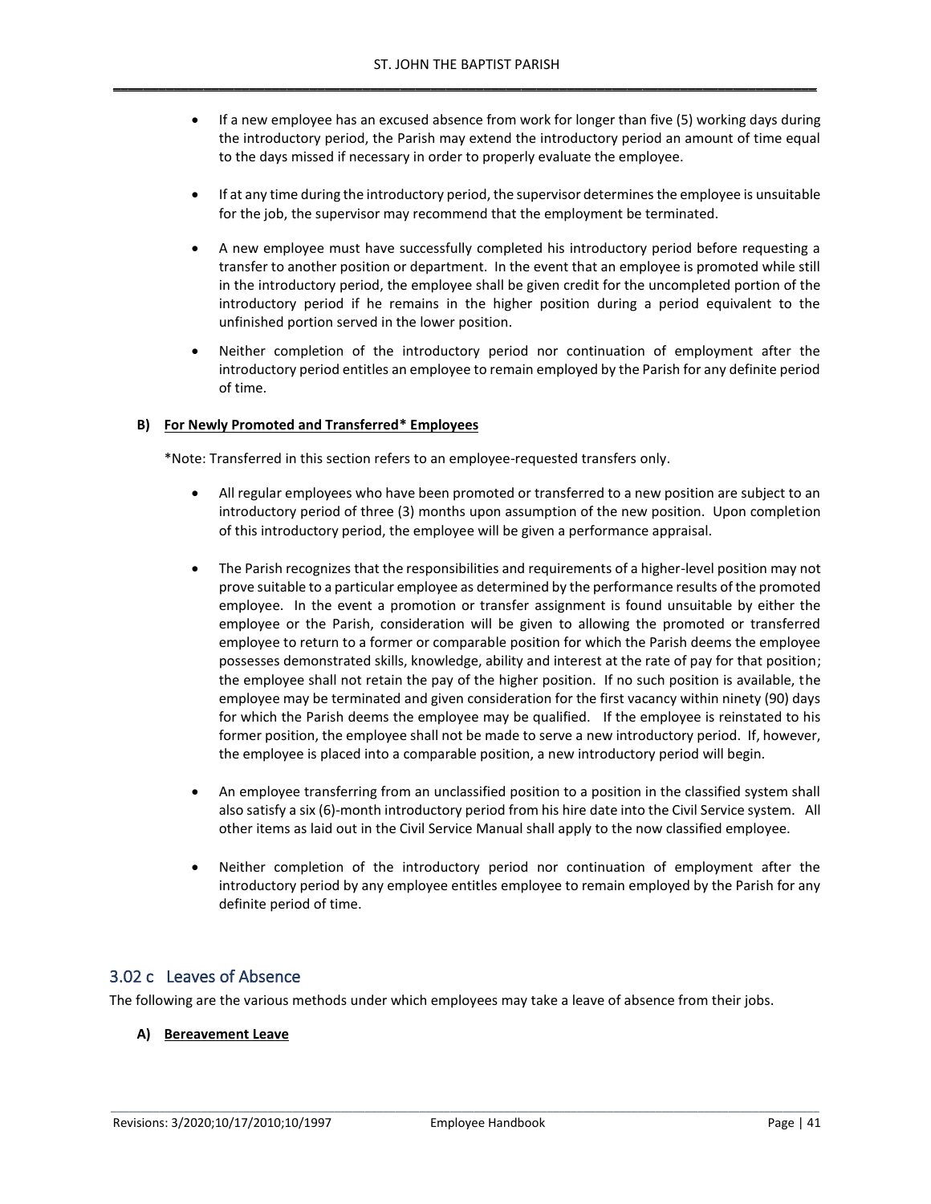- If a new employee has an excused absence from work for longer than five (5) working days during the introductory period, the Parish may extend the introductory period an amount of time equal to the days missed if necessary in order to properly evaluate the employee.

- If at any time during the introductory period, the supervisor determines the employee is unsuitable for the job, the supervisor may recommend that the employment be terminated.

- A new employee must have successfully completed his introductory period before requesting a transfer to another position or department. In the event that an employee is promoted while still in the introductory period, the employee shall be given credit for the uncompleted portion of the introductory period if he remains in the higher position during a period equivalent to the unfinished portion served in the lower position.

- Neither completion of the introductory period nor continuation of employment after the introductory period entitles an employee to remain employed by the Parish for any definite period of time.

#### B) <u>For Newly Promoted and Transferred* Employees</u>

*Note: Transferred in this section refers to an employee-requested transfers only.

- All regular employees who have been promoted or transferred to a new position are subject to an introductory period of three (3) months upon assumption of the new position. Upon completion of this introductory period, the employee will be given a performance appraisal.

- The Parish recognizes that the responsibilities and requirements of a higher-level position may not prove suitable to a particular employee as determined by the performance results of the promoted employee. In the event a promotion or transfer assignment is found unsuitable by either the employee or the Parish, consideration will be given to allowing the promoted or transferred employee to return to a former or comparable position for which the Parish deems the employee possesses demonstrated skills, knowledge, ability and interest at the rate of pay for that position; the employee shall not retain the pay of the higher position. If no such position is available, the employee may be terminated and given consideration for the first vacancy within ninety (90) days for which the Parish deems the employee may be qualified. If the employee is reinstated to his former position, the employee shall not be made to serve a new introductory period. If, however, the employee is placed into a comparable position, a new introductory period will begin.

- An employee transferring from an unclassified position to a position in the classified system shall also satisfy a six (6)-month introductory period from his hire date into the Civil Service system. All other items as laid out in the Civil Service Manual shall apply to the now classified employee.

- Neither completion of the introductory period nor continuation of employment after the introductory period by any employee entitles employee to remain employed by the Parish for any definite period of time.

## 3.02 c Leaves of Absence

The following are the various methods under which employees may take a leave of absence from their jobs.

#### A) <u>Bereavement Leave</u>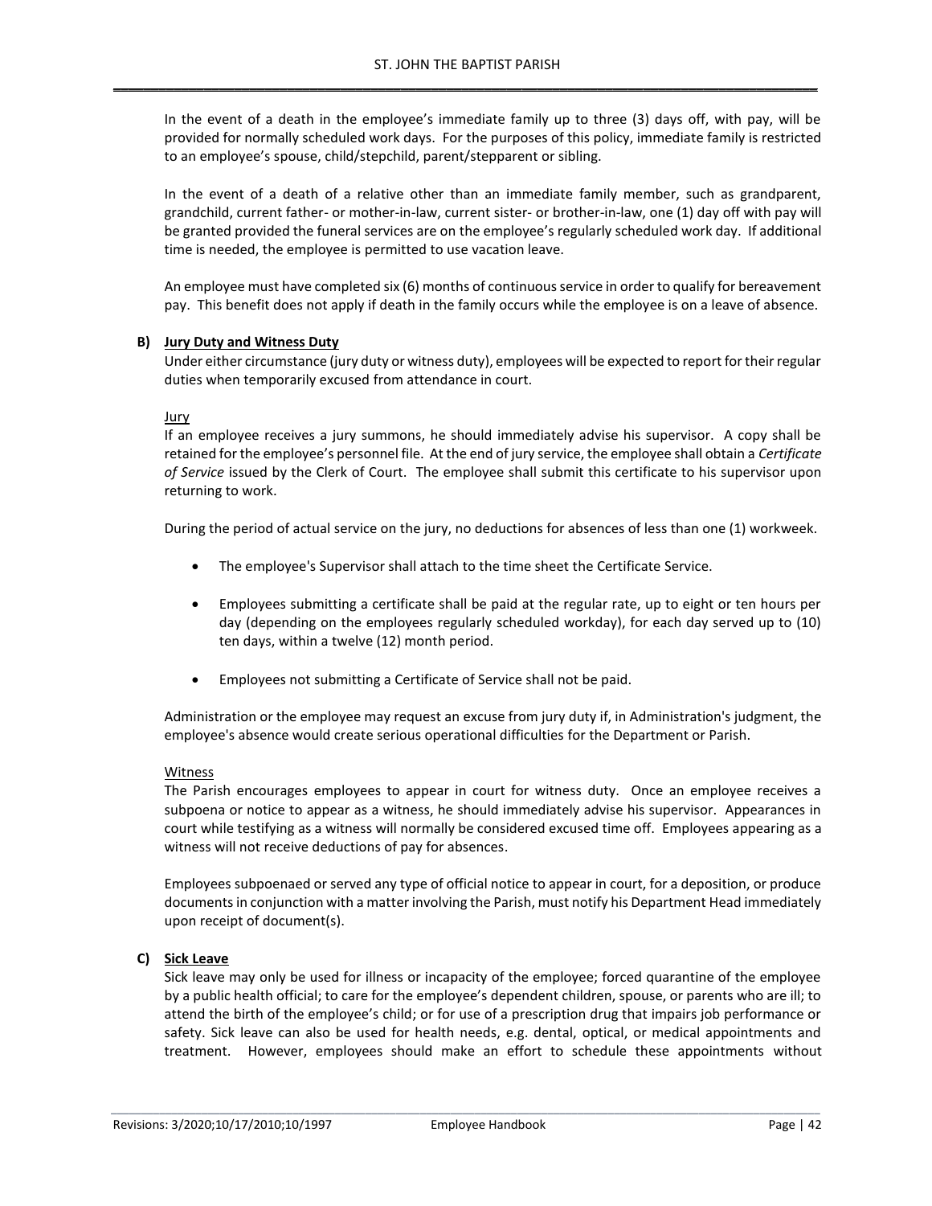In the event of a death in the employee's immediate family up to three (3) days off, with pay, will be provided for normally scheduled work days. For the purposes of this policy, immediate family is restricted to an employee's spouse, child/stepchild, parent/stepparent or sibling.

In the event of a death of a relative other than an immediate family member, such as grandparent, grandchild, current father- or mother-in-law, current sister- or brother-in-law, one (1) day off with pay will be granted provided the funeral services are on the employee's regularly scheduled work day. If additional time is needed, the employee is permitted to use vacation leave.

An employee must have completed six (6) months of continuous service in order to qualify for bereavement pay. This benefit does not apply if death in the family occurs while the employee is on a leave of absence.

**B) <u>Jury Duty and Witness Duty</u>**

Under either circumstance (jury duty or witness duty), employees will be expected to report for their regular duties when temporarily excused from attendance in court.

<u>Jury</u>

If an employee receives a jury summons, he should immediately advise his supervisor. A copy shall be retained for the employee's personnel file. At the end of jury service, the employee shall obtain a *Certificate of Service* issued by the Clerk of Court. The employee shall submit this certificate to his supervisor upon returning to work.

During the period of actual service on the jury, no deductions for absences of less than one (1) workweek.

- The employee's Supervisor shall attach to the time sheet the Certificate Service.
- Employees submitting a certificate shall be paid at the regular rate, up to eight or ten hours per day (depending on the employees regularly scheduled workday), for each day served up to (10) ten days, within a twelve (12) month period.
- Employees not submitting a Certificate of Service shall not be paid.

Administration or the employee may request an excuse from jury duty if, in Administration's judgment, the employee's absence would create serious operational difficulties for the Department or Parish.

<u>Witness</u>

The Parish encourages employees to appear in court for witness duty. Once an employee receives a subpoena or notice to appear as a witness, he should immediately advise his supervisor. Appearances in court while testifying as a witness will normally be considered excused time off. Employees appearing as a witness will not receive deductions of pay for absences.

Employees subpoenaed or served any type of official notice to appear in court, for a deposition, or produce documents in conjunction with a matter involving the Parish, must notify his Department Head immediately upon receipt of document(s).

**C) <u>Sick Leave</u>**

Sick leave may only be used for illness or incapacity of the employee; forced quarantine of the employee by a public health official; to care for the employee's dependent children, spouse, or parents who are ill; to attend the birth of the employee's child; or for use of a prescription drug that impairs job performance or safety. Sick leave can also be used for health needs, e.g. dental, optical, or medical appointments and treatment. However, employees should make an effort to schedule these appointments without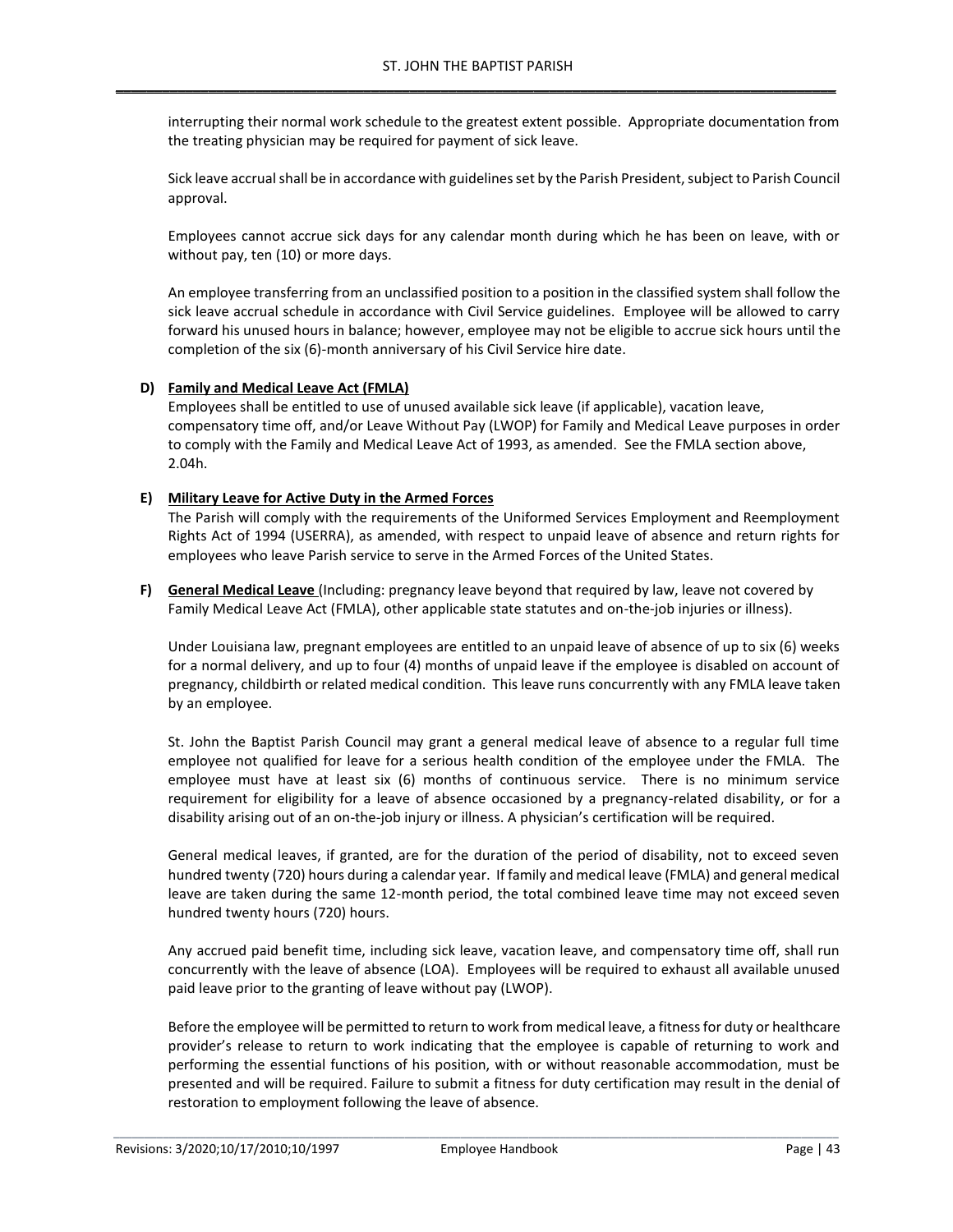interrupting their normal work schedule to the greatest extent possible. Appropriate documentation from the treating physician may be required for payment of sick leave.

Sick leave accrual shall be in accordance with guidelines set by the Parish President, subject to Parish Council approval.

Employees cannot accrue sick days for any calendar month during which he has been on leave, with or without pay, ten (10) or more days.

An employee transferring from an unclassified position to a position in the classified system shall follow the sick leave accrual schedule in accordance with Civil Service guidelines. Employee will be allowed to carry forward his unused hours in balance; however, employee may not be eligible to accrue sick hours until the completion of the six (6)-month anniversary of his Civil Service hire date.

**D) <u>Family and Medical Leave Act (FMLA)</u>**

Employees shall be entitled to use of unused available sick leave (if applicable), vacation leave, compensatory time off, and/or Leave Without Pay (LWOP) for Family and Medical Leave purposes in order to comply with the Family and Medical Leave Act of 1993, as amended. See the FMLA section above, 2.04h.

**E) <u>Military Leave for Active Duty in the Armed Forces</u>**

The Parish will comply with the requirements of the Uniformed Services Employment and Reemployment Rights Act of 1994 (USERRA), as amended, with respect to unpaid leave of absence and return rights for employees who leave Parish service to serve in the Armed Forces of the United States.

**F) <u>General Medical Leave</u>** (Including: pregnancy leave beyond that required by law, leave not covered by Family Medical Leave Act (FMLA), other applicable state statutes and on-the-job injuries or illness).

Under Louisiana law, pregnant employees are entitled to an unpaid leave of absence of up to six (6) weeks for a normal delivery, and up to four (4) months of unpaid leave if the employee is disabled on account of pregnancy, childbirth or related medical condition. This leave runs concurrently with any FMLA leave taken by an employee.

St. John the Baptist Parish Council may grant a general medical leave of absence to a regular full time employee not qualified for leave for a serious health condition of the employee under the FMLA. The employee must have at least six (6) months of continuous service. There is no minimum service requirement for eligibility for a leave of absence occasioned by a pregnancy-related disability, or for a disability arising out of an on-the-job injury or illness. A physician's certification will be required.

General medical leaves, if granted, are for the duration of the period of disability, not to exceed seven hundred twenty (720) hours during a calendar year. If family and medical leave (FMLA) and general medical leave are taken during the same 12-month period, the total combined leave time may not exceed seven hundred twenty hours (720) hours.

Any accrued paid benefit time, including sick leave, vacation leave, and compensatory time off, shall run concurrently with the leave of absence (LOA). Employees will be required to exhaust all available unused paid leave prior to the granting of leave without pay (LWOP).

Before the employee will be permitted to return to work from medical leave, a fitness for duty or healthcare provider's release to return to work indicating that the employee is capable of returning to work and performing the essential functions of his position, with or without reasonable accommodation, must be presented and will be required. Failure to submit a fitness for duty certification may result in the denial of restoration to employment following the leave of absence.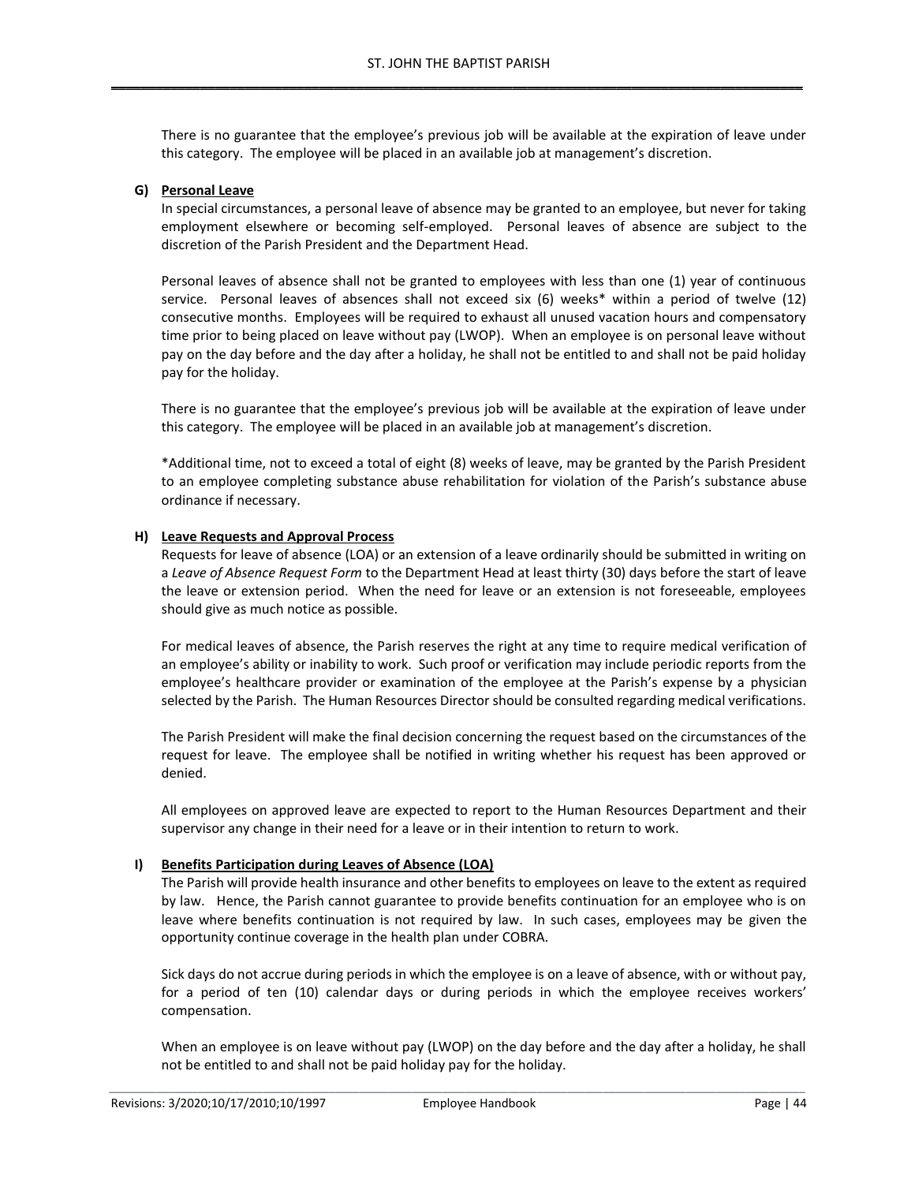There is no guarantee that the employee's previous job will be available at the expiration of leave under this category. The employee will be placed in an available job at management's discretion.

**G) Personal Leave**

In special circumstances, a personal leave of absence may be granted to an employee, but never for taking employment elsewhere or becoming self-employed. Personal leaves of absence are subject to the discretion of the Parish President and the Department Head.

Personal leaves of absence shall not be granted to employees with less than one (1) year of continuous service. Personal leaves of absences shall not exceed six (6) weeks* within a period of twelve (12) consecutive months. Employees will be required to exhaust all unused vacation hours and compensatory time prior to being placed on leave without pay (LWOP). When an employee is on personal leave without pay on the day before and the day after a holiday, he shall not be entitled to and shall not be paid holiday pay for the holiday.

There is no guarantee that the employee's previous job will be available at the expiration of leave under this category. The employee will be placed in an available job at management's discretion.

*Additional time, not to exceed a total of eight (8) weeks of leave, may be granted by the Parish President to an employee completing substance abuse rehabilitation for violation of the Parish's substance abuse ordinance if necessary.

**H) Leave Requests and Approval Process**

Requests for leave of absence (LOA) or an extension of a leave ordinarily should be submitted in writing on a *Leave of Absence Request Form* to the Department Head at least thirty (30) days before the start of leave the leave or extension period. When the need for leave or an extension is not foreseeable, employees should give as much notice as possible.

For medical leaves of absence, the Parish reserves the right at any time to require medical verification of an employee's ability or inability to work. Such proof or verification may include periodic reports from the employee's healthcare provider or examination of the employee at the Parish's expense by a physician selected by the Parish. The Human Resources Director should be consulted regarding medical verifications.

The Parish President will make the final decision concerning the request based on the circumstances of the request for leave. The employee shall be notified in writing whether his request has been approved or denied.

All employees on approved leave are expected to report to the Human Resources Department and their supervisor any change in their need for a leave or in their intention to return to work.

**I) Benefits Participation during Leaves of Absence (LOA)**

The Parish will provide health insurance and other benefits to employees on leave to the extent as required by law. Hence, the Parish cannot guarantee to provide benefits continuation for an employee who is on leave where benefits continuation is not required by law. In such cases, employees may be given the opportunity continue coverage in the health plan under COBRA.

Sick days do not accrue during periods in which the employee is on a leave of absence, with or without pay, for a period of ten (10) calendar days or during periods in which the employee receives workers' compensation.

When an employee is on leave without pay (LWOP) on the day before and the day after a holiday, he shall not be entitled to and shall not be paid holiday pay for the holiday.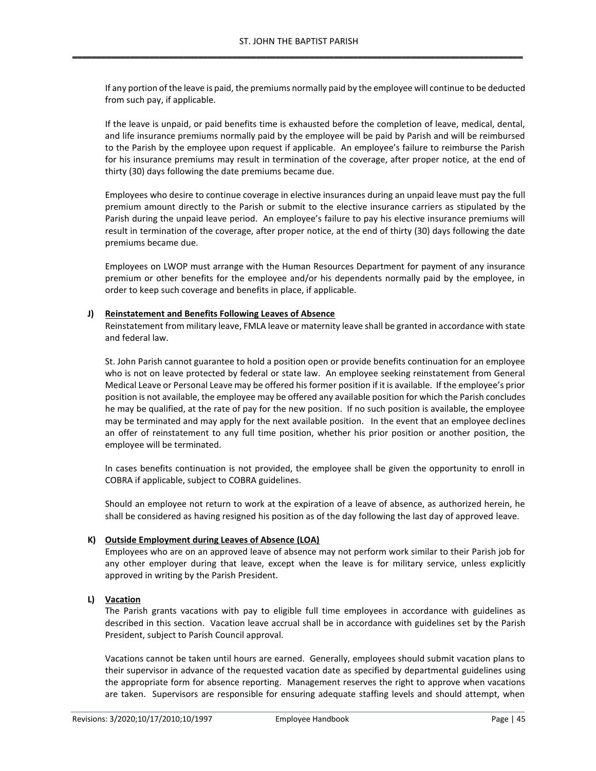If any portion of the leave is paid, the premiums normally paid by the employee will continue to be deducted from such pay, if applicable.

If the leave is unpaid, or paid benefits time is exhausted before the completion of leave, medical, dental, and life insurance premiums normally paid by the employee will be paid by Parish and will be reimbursed to the Parish by the employee upon request if applicable. An employee's failure to reimburse the Parish for his insurance premiums may result in termination of the coverage, after proper notice, at the end of thirty (30) days following the date premiums became due.

Employees who desire to continue coverage in elective insurances during an unpaid leave must pay the full premium amount directly to the Parish or submit to the elective insurance carriers as stipulated by the Parish during the unpaid leave period. An employee's failure to pay his elective insurance premiums will result in termination of the coverage, after proper notice, at the end of thirty (30) days following the date premiums became due.

Employees on LWOP must arrange with the Human Resources Department for payment of any insurance premium or other benefits for the employee and/or his dependents normally paid by the employee, in order to keep such coverage and benefits in place, if applicable.

**J) Reinstatement and Benefits Following Leaves of Absence**

Reinstatement from military leave, FMLA leave or maternity leave shall be granted in accordance with state and federal law.

St. John Parish cannot guarantee to hold a position open or provide benefits continuation for an employee who is not on leave protected by federal or state law. An employee seeking reinstatement from General Medical Leave or Personal Leave may be offered his former position if it is available. If the employee's prior position is not available, the employee may be offered any available position for which the Parish concludes he may be qualified, at the rate of pay for the new position. If no such position is available, the employee may be terminated and may apply for the next available position. In the event that an employee declines an offer of reinstatement to any full time position, whether his prior position or another position, the employee will be terminated.

In cases benefits continuation is not provided, the employee shall be given the opportunity to enroll in COBRA if applicable, subject to COBRA guidelines.

Should an employee not return to work at the expiration of a leave of absence, as authorized herein, he shall be considered as having resigned his position as of the day following the last day of approved leave.

**K) Outside Employment during Leaves of Absence (LOA)**

Employees who are on an approved leave of absence may not perform work similar to their Parish job for any other employer during that leave, except when the leave is for military service, unless explicitly approved in writing by the Parish President.

**L) Vacation**

The Parish grants vacations with pay to eligible full time employees in accordance with guidelines as described in this section. Vacation leave accrual shall be in accordance with guidelines set by the Parish President, subject to Parish Council approval.

Vacations cannot be taken until hours are earned. Generally, employees should submit vacation plans to their supervisor in advance of the requested vacation date as specified by departmental guidelines using the appropriate form for absence reporting. Management reserves the right to approve when vacations are taken. Supervisors are responsible for ensuring adequate staffing levels and should attempt, when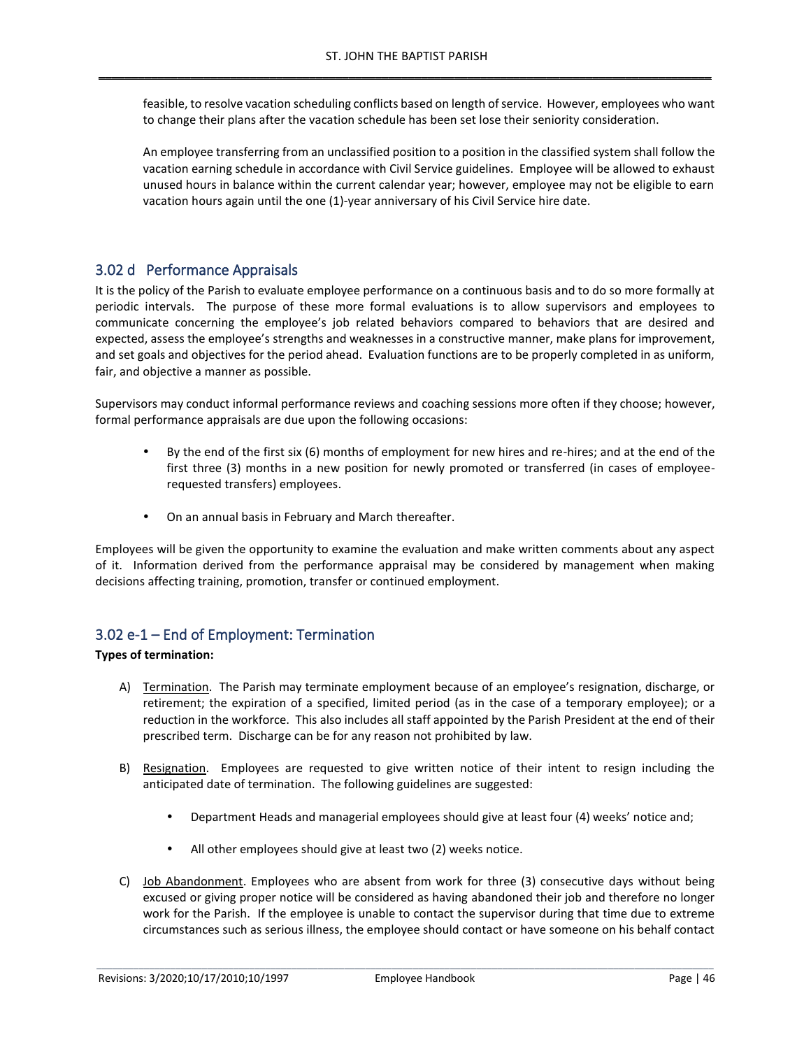feasible, to resolve vacation scheduling conflicts based on length of service. However, employees who want to change their plans after the vacation schedule has been set lose their seniority consideration.

An employee transferring from an unclassified position to a position in the classified system shall follow the vacation earning schedule in accordance with Civil Service guidelines. Employee will be allowed to exhaust unused hours in balance within the current calendar year; however, employee may not be eligible to earn vacation hours again until the one (1)-year anniversary of his Civil Service hire date.

## 3.02 d Performance Appraisals

It is the policy of the Parish to evaluate employee performance on a continuous basis and to do so more formally at periodic intervals. The purpose of these more formal evaluations is to allow supervisors and employees to communicate concerning the employee's job related behaviors compared to behaviors that are desired and expected, assess the employee's strengths and weaknesses in a constructive manner, make plans for improvement, and set goals and objectives for the period ahead. Evaluation functions are to be properly completed in as uniform, fair, and objective a manner as possible.

Supervisors may conduct informal performance reviews and coaching sessions more often if they choose; however, formal performance appraisals are due upon the following occasions:

- By the end of the first six (6) months of employment for new hires and re-hires; and at the end of the first three (3) months in a new position for newly promoted or transferred (in cases of employee-requested transfers) employees.
- On an annual basis in February and March thereafter.

Employees will be given the opportunity to examine the evaluation and make written comments about any aspect of it. Information derived from the performance appraisal may be considered by management when making decisions affecting training, promotion, transfer or continued employment.

## 3.02 e-1 – End of Employment: Termination

**Types of termination:**

A) Termination. The Parish may terminate employment because of an employee's resignation, discharge, or retirement; the expiration of a specified, limited period (as in the case of a temporary employee); or a reduction in the workforce. This also includes all staff appointed by the Parish President at the end of their prescribed term. Discharge can be for any reason not prohibited by law.

B) Resignation. Employees are requested to give written notice of their intent to resign including the anticipated date of termination. The following guidelines are suggested:

- Department Heads and managerial employees should give at least four (4) weeks' notice and;
- All other employees should give at least two (2) weeks notice.

C) Job Abandonment. Employees who are absent from work for three (3) consecutive days without being excused or giving proper notice will be considered as having abandoned their job and therefore no longer work for the Parish. If the employee is unable to contact the supervisor during that time due to extreme circumstances such as serious illness, the employee should contact or have someone on his behalf contact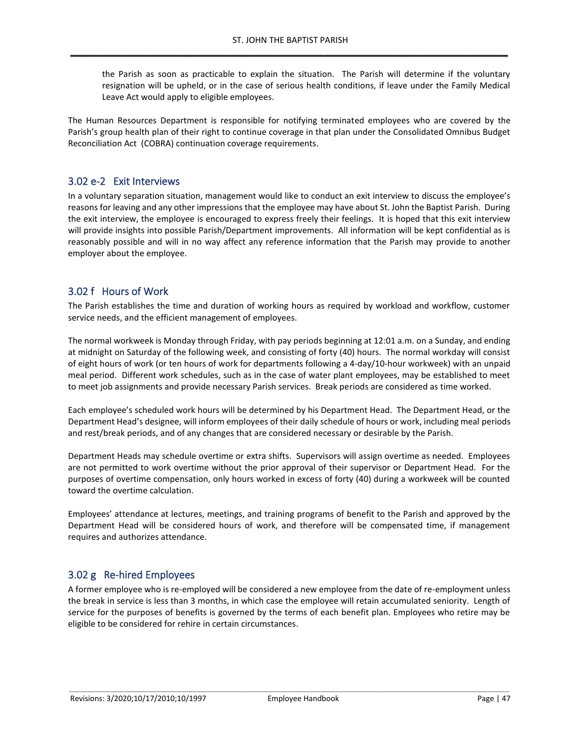the Parish as soon as practicable to explain the situation. The Parish will determine if the voluntary resignation will be upheld, or in the case of serious health conditions, if leave under the Family Medical Leave Act would apply to eligible employees.

The Human Resources Department is responsible for notifying terminated employees who are covered by the Parish's group health plan of their right to continue coverage in that plan under the Consolidated Omnibus Budget Reconciliation Act (COBRA) continuation coverage requirements.

## 3.02 e-2 Exit Interviews

In a voluntary separation situation, management would like to conduct an exit interview to discuss the employee's reasons for leaving and any other impressions that the employee may have about St. John the Baptist Parish. During the exit interview, the employee is encouraged to express freely their feelings. It is hoped that this exit interview will provide insights into possible Parish/Department improvements. All information will be kept confidential as is reasonably possible and will in no way affect any reference information that the Parish may provide to another employer about the employee.

## 3.02 f Hours of Work

The Parish establishes the time and duration of working hours as required by workload and workflow, customer service needs, and the efficient management of employees.

The normal workweek is Monday through Friday, with pay periods beginning at 12:01 a.m. on a Sunday, and ending at midnight on Saturday of the following week, and consisting of forty (40) hours. The normal workday will consist of eight hours of work (or ten hours of work for departments following a 4-day/10-hour workweek) with an unpaid meal period. Different work schedules, such as in the case of water plant employees, may be established to meet to meet job assignments and provide necessary Parish services. Break periods are considered as time worked.

Each employee's scheduled work hours will be determined by his Department Head. The Department Head, or the Department Head's designee, will inform employees of their daily schedule of hours or work, including meal periods and rest/break periods, and of any changes that are considered necessary or desirable by the Parish.

Department Heads may schedule overtime or extra shifts. Supervisors will assign overtime as needed. Employees are not permitted to work overtime without the prior approval of their supervisor or Department Head. For the purposes of overtime compensation, only hours worked in excess of forty (40) during a workweek will be counted toward the overtime calculation.

Employees' attendance at lectures, meetings, and training programs of benefit to the Parish and approved by the Department Head will be considered hours of work, and therefore will be compensated time, if management requires and authorizes attendance.

## 3.02 g Re-hired Employees

A former employee who is re-employed will be considered a new employee from the date of re-employment unless the break in service is less than 3 months, in which case the employee will retain accumulated seniority. Length of service for the purposes of benefits is governed by the terms of each benefit plan. Employees who retire may be eligible to be considered for rehire in certain circumstances.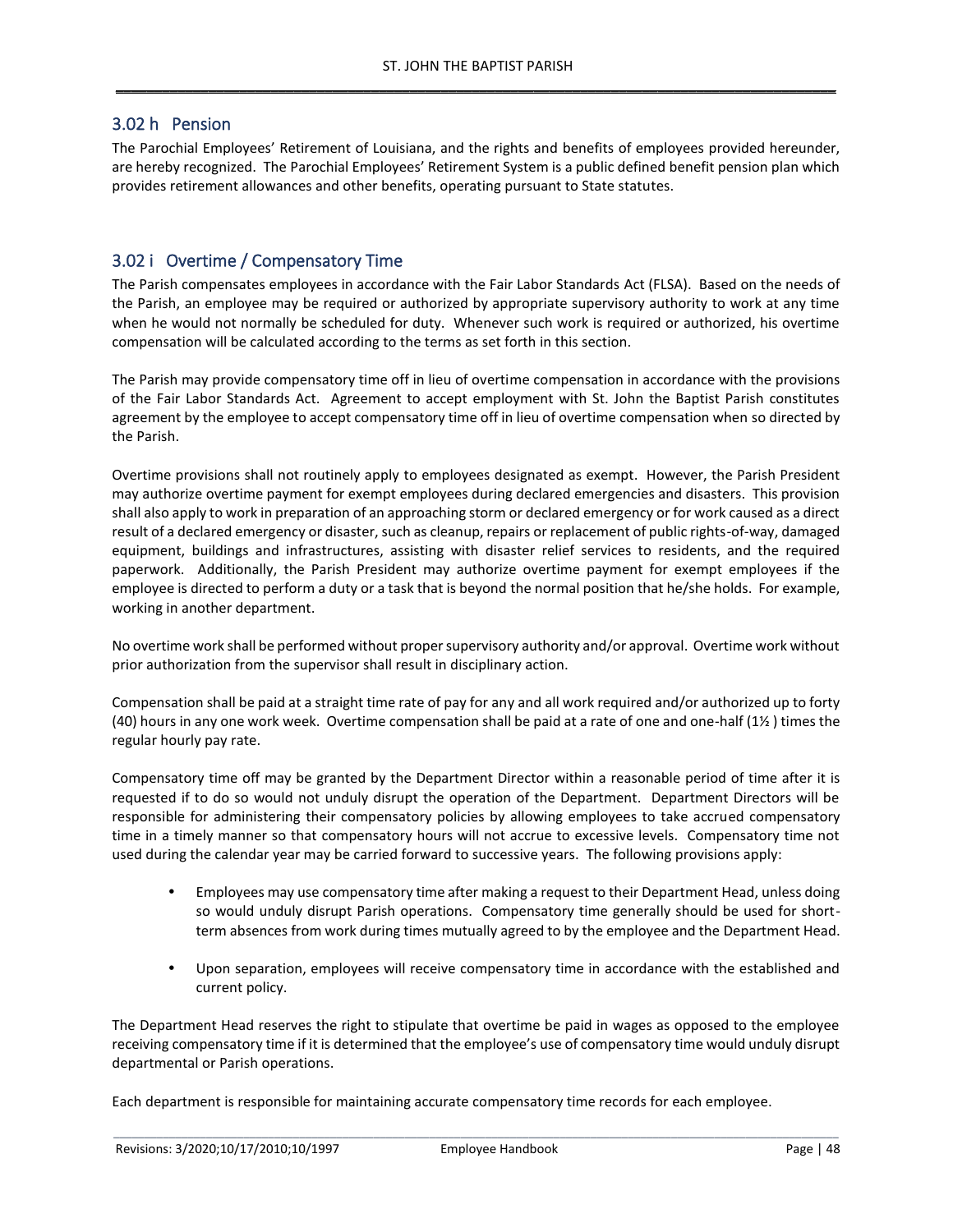## 3.02 h Pension

The Parochial Employees' Retirement of Louisiana, and the rights and benefits of employees provided hereunder, are hereby recognized. The Parochial Employees' Retirement System is a public defined benefit pension plan which provides retirement allowances and other benefits, operating pursuant to State statutes.

## 3.02 i Overtime / Compensatory Time

The Parish compensates employees in accordance with the Fair Labor Standards Act (FLSA). Based on the needs of the Parish, an employee may be required or authorized by appropriate supervisory authority to work at any time when he would not normally be scheduled for duty. Whenever such work is required or authorized, his overtime compensation will be calculated according to the terms as set forth in this section.

The Parish may provide compensatory time off in lieu of overtime compensation in accordance with the provisions of the Fair Labor Standards Act. Agreement to accept employment with St. John the Baptist Parish constitutes agreement by the employee to accept compensatory time off in lieu of overtime compensation when so directed by the Parish.

Overtime provisions shall not routinely apply to employees designated as exempt. However, the Parish President may authorize overtime payment for exempt employees during declared emergencies and disasters. This provision shall also apply to work in preparation of an approaching storm or declared emergency or for work caused as a direct result of a declared emergency or disaster, such as cleanup, repairs or replacement of public rights-of-way, damaged equipment, buildings and infrastructures, assisting with disaster relief services to residents, and the required paperwork. Additionally, the Parish President may authorize overtime payment for exempt employees if the employee is directed to perform a duty or a task that is beyond the normal position that he/she holds. For example, working in another department.

No overtime work shall be performed without proper supervisory authority and/or approval. Overtime work without prior authorization from the supervisor shall result in disciplinary action.

Compensation shall be paid at a straight time rate of pay for any and all work required and/or authorized up to forty (40) hours in any one work week. Overtime compensation shall be paid at a rate of one and one-half (1½ ) times the regular hourly pay rate.

Compensatory time off may be granted by the Department Director within a reasonable period of time after it is requested if to do so would not unduly disrupt the operation of the Department. Department Directors will be responsible for administering their compensatory policies by allowing employees to take accrued compensatory time in a timely manner so that compensatory hours will not accrue to excessive levels. Compensatory time not used during the calendar year may be carried forward to successive years. The following provisions apply:

- Employees may use compensatory time after making a request to their Department Head, unless doing so would unduly disrupt Parish operations. Compensatory time generally should be used for short-term absences from work during times mutually agreed to by the employee and the Department Head.
- Upon separation, employees will receive compensatory time in accordance with the established and current policy.

The Department Head reserves the right to stipulate that overtime be paid in wages as opposed to the employee receiving compensatory time if it is determined that the employee's use of compensatory time would unduly disrupt departmental or Parish operations.

Each department is responsible for maintaining accurate compensatory time records for each employee.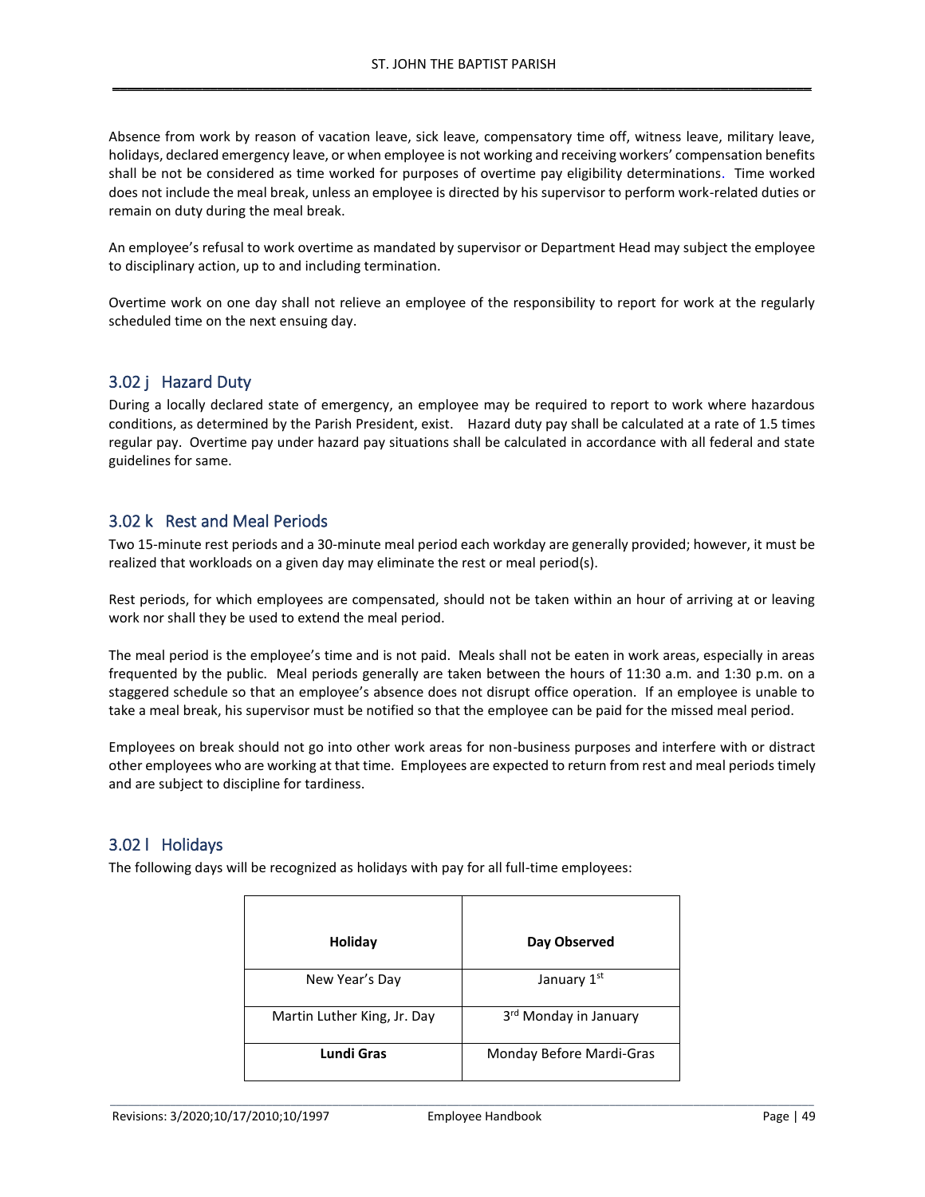Absence from work by reason of vacation leave, sick leave, compensatory time off, witness leave, military leave, holidays, declared emergency leave, or when employee is not working and receiving workers' compensation benefits shall be not be considered as time worked for purposes of overtime pay eligibility determinations. Time worked does not include the meal break, unless an employee is directed by his supervisor to perform work-related duties or remain on duty during the meal break.

An employee's refusal to work overtime as mandated by supervisor or Department Head may subject the employee to disciplinary action, up to and including termination.

Overtime work on one day shall not relieve an employee of the responsibility to report for work at the regularly scheduled time on the next ensuing day.

## 3.02 j Hazard Duty

During a locally declared state of emergency, an employee may be required to report to work where hazardous conditions, as determined by the Parish President, exist. Hazard duty pay shall be calculated at a rate of 1.5 times regular pay. Overtime pay under hazard pay situations shall be calculated in accordance with all federal and state guidelines for same.

## 3.02 k Rest and Meal Periods

Two 15-minute rest periods and a 30-minute meal period each workday are generally provided; however, it must be realized that workloads on a given day may eliminate the rest or meal period(s).

Rest periods, for which employees are compensated, should not be taken within an hour of arriving at or leaving work nor shall they be used to extend the meal period.

The meal period is the employee's time and is not paid. Meals shall not be eaten in work areas, especially in areas frequented by the public. Meal periods generally are taken between the hours of 11:30 a.m. and 1:30 p.m. on a staggered schedule so that an employee's absence does not disrupt office operation. If an employee is unable to take a meal break, his supervisor must be notified so that the employee can be paid for the missed meal period.

Employees on break should not go into other work areas for non-business purposes and interfere with or distract other employees who are working at that time. Employees are expected to return from rest and meal periods timely and are subject to discipline for tardiness.

## 3.02 l Holidays

The following days will be recognized as holidays with pay for all full-time employees:

| Holiday | Day Observed |
|---|---|
| New Year's Day | January 1st |
| Martin Luther King, Jr. Day | 3rd Monday in January |
| **Lundi Gras** | Monday Before Mardi-Gras |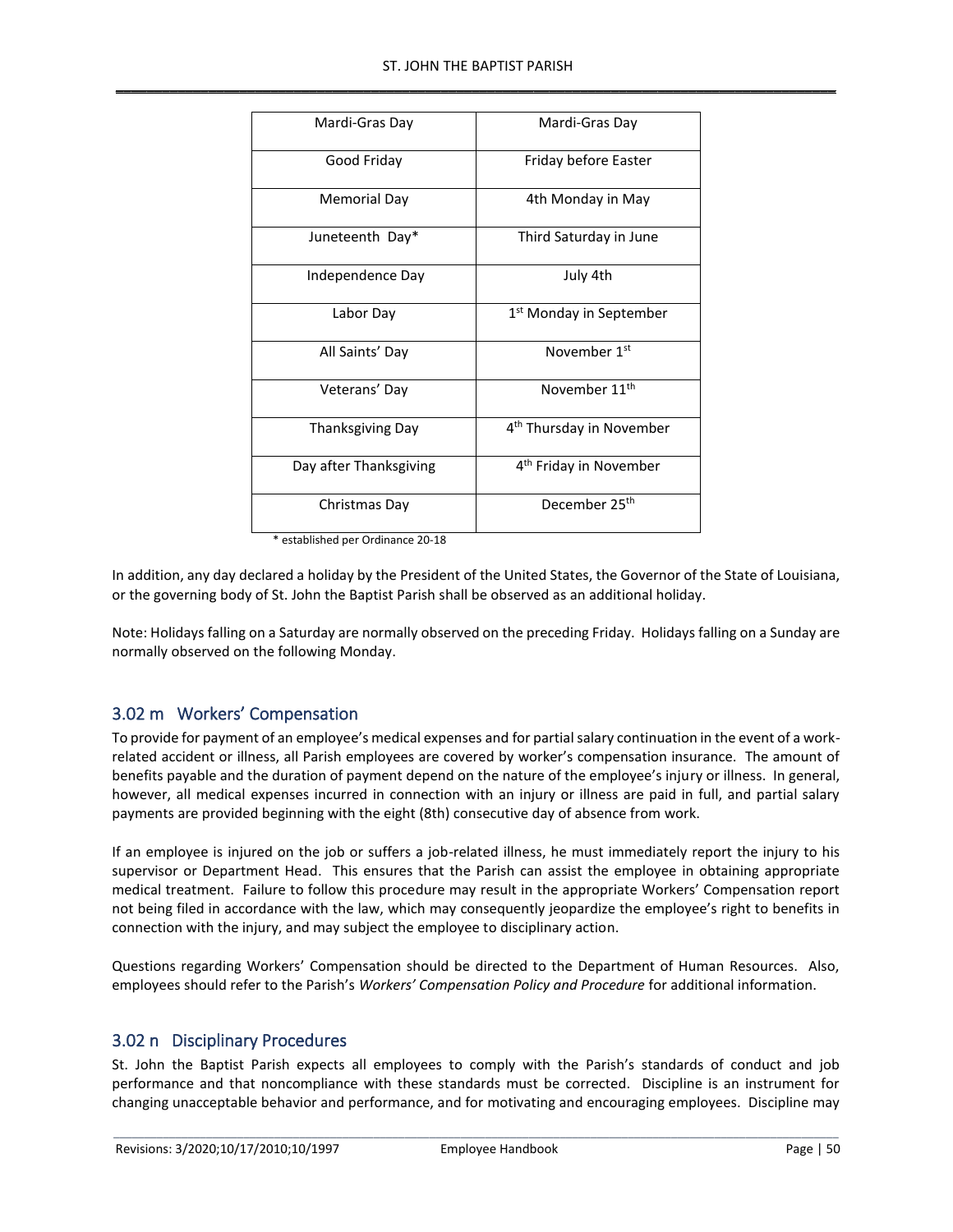| Mardi-Gras Day | Mardi-Gras Day |
|---|---|
| Good Friday | Friday before Easter |
| Memorial Day | 4th Monday in May |
| Juneteenth Day* | Third Saturday in June |
| Independence Day | July 4th |
| Labor Day | 1st Monday in September |
| All Saints' Day | November 1st |
| Veterans' Day | November 11th |
| Thanksgiving Day | 4th Thursday in November |
| Day after Thanksgiving | 4th Friday in November |
| Christmas Day | December 25th |

\* established per Ordinance 20-18

In addition, any day declared a holiday by the President of the United States, the Governor of the State of Louisiana, or the governing body of St. John the Baptist Parish shall be observed as an additional holiday.

Note: Holidays falling on a Saturday are normally observed on the preceding Friday. Holidays falling on a Sunday are normally observed on the following Monday.

## 3.02 m Workers' Compensation

To provide for payment of an employee's medical expenses and for partial salary continuation in the event of a work-related accident or illness, all Parish employees are covered by worker's compensation insurance. The amount of benefits payable and the duration of payment depend on the nature of the employee's injury or illness. In general, however, all medical expenses incurred in connection with an injury or illness are paid in full, and partial salary payments are provided beginning with the eight (8th) consecutive day of absence from work.

If an employee is injured on the job or suffers a job-related illness, he must immediately report the injury to his supervisor or Department Head. This ensures that the Parish can assist the employee in obtaining appropriate medical treatment. Failure to follow this procedure may result in the appropriate Workers' Compensation report not being filed in accordance with the law, which may consequently jeopardize the employee's right to benefits in connection with the injury, and may subject the employee to disciplinary action.

Questions regarding Workers' Compensation should be directed to the Department of Human Resources. Also, employees should refer to the Parish's *Workers' Compensation Policy and Procedure* for additional information.

## 3.02 n Disciplinary Procedures

St. John the Baptist Parish expects all employees to comply with the Parish's standards of conduct and job performance and that noncompliance with these standards must be corrected. Discipline is an instrument for changing unacceptable behavior and performance, and for motivating and encouraging employees. Discipline may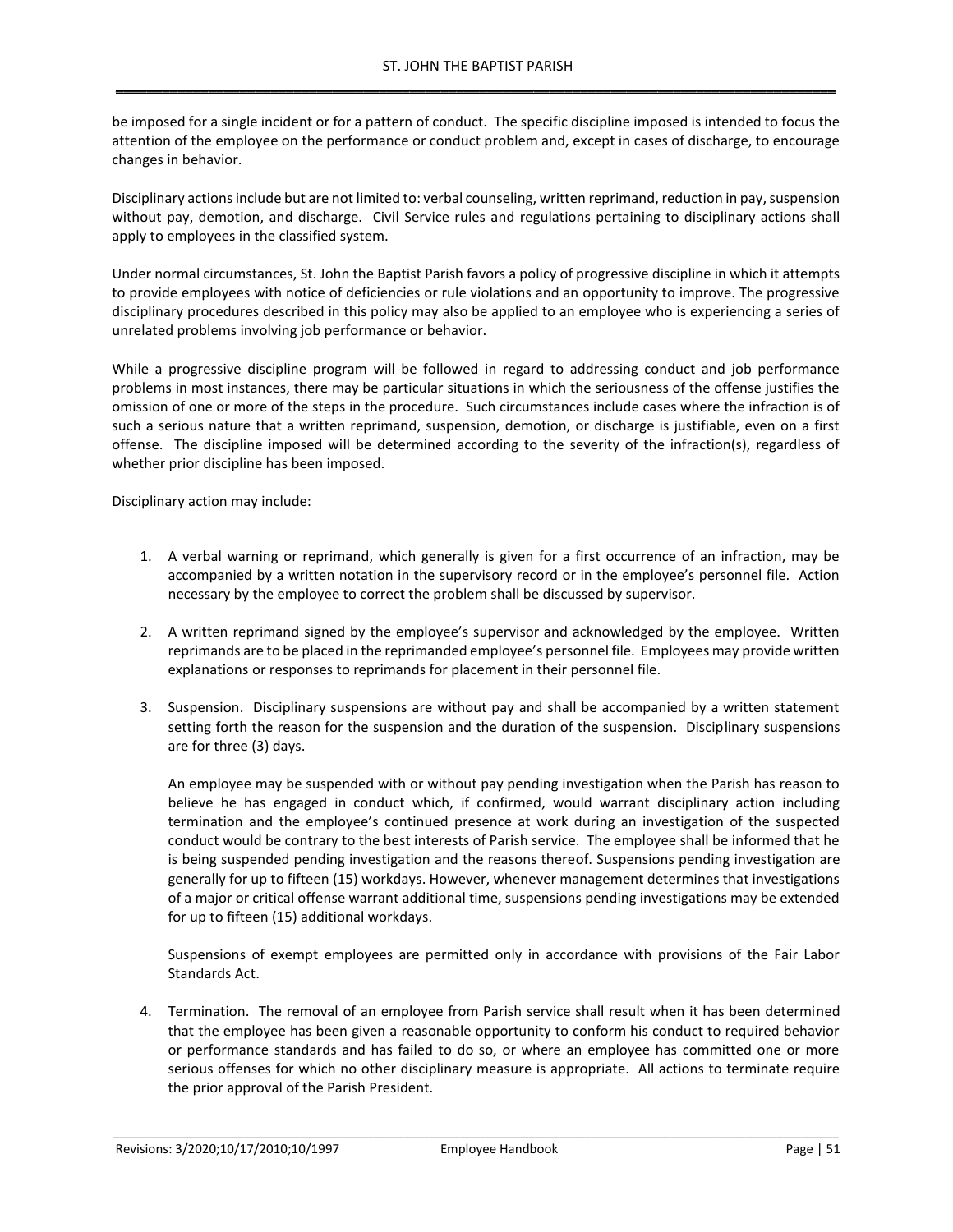be imposed for a single incident or for a pattern of conduct. The specific discipline imposed is intended to focus the attention of the employee on the performance or conduct problem and, except in cases of discharge, to encourage changes in behavior.

Disciplinary actions include but are not limited to: verbal counseling, written reprimand, reduction in pay, suspension without pay, demotion, and discharge. Civil Service rules and regulations pertaining to disciplinary actions shall apply to employees in the classified system.

Under normal circumstances, St. John the Baptist Parish favors a policy of progressive discipline in which it attempts to provide employees with notice of deficiencies or rule violations and an opportunity to improve. The progressive disciplinary procedures described in this policy may also be applied to an employee who is experiencing a series of unrelated problems involving job performance or behavior.

While a progressive discipline program will be followed in regard to addressing conduct and job performance problems in most instances, there may be particular situations in which the seriousness of the offense justifies the omission of one or more of the steps in the procedure. Such circumstances include cases where the infraction is of such a serious nature that a written reprimand, suspension, demotion, or discharge is justifiable, even on a first offense. The discipline imposed will be determined according to the severity of the infraction(s), regardless of whether prior discipline has been imposed.

Disciplinary action may include:

1. A verbal warning or reprimand, which generally is given for a first occurrence of an infraction, may be accompanied by a written notation in the supervisory record or in the employee's personnel file. Action necessary by the employee to correct the problem shall be discussed by supervisor.

2. A written reprimand signed by the employee's supervisor and acknowledged by the employee. Written reprimands are to be placed in the reprimanded employee's personnel file. Employees may provide written explanations or responses to reprimands for placement in their personnel file.

3. Suspension. Disciplinary suspensions are without pay and shall be accompanied by a written statement setting forth the reason for the suspension and the duration of the suspension. Disciplinary suspensions are for three (3) days.

   An employee may be suspended with or without pay pending investigation when the Parish has reason to believe he has engaged in conduct which, if confirmed, would warrant disciplinary action including termination and the employee's continued presence at work during an investigation of the suspected conduct would be contrary to the best interests of Parish service. The employee shall be informed that he is being suspended pending investigation and the reasons thereof. Suspensions pending investigation are generally for up to fifteen (15) workdays. However, whenever management determines that investigations of a major or critical offense warrant additional time, suspensions pending investigations may be extended for up to fifteen (15) additional workdays.

   Suspensions of exempt employees are permitted only in accordance with provisions of the Fair Labor Standards Act.

4. Termination. The removal of an employee from Parish service shall result when it has been determined that the employee has been given a reasonable opportunity to conform his conduct to required behavior or performance standards and has failed to do so, or where an employee has committed one or more serious offenses for which no other disciplinary measure is appropriate. All actions to terminate require the prior approval of the Parish President.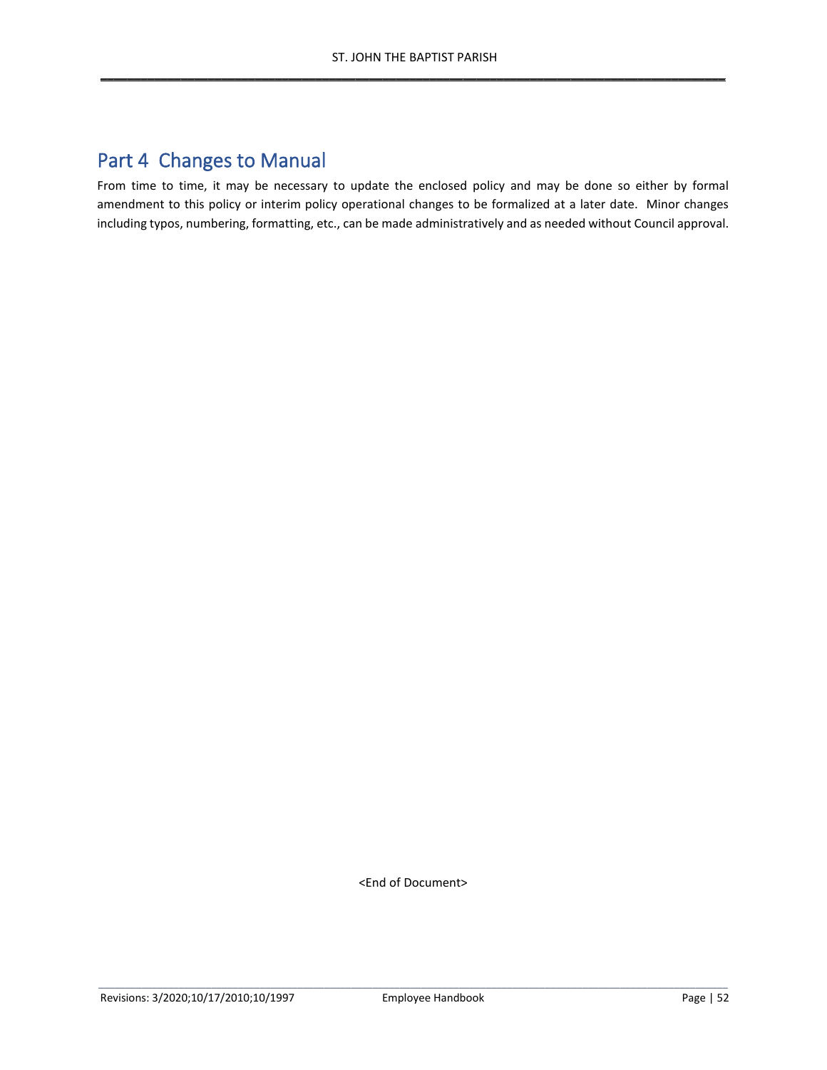## Part 4 Changes to Manual

From time to time, it may be necessary to update the enclosed policy and may be done so either by formal amendment to this policy or interim policy operational changes to be formalized at a later date. Minor changes including typos, numbering, formatting, etc., can be made administratively and as needed without Council approval.

<End of Document>